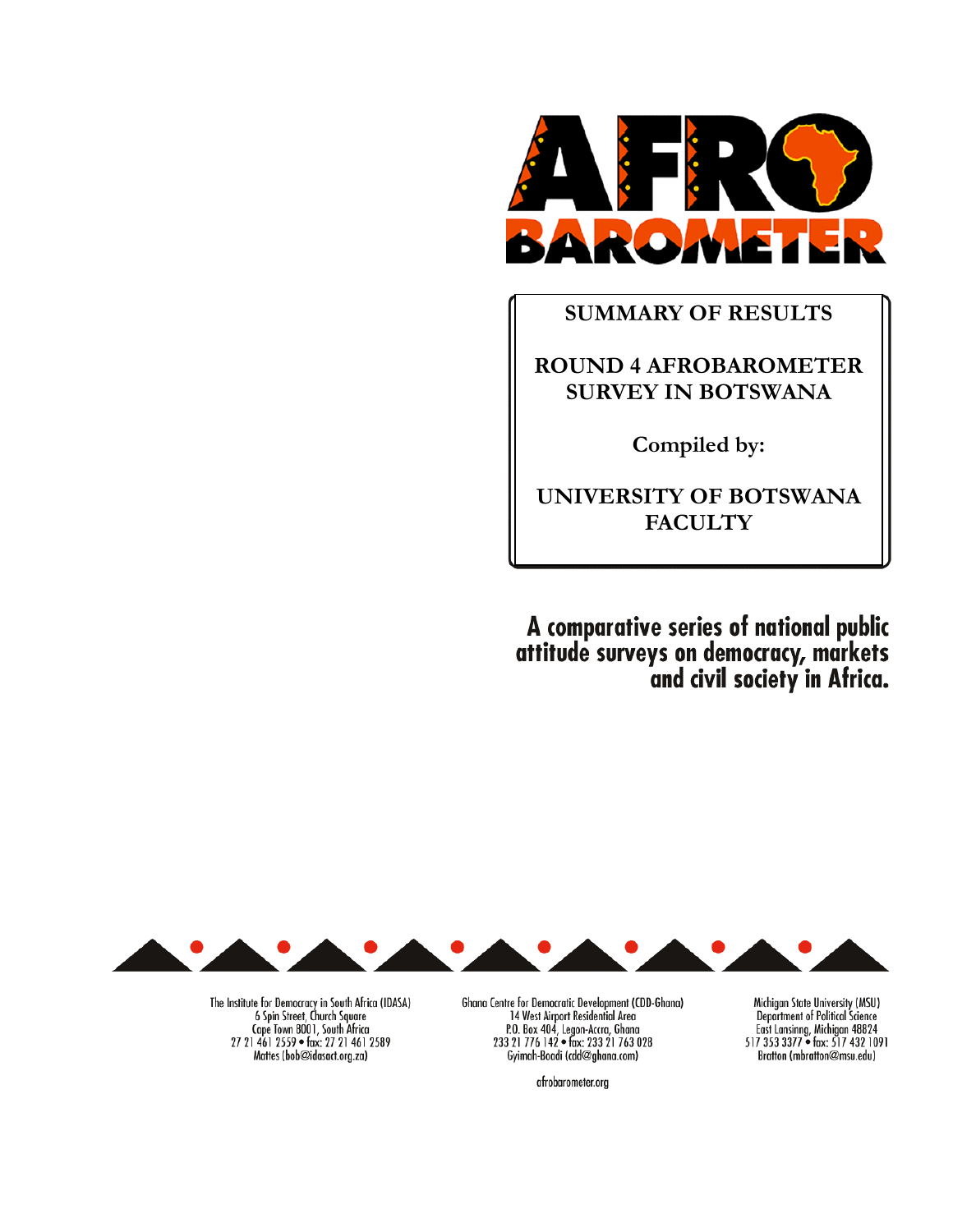# AFRO BAROMETER

**SUMMARY OF RESULTS**

**ROUND 4 AFROBAROMETER SURVEY IN BOTSWANA**

**Compiled by:**

**UNIVERSITY OF BOTSWANA FACULTY**

**A comparative series of national public attitude surveys on democracy, markets and civil society in Africa.**

The Institute for Democracy in South Africa (IDASA)
6 Spin Street, Church Square
Cape Town 8001, South Africa
27 21 461 2559 • fax: 27 21 461 2589
Mattes (bob@idasact.org.za)

Ghana Centre for Democratic Development (CDD-Ghana)
14 West Airport Residential Area
P.O. Box 404, Legon-Accra, Ghana
233 21 776 142 • fax: 233 21 763 028
Gyimah-Boadi (cdd@ghana.com)

Michigan State University (MSU)
Department of Political Science
East Lansinng, Michigan 48824
517 353 3377 • fax: 517 432 1091
Bratton (mbratton@msu.edu)

afrobarometer.org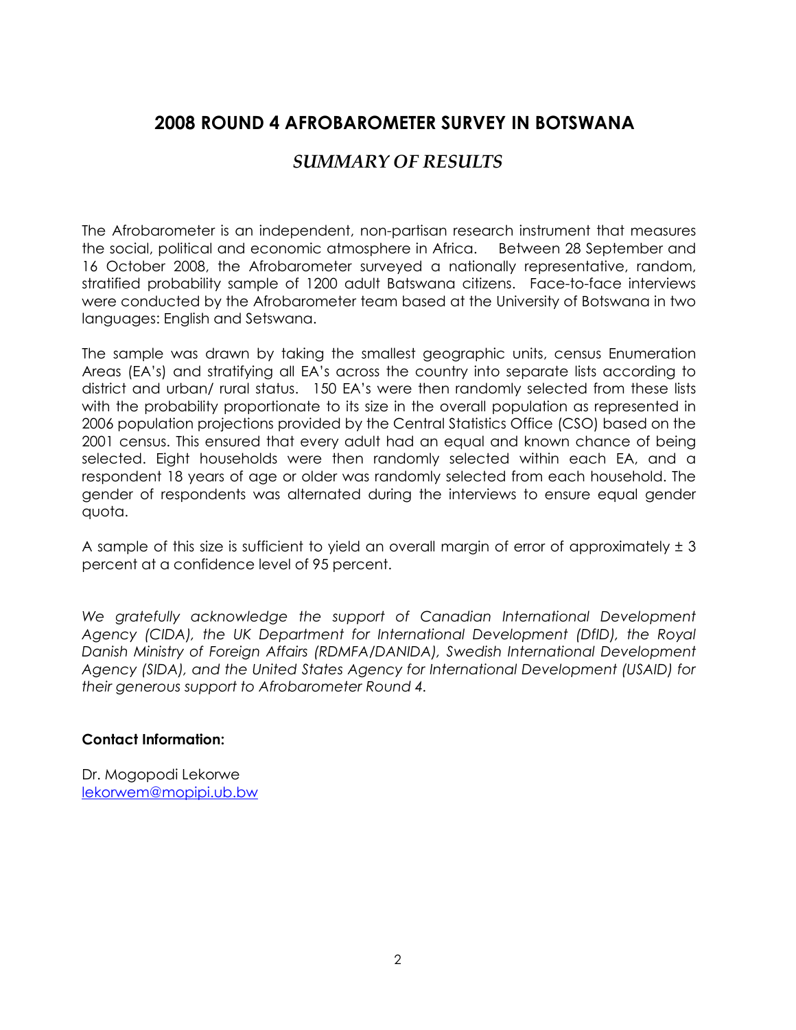# 2008 ROUND 4 AFROBAROMETER SURVEY IN BOTSWANA

## *SUMMARY OF RESULTS*

The Afrobarometer is an independent, non-partisan research instrument that measures the social, political and economic atmosphere in Africa. Between 28 September and 16 October 2008, the Afrobarometer surveyed a nationally representative, random, stratified probability sample of 1200 adult Batswana citizens. Face-to-face interviews were conducted by the Afrobarometer team based at the University of Botswana in two languages: English and Setswana.

The sample was drawn by taking the smallest geographic units, census Enumeration Areas (EA's) and stratifying all EA's across the country into separate lists according to district and urban/ rural status. 150 EA's were then randomly selected from these lists with the probability proportionate to its size in the overall population as represented in 2006 population projections provided by the Central Statistics Office (CSO) based on the 2001 census. This ensured that every adult had an equal and known chance of being selected. Eight households were then randomly selected within each EA, and a respondent 18 years of age or older was randomly selected from each household. The gender of respondents was alternated during the interviews to ensure equal gender quota.

A sample of this size is sufficient to yield an overall margin of error of approximately ± 3 percent at a confidence level of 95 percent.

*We gratefully acknowledge the support of Canadian International Development Agency (CIDA), the UK Department for International Development (DfID), the Royal Danish Ministry of Foreign Affairs (RDMFA/DANIDA), Swedish International Development Agency (SIDA), and the United States Agency for International Development (USAID) for their generous support to Afrobarometer Round 4.*

**Contact Information:**

Dr. Mogopodi Lekorwe
lekorwem@mopipi.ub.bw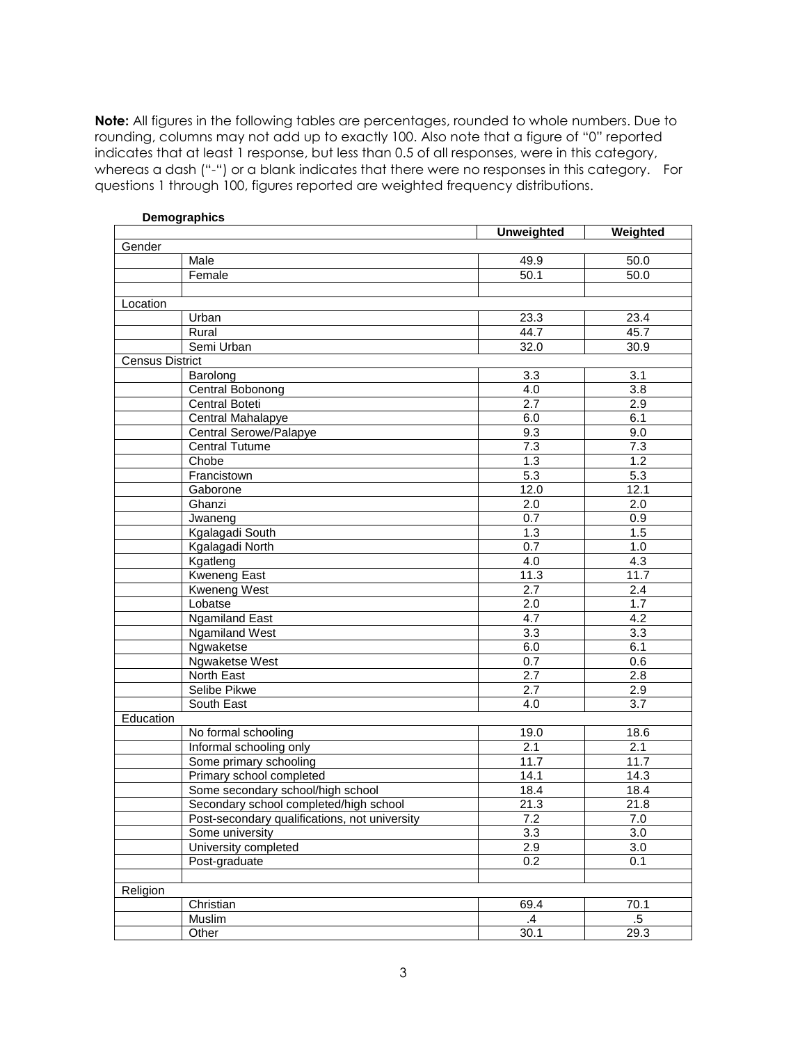**Note:** All figures in the following tables are percentages, rounded to whole numbers. Due to rounding, columns may not add up to exactly 100. Also note that a figure of "0" reported indicates that at least 1 response, but less than 0.5 of all responses, were in this category, whereas a dash ("-") or a blank indicates that there were no responses in this category. For questions 1 through 100, figures reported are weighted frequency distributions.

**Demographics**

| | | Unweighted | Weighted |
|---|---|---|---|
| Gender | | | |
| | Male | 49.9 | 50.0 |
| | Female | 50.1 | 50.0 |
| | | | |
| Location | | | |
| | Urban | 23.3 | 23.4 |
| | Rural | 44.7 | 45.7 |
| | Semi Urban | 32.0 | 30.9 |
| Census District | | | |
| | Barolong | 3.3 | 3.1 |
| | Central Bobonong | 4.0 | 3.8 |
| | Central Boteti | 2.7 | 2.9 |
| | Central Mahalapye | 6.0 | 6.1 |
| | Central Serowe/Palapye | 9.3 | 9.0 |
| | Central Tutume | 7.3 | 7.3 |
| | Chobe | 1.3 | 1.2 |
| | Francistown | 5.3 | 5.3 |
| | Gaborone | 12.0 | 12.1 |
| | Ghanzi | 2.0 | 2.0 |
| | Jwaneng | 0.7 | 0.9 |
| | Kgalagadi South | 1.3 | 1.5 |
| | Kgalagadi North | 0.7 | 1.0 |
| | Kgatleng | 4.0 | 4.3 |
| | Kweneng East | 11.3 | 11.7 |
| | Kweneng West | 2.7 | 2.4 |
| | Lobatse | 2.0 | 1.7 |
| | Ngamiland East | 4.7 | 4.2 |
| | Ngamiland West | 3.3 | 3.3 |
| | Ngwaketse | 6.0 | 6.1 |
| | Ngwaketse West | 0.7 | 0.6 |
| | North East | 2.7 | 2.8 |
| | Selibe Pikwe | 2.7 | 2.9 |
| | South East | 4.0 | 3.7 |
| Education | | | |
| | No formal schooling | 19.0 | 18.6 |
| | Informal schooling only | 2.1 | 2.1 |
| | Some primary schooling | 11.7 | 11.7 |
| | Primary school completed | 14.1 | 14.3 |
| | Some secondary school/high school | 18.4 | 18.4 |
| | Secondary school completed/high school | 21.3 | 21.8 |
| | Post-secondary qualifications, not university | 7.2 | 7.0 |
| | Some university | 3.3 | 3.0 |
| | University completed | 2.9 | 3.0 |
| | Post-graduate | 0.2 | 0.1 |
| | | | |
| Religion | | | |
| | Christian | 69.4 | 70.1 |
| | Muslim | .4 | .5 |
| | Other | 30.1 | 29.3 |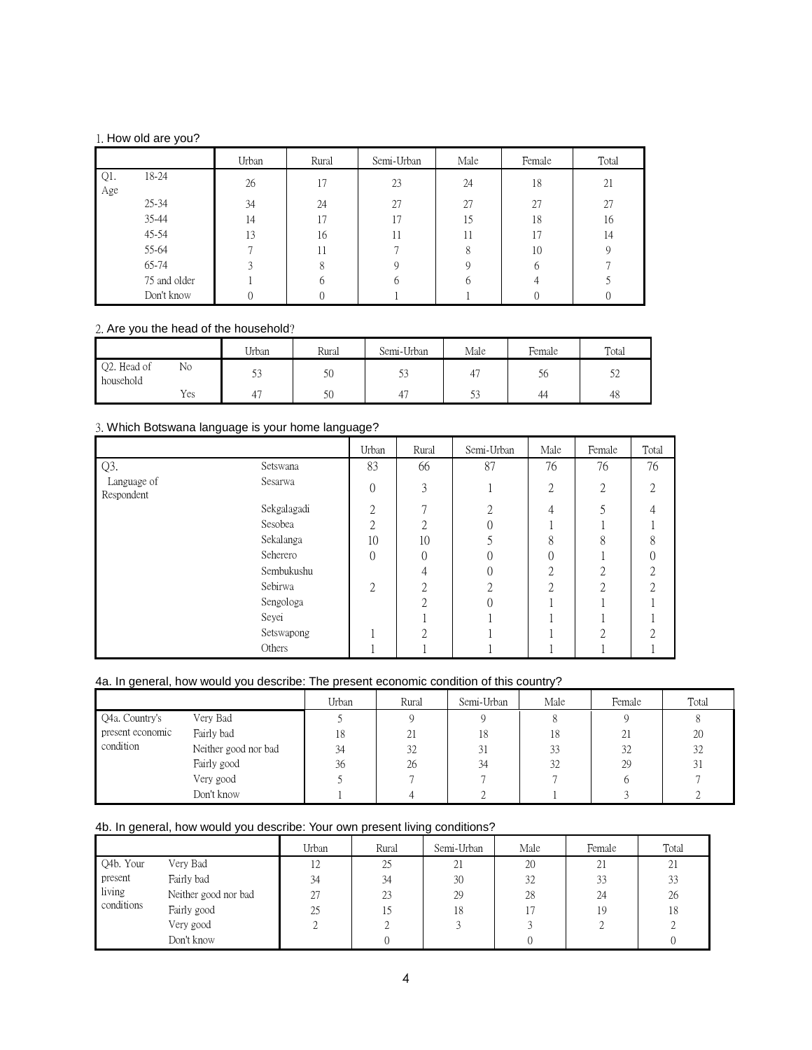1. How old are you?

| | | Urban | Rural | Semi-Urban | Male | Female | Total |
|---|---|---|---|---|---|---|---|
| Q1. Age | 18-24 | 26 | 17 | 23 | 24 | 18 | 21 |
| | 25-34 | 34 | 24 | 27 | 27 | 27 | 27 |
| | 35-44 | 14 | 17 | 17 | 15 | 18 | 16 |
| | 45-54 | 13 | 16 | 11 | 11 | 17 | 14 |
| | 55-64 | 7 | 11 | 7 | 8 | 10 | 9 |
| | 65-74 | 3 | 8 | 9 | 9 | 6 | 7 |
| | 75 and older | 1 | 6 | 6 | 6 | 4 | 5 |
| | Don't know | 0 | 0 | 1 | 1 | 0 | 0 |

2. Are you the head of the household?

| | | Urban | Rural | Semi-Urban | Male | Female | Total |
|---|---|---|---|---|---|---|---|
| Q2. Head of household | No | 53 | 50 | 53 | 47 | 56 | 52 |
| | Yes | 47 | 50 | 47 | 53 | 44 | 48 |

3. Which Botswana language is your home language?

| | | Urban | Rural | Semi-Urban | Male | Female | Total |
|---|---|---|---|---|---|---|---|
| Q3. Language of Respondent | Setswana | 83 | 66 | 87 | 76 | 76 | 76 |
| | Sesarwa | 0 | 3 | 1 | 2 | 2 | 2 |
| | Sekgalagadi | 2 | 7 | 2 | 4 | 5 | 4 |
| | Sesobea | 2 | 2 | 0 | 1 | 1 | 1 |
| | Sekalanga | 10 | 10 | 5 | 8 | 8 | 8 |
| | Seherero | 0 | 0 | 0 | 0 | 1 | 0 |
| | Sembukushu | | 4 | 0 | 2 | 2 | 2 |
| | Sebirwa | 2 | 2 | 2 | 2 | 2 | 2 |
| | Sengologa | | 2 | 0 | 1 | 1 | 1 |
| | Seyei | | 1 | 1 | 1 | 1 | 1 |
| | Setswapong | 1 | 2 | 1 | 1 | 2 | 2 |
| | Others | 1 | 1 | 1 | 1 | 1 | 1 |

4a. In general, how would you describe: The present economic condition of this country?

| | | Urban | Rural | Semi-Urban | Male | Female | Total |
|---|---|---|---|---|---|---|---|
| Q4a. Country's present economic condition | Very Bad | 5 | 9 | 9 | 8 | 9 | 8 |
| | Fairly bad | 18 | 21 | 18 | 18 | 21 | 20 |
| | Neither good nor bad | 34 | 32 | 31 | 33 | 32 | 32 |
| | Fairly good | 36 | 26 | 34 | 32 | 29 | 31 |
| | Very good | 5 | 7 | 7 | 7 | 6 | 7 |
| | Don't know | 1 | 4 | 2 | 1 | 3 | 2 |

4b. In general, how would you describe: Your own present living conditions?

| | | Urban | Rural | Semi-Urban | Male | Female | Total |
|---|---|---|---|---|---|---|---|
| Q4b. Your present living conditions | Very Bad | 12 | 25 | 21 | 20 | 21 | 21 |
| | Fairly bad | 34 | 34 | 30 | 32 | 33 | 33 |
| | Neither good nor bad | 27 | 23 | 29 | 28 | 24 | 26 |
| | Fairly good | 25 | 15 | 18 | 17 | 19 | 18 |
| | Very good | 2 | 2 | 3 | 3 | 2 | 2 |
| | Don't know | | 0 | | 0 | | 0 |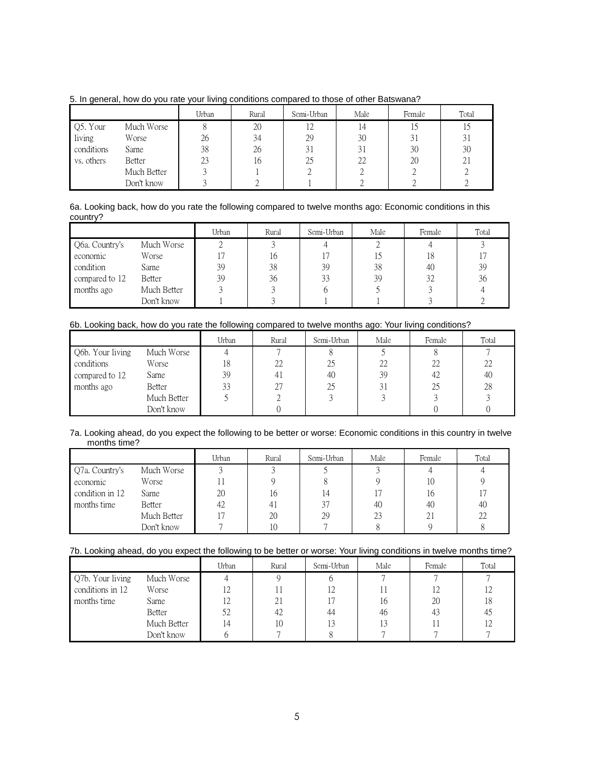5. In general, how do you rate your living conditions compared to those of other Batswana?

| | | Urban | Rural | Semi-Urban | Male | Female | Total |
|---|---|---|---|---|---|---|---|
| Q5. Your living conditions vs. others | Much Worse | 8 | 20 | 12 | 14 | 15 | 15 |
| | Worse | 26 | 34 | 29 | 30 | 31 | 31 |
| | Same | 38 | 26 | 31 | 31 | 30 | 30 |
| | Better | 23 | 16 | 25 | 22 | 20 | 21 |
| | Much Better | 3 | 1 | 2 | 2 | 2 | 2 |
| | Don't know | 3 | 2 | 1 | 2 | 2 | 2 |

6a. Looking back, how do you rate the following compared to twelve months ago: Economic conditions in this country?

| | | Urban | Rural | Semi-Urban | Male | Female | Total |
|---|---|---|---|---|---|---|---|
| Q6a. Country's economic condition compared to 12 months ago | Much Worse | 2 | 3 | 4 | 2 | 4 | 3 |
| | Worse | 17 | 16 | 17 | 15 | 18 | 17 |
| | Same | 39 | 38 | 39 | 38 | 40 | 39 |
| | Better | 39 | 36 | 33 | 39 | 32 | 36 |
| | Much Better | 3 | 3 | 6 | 5 | 3 | 4 |
| | Don't know | 1 | 3 | 1 | 1 | 3 | 2 |

6b. Looking back, how do you rate the following compared to twelve months ago: Your living conditions?

| | | Urban | Rural | Semi-Urban | Male | Female | Total |
|---|---|---|---|---|---|---|---|
| Q6b. Your living conditions compared to 12 months ago | Much Worse | 4 | 7 | 8 | 5 | 8 | 7 |
| | Worse | 18 | 22 | 25 | 22 | 22 | 22 |
| | Same | 39 | 41 | 40 | 39 | 42 | 40 |
| | Better | 33 | 27 | 25 | 31 | 25 | 28 |
| | Much Better | 5 | 2 | 3 | 3 | 3 | 3 |
| | Don't know | | 0 | | | 0 | 0 |

7a. Looking ahead, do you expect the following to be better or worse: Economic conditions in this country in twelve months time?

| | | Urban | Rural | Semi-Urban | Male | Female | Total |
|---|---|---|---|---|---|---|---|
| Q7a. Country's economic condition in 12 months time | Much Worse | 3 | 3 | 5 | 3 | 4 | 4 |
| | Worse | 11 | 9 | 8 | 9 | 10 | 9 |
| | Same | 20 | 16 | 14 | 17 | 16 | 17 |
| | Better | 42 | 41 | 37 | 40 | 40 | 40 |
| | Much Better | 17 | 20 | 29 | 23 | 21 | 22 |
| | Don't know | 7 | 10 | 7 | 8 | 9 | 8 |

7b. Looking ahead, do you expect the following to be better or worse: Your living conditions in twelve months time?

| | | Urban | Rural | Semi-Urban | Male | Female | Total |
|---|---|---|---|---|---|---|---|
| Q7b. Your living conditions in 12 months time | Much Worse | 4 | 9 | 6 | 7 | 7 | 7 |
| | Worse | 12 | 11 | 12 | 11 | 12 | 12 |
| | Same | 12 | 21 | 17 | 16 | 20 | 18 |
| | Better | 52 | 42 | 44 | 46 | 43 | 45 |
| | Much Better | 14 | 10 | 13 | 13 | 11 | 12 |
| | Don't know | 6 | 7 | 8 | 7 | 7 | 7 |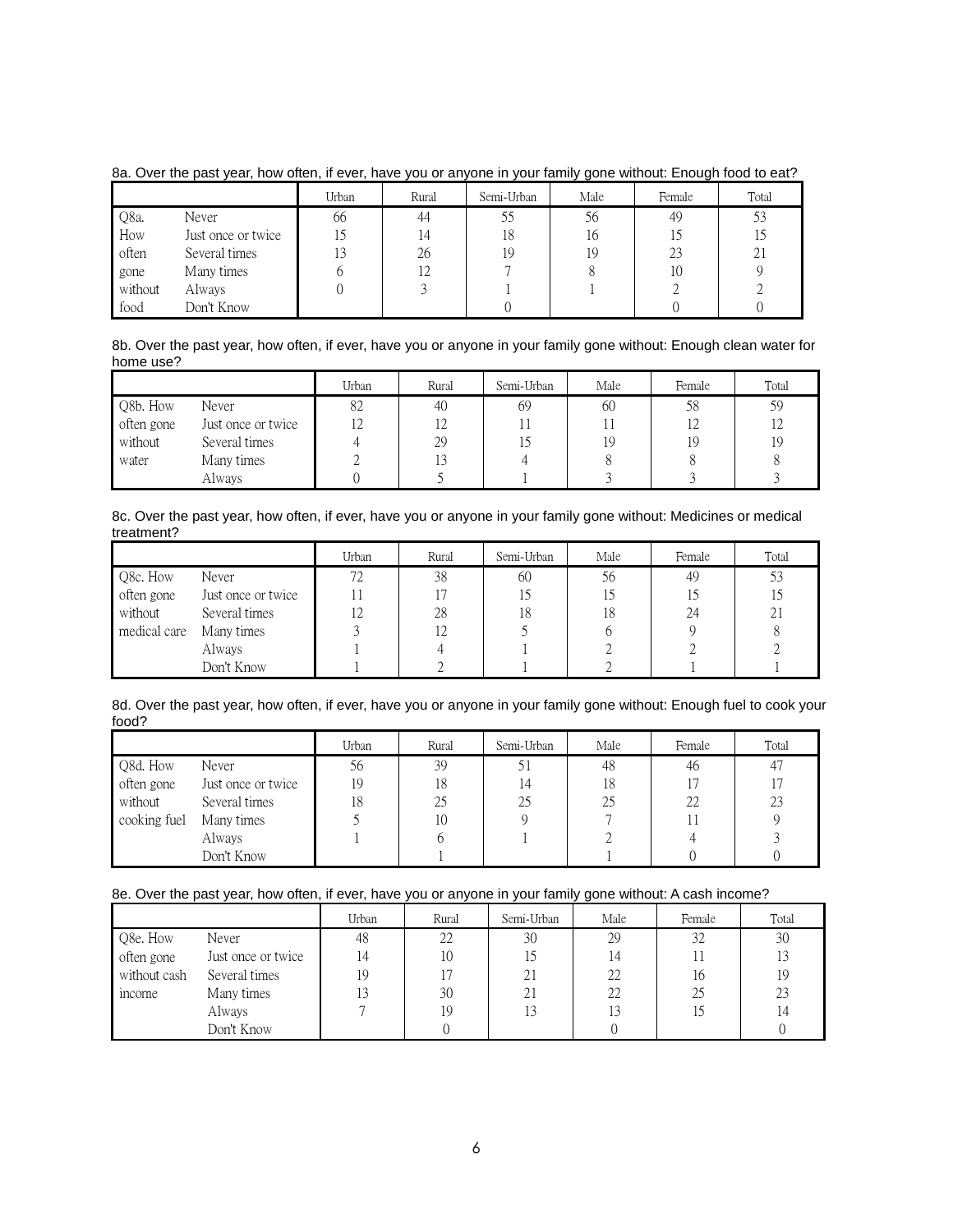8a. Over the past year, how often, if ever, have you or anyone in your family gone without: Enough food to eat?

| | | Urban | Rural | Semi-Urban | Male | Female | Total |
|---|---|---|---|---|---|---|---|
| Q8a. | Never | 66 | 44 | 55 | 56 | 49 | 53 |
| How | Just once or twice | 15 | 14 | 18 | 16 | 15 | 15 |
| often | Several times | 13 | 26 | 19 | 19 | 23 | 21 |
| gone | Many times | 6 | 12 | 7 | 8 | 10 | 9 |
| without | Always | 0 | 3 | 1 | 1 | 2 | 2 |
| food | Don't Know | | | 0 | | 0 | 0 |

8b. Over the past year, how often, if ever, have you or anyone in your family gone without: Enough clean water for home use?

| | | Urban | Rural | Semi-Urban | Male | Female | Total |
|---|---|---|---|---|---|---|---|
| Q8b. How | Never | 82 | 40 | 69 | 60 | 58 | 59 |
| often gone | Just once or twice | 12 | 12 | 11 | 11 | 12 | 12 |
| without | Several times | 4 | 29 | 15 | 19 | 19 | 19 |
| water | Many times | 2 | 13 | 4 | 8 | 8 | 8 |
| | Always | 0 | 5 | 1 | 3 | 3 | 3 |

8c. Over the past year, how often, if ever, have you or anyone in your family gone without: Medicines or medical treatment?

| | | Urban | Rural | Semi-Urban | Male | Female | Total |
|---|---|---|---|---|---|---|---|
| Q8c. How | Never | 72 | 38 | 60 | 56 | 49 | 53 |
| often gone | Just once or twice | 11 | 17 | 15 | 15 | 15 | 15 |
| without | Several times | 12 | 28 | 18 | 18 | 24 | 21 |
| medical care | Many times | 3 | 12 | 5 | 6 | 9 | 8 |
| | Always | 1 | 4 | 1 | 2 | 2 | 2 |
| | Don't Know | 1 | 2 | 1 | 2 | 1 | 1 |

8d. Over the past year, how often, if ever, have you or anyone in your family gone without: Enough fuel to cook your food?

| | | Urban | Rural | Semi-Urban | Male | Female | Total |
|---|---|---|---|---|---|---|---|
| Q8d. How | Never | 56 | 39 | 51 | 48 | 46 | 47 |
| often gone | Just once or twice | 19 | 18 | 14 | 18 | 17 | 17 |
| without | Several times | 18 | 25 | 25 | 25 | 22 | 23 |
| cooking fuel | Many times | 5 | 10 | 9 | 7 | 11 | 9 |
| | Always | 1 | 6 | 1 | 2 | 4 | 3 |
| | Don't Know | | 1 | | 1 | 0 | 0 |

8e. Over the past year, how often, if ever, have you or anyone in your family gone without: A cash income?

| | | Urban | Rural | Semi-Urban | Male | Female | Total |
|---|---|---|---|---|---|---|---|
| Q8e. How | Never | 48 | 22 | 30 | 29 | 32 | 30 |
| often gone | Just once or twice | 14 | 10 | 15 | 14 | 11 | 13 |
| without cash | Several times | 19 | 17 | 21 | 22 | 16 | 19 |
| income | Many times | 13 | 30 | 21 | 22 | 25 | 23 |
| | Always | 7 | 19 | 13 | 13 | 15 | 14 |
| | Don't Know | | 0 | | 0 | | 0 |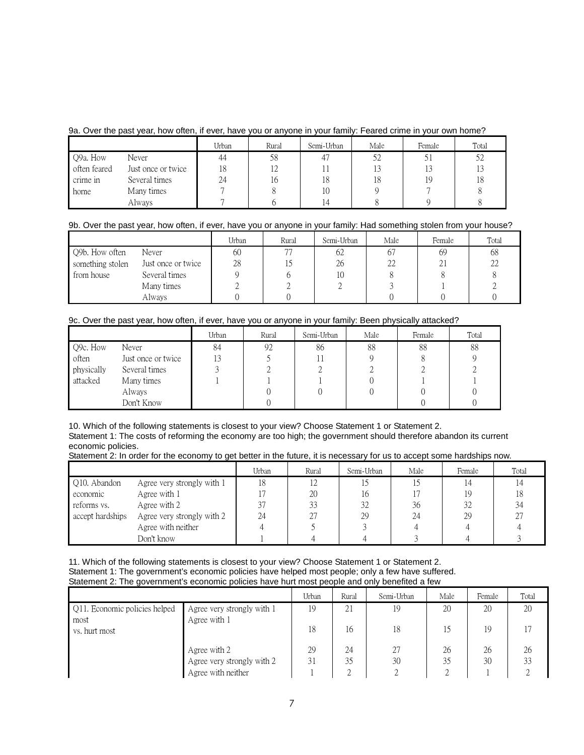9a. Over the past year, how often, if ever, have you or anyone in your family: Feared crime in your own home?

| | | Urban | Rural | Semi-Urban | Male | Female | Total |
|---|---|---|---|---|---|---|---|
| Q9a. How often feared crime in home | Never | 44 | 58 | 47 | 52 | 51 | 52 |
| | Just once or twice | 18 | 12 | 11 | 13 | 13 | 13 |
| | Several times | 24 | 16 | 18 | 18 | 19 | 18 |
| | Many times | 7 | 8 | 10 | 9 | 7 | 8 |
| | Always | 7 | 6 | 14 | 8 | 9 | 8 |

9b. Over the past year, how often, if ever, have you or anyone in your family: Had something stolen from your house?

| | | Urban | Rural | Semi-Urban | Male | Female | Total |
|---|---|---|---|---|---|---|---|
| Q9b. How often something stolen from house | Never | 60 | 77 | 62 | 67 | 69 | 68 |
| | Just once or twice | 28 | 15 | 26 | 22 | 21 | 22 |
| | Several times | 9 | 6 | 10 | 8 | 8 | 8 |
| | Many times | 2 | 2 | 2 | 3 | 1 | 2 |
| | Always | 0 | 0 | | 0 | 0 | 0 |

9c. Over the past year, how often, if ever, have you or anyone in your family: Been physically attacked?

| | | Urban | Rural | Semi-Urban | Male | Female | Total |
|---|---|---|---|---|---|---|---|
| Q9c. How often physically attacked | Never | 84 | 92 | 86 | 88 | 88 | 88 |
| | Just once or twice | 13 | 5 | 11 | 9 | 8 | 9 |
| | Several times | 3 | 2 | 2 | 2 | 2 | 2 |
| | Many times | 1 | 1 | 1 | 0 | 1 | 1 |
| | Always | | 0 | 0 | 0 | 0 | 0 |
| | Don't Know | | 0 | | | 0 | 0 |

10. Which of the following statements is closest to your view? Choose Statement 1 or Statement 2.
Statement 1: The costs of reforming the economy are too high; the government should therefore abandon its current economic policies.
Statement 2: In order for the economy to get better in the future, it is necessary for us to accept some hardships now.

| | | Urban | Rural | Semi-Urban | Male | Female | Total |
|---|---|---|---|---|---|---|---|
| Q10. Abandon economic reforms vs. accept hardships | Agree very strongly with 1 | 18 | 12 | 15 | 15 | 14 | 14 |
| | Agree with 1 | 17 | 20 | 16 | 17 | 19 | 18 |
| | Agree with 2 | 37 | 33 | 32 | 36 | 32 | 34 |
| | Agree very strongly with 2 | 24 | 27 | 29 | 24 | 29 | 27 |
| | Agree with neither | 4 | 5 | 3 | 4 | 4 | 4 |
| | Don't know | 1 | 4 | 4 | 3 | 4 | 3 |

11. Which of the following statements is closest to your view? Choose Statement 1 or Statement 2.
Statement 1: The government's economic policies have helped most people; only a few have suffered.
Statement 2: The government's economic policies have hurt most people and only benefited a few

| | | Urban | Rural | Semi-Urban | Male | Female | Total |
|---|---|---|---|---|---|---|---|
| Q11. Economic policies helped most vs. hurt most | Agree very strongly with 1 | 19 | 21 | 19 | 20 | 20 | 20 |
| | Agree with 1 | 18 | 16 | 18 | 15 | 19 | 17 |
| | Agree with 2 | 29 | 24 | 27 | 26 | 26 | 26 |
| | Agree very strongly with 2 | 31 | 35 | 30 | 35 | 30 | 33 |
| | Agree with neither | 1 | 2 | 2 | 2 | 1 | 2 |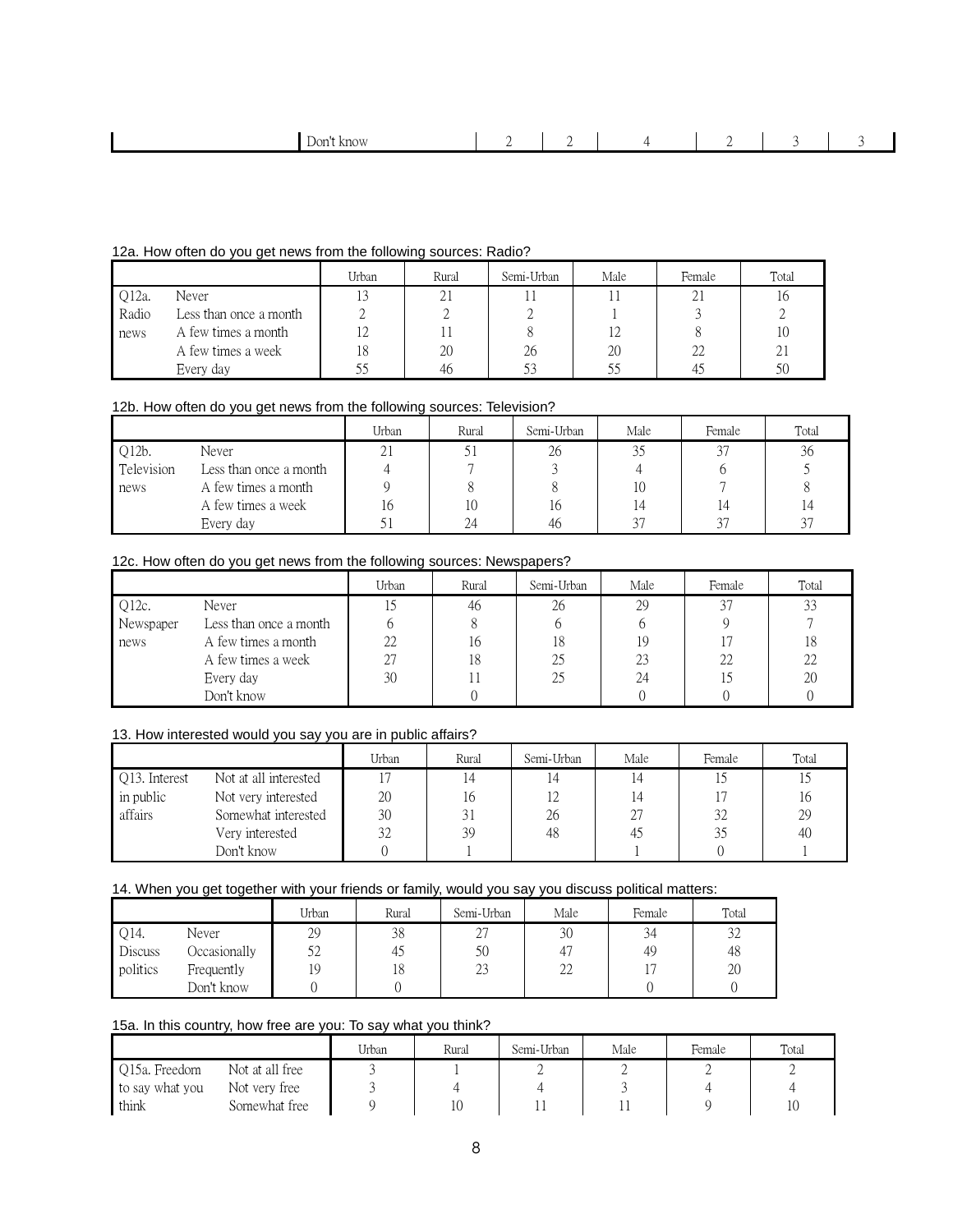| | Don't know | 2 | 2 | 4 | 2 | 3 | 3 |
|---|---|---|---|---|---|---|---|

12a. How often do you get news from the following sources: Radio?

| | | Urban | Rural | Semi-Urban | Male | Female | Total |
|---|---|---|---|---|---|---|---|
| Q12a. | Never | 13 | 21 | 11 | 11 | 21 | 16 |
| Radio | Less than once a month | 2 | 2 | 2 | 1 | 3 | 2 |
| news | A few times a month | 12 | 11 | 8 | 12 | 8 | 10 |
| | A few times a week | 18 | 20 | 26 | 20 | 22 | 21 |
| | Every day | 55 | 46 | 53 | 55 | 45 | 50 |

12b. How often do you get news from the following sources: Television?

| | | Urban | Rural | Semi-Urban | Male | Female | Total |
|---|---|---|---|---|---|---|---|
| Q12b. | Never | 21 | 51 | 26 | 35 | 37 | 36 |
| Television | Less than once a month | 4 | 7 | 3 | 4 | 6 | 5 |
| news | A few times a month | 9 | 8 | 8 | 10 | 7 | 8 |
| | A few times a week | 16 | 10 | 16 | 14 | 14 | 14 |
| | Every day | 51 | 24 | 46 | 37 | 37 | 37 |

12c. How often do you get news from the following sources: Newspapers?

| | | Urban | Rural | Semi-Urban | Male | Female | Total |
|---|---|---|---|---|---|---|---|
| Q12c. | Never | 15 | 46 | 26 | 29 | 37 | 33 |
| Newspaper | Less than once a month | 6 | 8 | 6 | 6 | 9 | 7 |
| news | A few times a month | 22 | 16 | 18 | 19 | 17 | 18 |
| | A few times a week | 27 | 18 | 25 | 23 | 22 | 22 |
| | Every day | 30 | 11 | 25 | 24 | 15 | 20 |
| | Don't know | | 0 | | 0 | 0 | 0 |

13. How interested would you say you are in public affairs?

| | | Urban | Rural | Semi-Urban | Male | Female | Total |
|---|---|---|---|---|---|---|---|
| Q13. Interest | Not at all interested | 17 | 14 | 14 | 14 | 15 | 15 |
| in public | Not very interested | 20 | 16 | 12 | 14 | 17 | 16 |
| affairs | Somewhat interested | 30 | 31 | 26 | 27 | 32 | 29 |
| | Very interested | 32 | 39 | 48 | 45 | 35 | 40 |
| | Don't know | 0 | 1 | | 1 | 0 | 1 |

14. When you get together with your friends or family, would you say you discuss political matters:

| | | Urban | Rural | Semi-Urban | Male | Female | Total |
|---|---|---|---|---|---|---|---|
| Q14. | Never | 29 | 38 | 27 | 30 | 34 | 32 |
| Discuss | Occasionally | 52 | 45 | 50 | 47 | 49 | 48 |
| politics | Frequently | 19 | 18 | 23 | 22 | 17 | 20 |
| | Don't know | 0 | 0 | | | 0 | 0 |

15a. In this country, how free are you: To say what you think?

| | | Urban | Rural | Semi-Urban | Male | Female | Total |
|---|---|---|---|---|---|---|---|
| Q15a. Freedom | Not at all free | 3 | 1 | 2 | 2 | 2 | 2 |
| to say what you | Not very free | 3 | 4 | 4 | 3 | 4 | 4 |
| think | Somewhat free | 9 | 10 | 11 | 11 | 9 | 10 |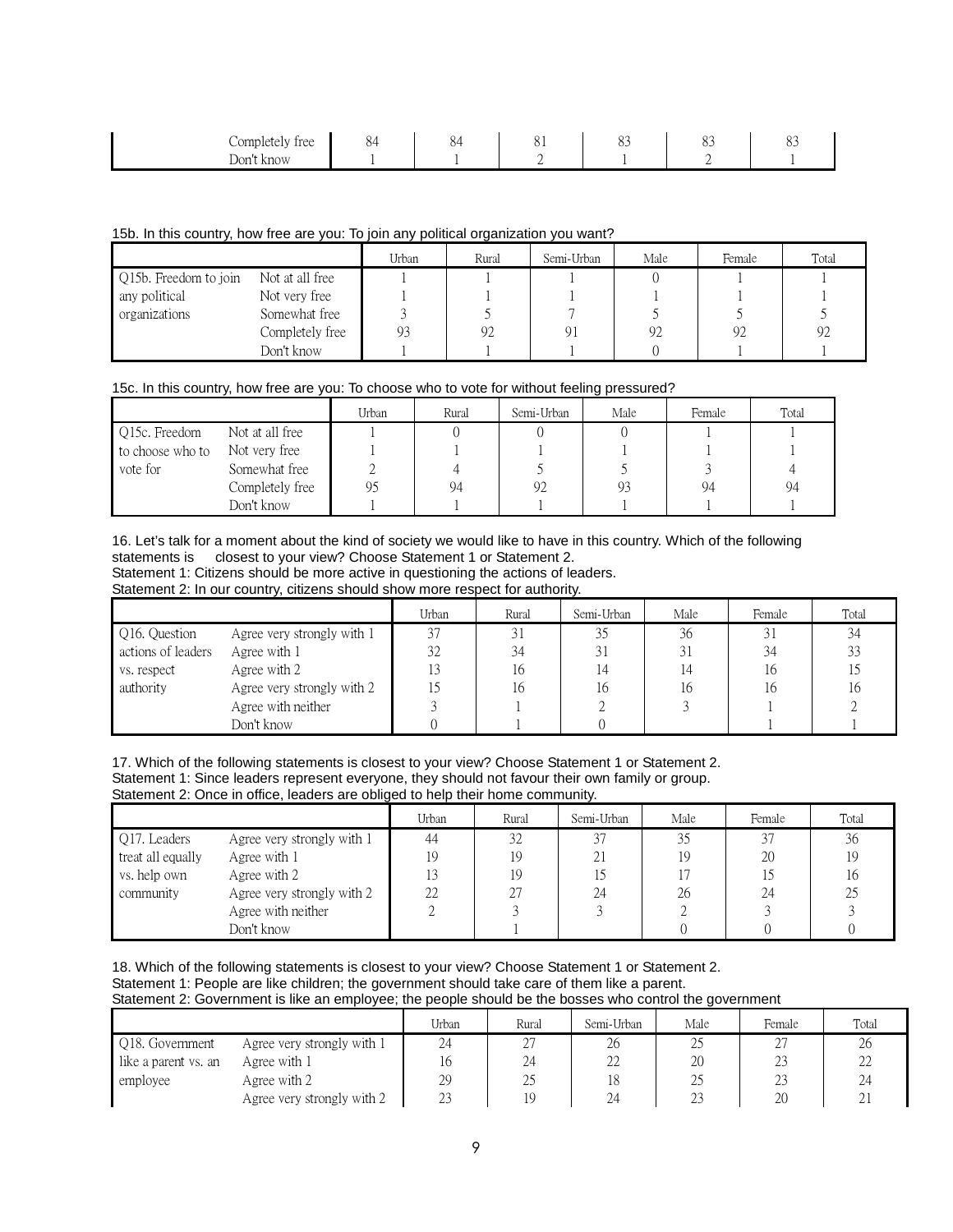| | | | | | | |
|---|---|---|---|---|---|---|
| Completely free | 84 | 84 | 81 | 83 | 83 | 83 |
| Don't know | 1 | 1 | 2 | 1 | 2 | 1 |

15b. In this country, how free are you: To join any political organization you want?

| | | Urban | Rural | Semi-Urban | Male | Female | Total |
|---|---|---|---|---|---|---|---|
| Q15b. Freedom to join | Not at all free | 1 | 1 | 1 | 0 | 1 | 1 |
| any political | Not very free | 1 | 1 | 1 | 1 | 1 | 1 |
| organizations | Somewhat free | 3 | 5 | 7 | 5 | 5 | 5 |
| | Completely free | 93 | 92 | 91 | 92 | 92 | 92 |
| | Don't know | 1 | 1 | 1 | 0 | 1 | 1 |

15c. In this country, how free are you: To choose who to vote for without feeling pressured?

| | | Urban | Rural | Semi-Urban | Male | Female | Total |
|---|---|---|---|---|---|---|---|
| Q15c. Freedom | Not at all free | 1 | 0 | 0 | 0 | 1 | 1 |
| to choose who to | Not very free | 1 | 1 | 1 | 1 | 1 | 1 |
| vote for | Somewhat free | 2 | 4 | 5 | 5 | 3 | 4 |
| | Completely free | 95 | 94 | 92 | 93 | 94 | 94 |
| | Don't know | 1 | 1 | 1 | 1 | 1 | 1 |

16. Let's talk for a moment about the kind of society we would like to have in this country. Which of the following statements is closest to your view? Choose Statement 1 or Statement 2.
Statement 1: Citizens should be more active in questioning the actions of leaders.
Statement 2: In our country, citizens should show more respect for authority.

| | | Urban | Rural | Semi-Urban | Male | Female | Total |
|---|---|---|---|---|---|---|---|
| Q16. Question | Agree very strongly with 1 | 37 | 31 | 35 | 36 | 31 | 34 |
| actions of leaders | Agree with 1 | 32 | 34 | 31 | 31 | 34 | 33 |
| vs. respect | Agree with 2 | 13 | 16 | 14 | 14 | 16 | 15 |
| authority | Agree very strongly with 2 | 15 | 16 | 16 | 16 | 16 | 16 |
| | Agree with neither | 3 | 1 | 2 | 3 | 1 | 2 |
| | Don't know | 0 | 1 | 0 | | 1 | 1 |

17. Which of the following statements is closest to your view? Choose Statement 1 or Statement 2.
Statement 1: Since leaders represent everyone, they should not favour their own family or group.
Statement 2: Once in office, leaders are obliged to help their home community.

| | | Urban | Rural | Semi-Urban | Male | Female | Total |
|---|---|---|---|---|---|---|---|
| Q17. Leaders | Agree very strongly with 1 | 44 | 32 | 37 | 35 | 37 | 36 |
| treat all equally | Agree with 1 | 19 | 19 | 21 | 19 | 20 | 19 |
| vs. help own | Agree with 2 | 13 | 19 | 15 | 17 | 15 | 16 |
| community | Agree very strongly with 2 | 22 | 27 | 24 | 26 | 24 | 25 |
| | Agree with neither | 2 | 3 | 3 | 2 | 3 | 3 |
| | Don't know | | 1 | | 0 | 0 | 0 |

18. Which of the following statements is closest to your view? Choose Statement 1 or Statement 2.
Statement 1: People are like children; the government should take care of them like a parent.
Statement 2: Government is like an employee; the people should be the bosses who control the government

| | | Urban | Rural | Semi-Urban | Male | Female | Total |
|---|---|---|---|---|---|---|---|
| Q18. Government | Agree very strongly with 1 | 24 | 27 | 26 | 25 | 27 | 26 |
| like a parent vs. an | Agree with 1 | 16 | 24 | 22 | 20 | 23 | 22 |
| employee | Agree with 2 | 29 | 25 | 18 | 25 | 23 | 24 |
| | Agree very strongly with 2 | 23 | 19 | 24 | 23 | 20 | 21 |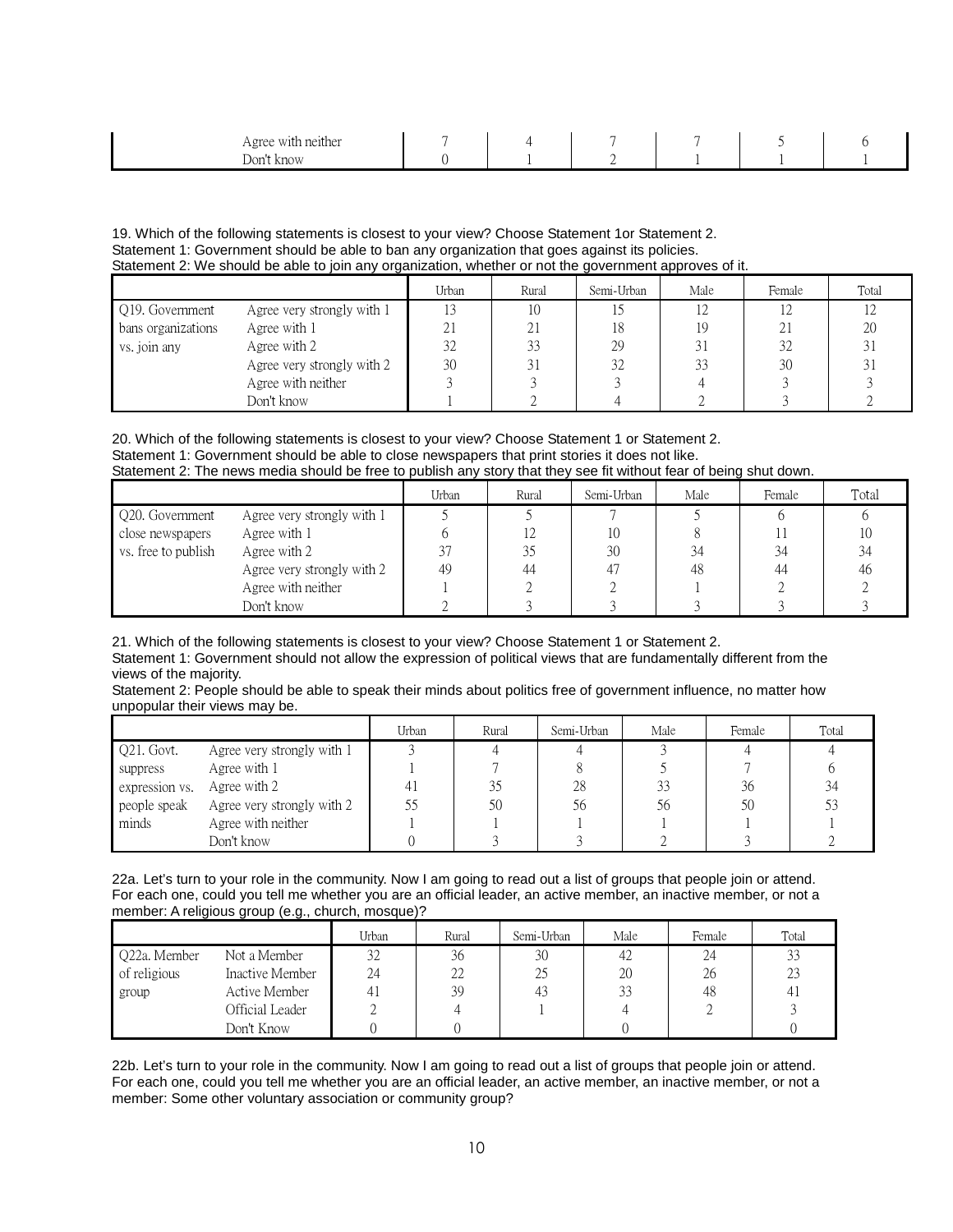| | | | | | | | |
|---|---|---|---|---|---|---|---|
| | Agree with neither | 7 | 4 | 7 | 7 | 5 | 6 |
| | Don't know | 0 | 1 | 2 | 1 | 1 | 1 |

19. Which of the following statements is closest to your view? Choose Statement 1or Statement 2.
Statement 1: Government should be able to ban any organization that goes against its policies.
Statement 2: We should be able to join any organization, whether or not the government approves of it.

| | | Urban | Rural | Semi-Urban | Male | Female | Total |
|---|---|---|---|---|---|---|---|
| Q19. Government bans organizations vs. join any | Agree very strongly with 1 | 13 | 10 | 15 | 12 | 12 | 12 |
| | Agree with 1 | 21 | 21 | 18 | 19 | 21 | 20 |
| | Agree with 2 | 32 | 33 | 29 | 31 | 32 | 31 |
| | Agree very strongly with 2 | 30 | 31 | 32 | 33 | 30 | 31 |
| | Agree with neither | 3 | 3 | 3 | 4 | 3 | 3 |
| | Don't know | 1 | 2 | 4 | 2 | 3 | 2 |

20. Which of the following statements is closest to your view? Choose Statement 1 or Statement 2.
Statement 1: Government should be able to close newspapers that print stories it does not like.
Statement 2: The news media should be free to publish any story that they see fit without fear of being shut down.

| | | Urban | Rural | Semi-Urban | Male | Female | Total |
|---|---|---|---|---|---|---|---|
| Q20. Government close newspapers vs. free to publish | Agree very strongly with 1 | 5 | 5 | 7 | 5 | 6 | 6 |
| | Agree with 1 | 6 | 12 | 10 | 8 | 11 | 10 |
| | Agree with 2 | 37 | 35 | 30 | 34 | 34 | 34 |
| | Agree very strongly with 2 | 49 | 44 | 47 | 48 | 44 | 46 |
| | Agree with neither | 1 | 2 | 2 | 1 | 2 | 2 |
| | Don't know | 2 | 3 | 3 | 3 | 3 | 3 |

21. Which of the following statements is closest to your view? Choose Statement 1 or Statement 2.
Statement 1: Government should not allow the expression of political views that are fundamentally different from the views of the majority.
Statement 2: People should be able to speak their minds about politics free of government influence, no matter how unpopular their views may be.

| | | Urban | Rural | Semi-Urban | Male | Female | Total |
|---|---|---|---|---|---|---|---|
| Q21. Govt. suppress expression vs. people speak minds | Agree very strongly with 1 | 3 | 4 | 4 | 3 | 4 | 4 |
| | Agree with 1 | 1 | 7 | 8 | 5 | 7 | 6 |
| | Agree with 2 | 41 | 35 | 28 | 33 | 36 | 34 |
| | Agree very strongly with 2 | 55 | 50 | 56 | 56 | 50 | 53 |
| | Agree with neither | 1 | 1 | 1 | 1 | 1 | 1 |
| | Don't know | 0 | 3 | 3 | 2 | 3 | 2 |

22a. Let's turn to your role in the community. Now I am going to read out a list of groups that people join or attend. For each one, could you tell me whether you are an official leader, an active member, an inactive member, or not a member: A religious group (e.g., church, mosque)?

| | | Urban | Rural | Semi-Urban | Male | Female | Total |
|---|---|---|---|---|---|---|---|
| Q22a. Member of religious group | Not a Member | 32 | 36 | 30 | 42 | 24 | 33 |
| | Inactive Member | 24 | 22 | 25 | 20 | 26 | 23 |
| | Active Member | 41 | 39 | 43 | 33 | 48 | 41 |
| | Official Leader | 2 | 4 | 1 | 4 | 2 | 3 |
| | Don't Know | 0 | 0 | | 0 | | 0 |

22b. Let's turn to your role in the community. Now I am going to read out a list of groups that people join or attend. For each one, could you tell me whether you are an official leader, an active member, an inactive member, or not a member: Some other voluntary association or community group?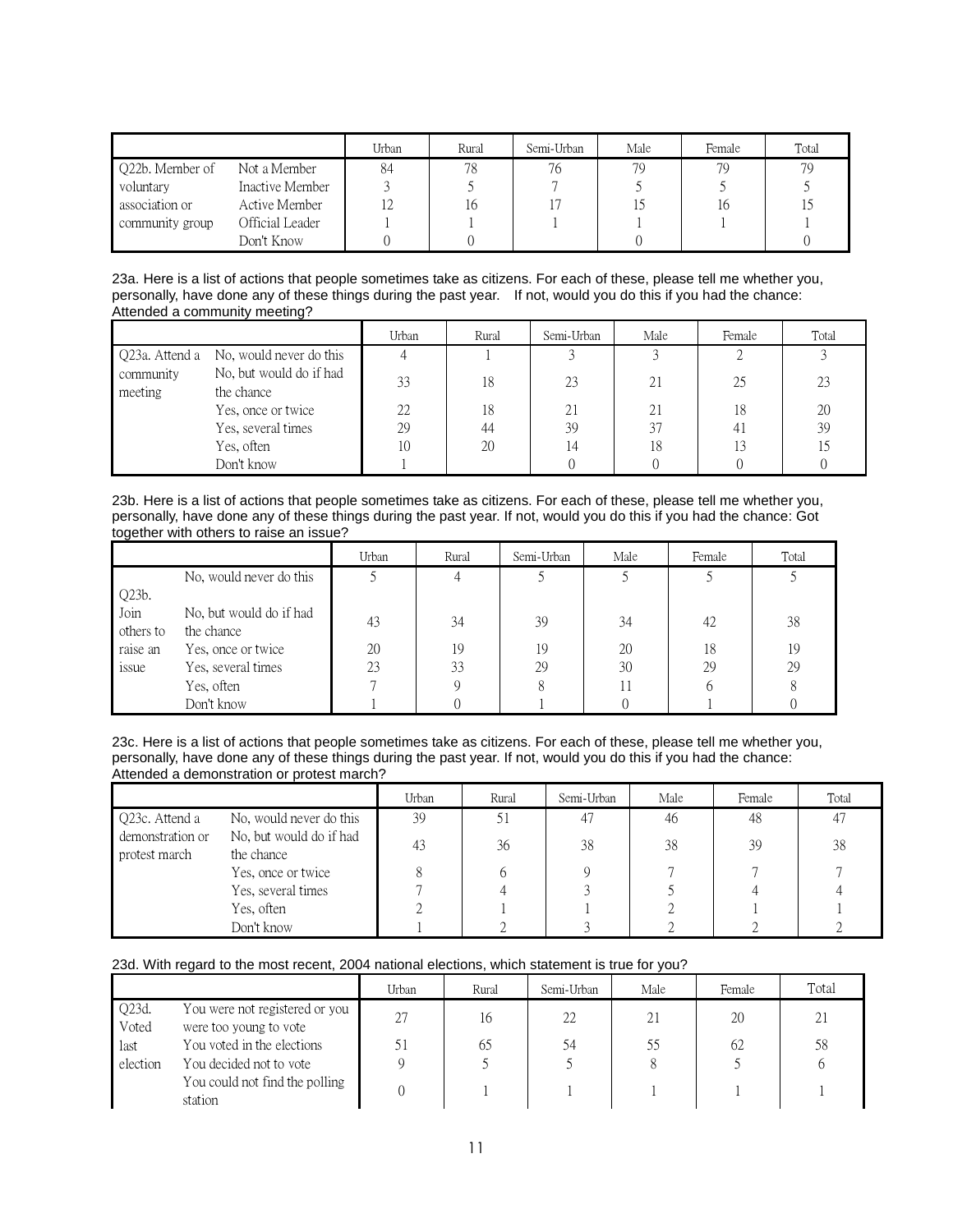| | | Urban | Rural | Semi-Urban | Male | Female | Total |
|---|---|---|---|---|---|---|---|
| Q22b. Member of voluntary association or community group | Not a Member | 84 | 78 | 76 | 79 | 79 | 79 |
| | Inactive Member | 3 | 5 | 7 | 5 | 5 | 5 |
| | Active Member | 12 | 16 | 17 | 15 | 16 | 15 |
| | Official Leader | 1 | 1 | 1 | 1 | 1 | 1 |
| | Don't Know | 0 | 0 | | 0 | | 0 |

23a. Here is a list of actions that people sometimes take as citizens. For each of these, please tell me whether you, personally, have done any of these things during the past year. If not, would you do this if you had the chance: Attended a community meeting?

| | | Urban | Rural | Semi-Urban | Male | Female | Total |
|---|---|---|---|---|---|---|---|
| Q23a. Attend a community meeting | No, would never do this | 4 | 1 | 3 | 3 | 2 | 3 |
| | No, but would do if had the chance | 33 | 18 | 23 | 21 | 25 | 23 |
| | Yes, once or twice | 22 | 18 | 21 | 21 | 18 | 20 |
| | Yes, several times | 29 | 44 | 39 | 37 | 41 | 39 |
| | Yes, often | 10 | 20 | 14 | 18 | 13 | 15 |
| | Don't know | 1 | | 0 | 0 | 0 | 0 |

23b. Here is a list of actions that people sometimes take as citizens. For each of these, please tell me whether you, personally, have done any of these things during the past year. If not, would you do this if you had the chance: Got together with others to raise an issue?

| | | Urban | Rural | Semi-Urban | Male | Female | Total |
|---|---|---|---|---|---|---|---|
| Q23b. Join others to raise an issue | No, would never do this | 5 | 4 | 5 | 5 | 5 | 5 |
| | No, but would do if had the chance | 43 | 34 | 39 | 34 | 42 | 38 |
| | Yes, once or twice | 20 | 19 | 19 | 20 | 18 | 19 |
| | Yes, several times | 23 | 33 | 29 | 30 | 29 | 29 |
| | Yes, often | 7 | 9 | 8 | 11 | 6 | 8 |
| | Don't know | 1 | 0 | 1 | 0 | 1 | 0 |

23c. Here is a list of actions that people sometimes take as citizens. For each of these, please tell me whether you, personally, have done any of these things during the past year. If not, would you do this if you had the chance: Attended a demonstration or protest march?

| | | Urban | Rural | Semi-Urban | Male | Female | Total |
|---|---|---|---|---|---|---|---|
| Q23c. Attend a demonstration or protest march | No, would never do this | 39 | 51 | 47 | 46 | 48 | 47 |
| | No, but would do if had the chance | 43 | 36 | 38 | 38 | 39 | 38 |
| | Yes, once or twice | 8 | 6 | 9 | 7 | 7 | 7 |
| | Yes, several times | 7 | 4 | 3 | 5 | 4 | 4 |
| | Yes, often | 2 | 1 | 1 | 2 | 1 | 1 |
| | Don't know | 1 | 2 | 3 | 2 | 2 | 2 |

23d. With regard to the most recent, 2004 national elections, which statement is true for you?

| | | Urban | Rural | Semi-Urban | Male | Female | Total |
|---|---|---|---|---|---|---|---|
| Q23d. Voted last election | You were not registered or you were too young to vote | 27 | 16 | 22 | 21 | 20 | 21 |
| | You voted in the elections | 51 | 65 | 54 | 55 | 62 | 58 |
| | You decided not to vote | 9 | 5 | 5 | 8 | 5 | 6 |
| | You could not find the polling station | 0 | 1 | 1 | 1 | 1 | 1 |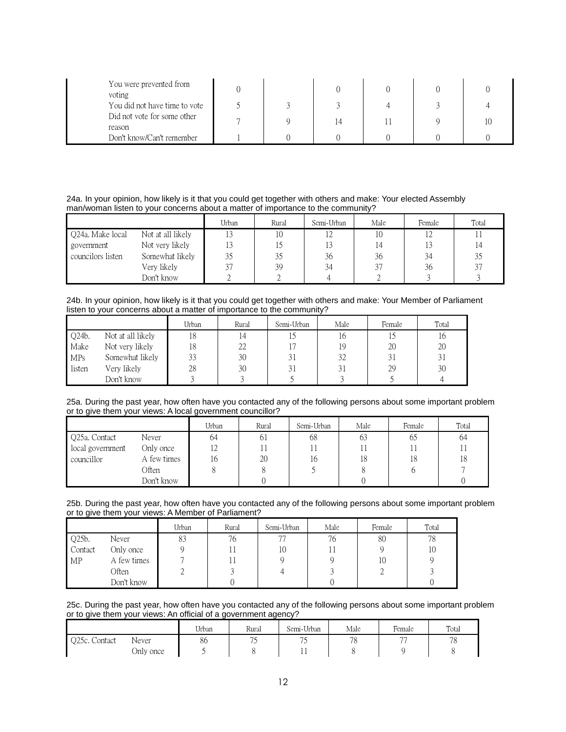| | | | | | | |
|---|---|---|---|---|---|---|
| You were prevented from voting | 0 | | 0 | 0 | 0 | 0 |
| You did not have time to vote | 5 | 3 | 3 | 4 | 3 | 4 |
| Did not vote for some other reason | 7 | 9 | 14 | 11 | 9 | 10 |
| Don't know/Can't remember | 1 | 0 | 0 | 0 | 0 | 0 |

24a. In your opinion, how likely is it that you could get together with others and make: Your elected Assembly man/woman listen to your concerns about a matter of importance to the community?

| | | Urban | Rural | Semi-Urban | Male | Female | Total |
|---|---|---|---|---|---|---|---|
| Q24a. Make local | Not at all likely | 13 | 10 | 12 | 10 | 12 | 11 |
| government | Not very likely | 13 | 15 | 13 | 14 | 13 | 14 |
| councilors listen | Somewhat likely | 35 | 35 | 36 | 36 | 34 | 35 |
| | Very likely | 37 | 39 | 34 | 37 | 36 | 37 |
| | Don't know | 2 | 2 | 4 | 2 | 3 | 3 |

24b. In your opinion, how likely is it that you could get together with others and make: Your Member of Parliament listen to your concerns about a matter of importance to the community?

| | | Urban | Rural | Semi-Urban | Male | Female | Total |
|---|---|---|---|---|---|---|---|
| Q24b. | Not at all likely | 18 | 14 | 15 | 16 | 15 | 16 |
| Make | Not very likely | 18 | 22 | 17 | 19 | 20 | 20 |
| MPs | Somewhat likely | 33 | 30 | 31 | 32 | 31 | 31 |
| listen | Very likely | 28 | 30 | 31 | 31 | 29 | 30 |
| | Don't know | 3 | 3 | 5 | 3 | 5 | 4 |

25a. During the past year, how often have you contacted any of the following persons about some important problem or to give them your views: A local government councillor?

| | | Urban | Rural | Semi-Urban | Male | Female | Total |
|---|---|---|---|---|---|---|---|
| Q25a. Contact | Never | 64 | 61 | 68 | 63 | 65 | 64 |
| local government | Only once | 12 | 11 | 11 | 11 | 11 | 11 |
| councillor | A few times | 16 | 20 | 16 | 18 | 18 | 18 |
| | Often | 8 | 8 | 5 | 8 | 6 | 7 |
| | Don't know | | 0 | | 0 | | 0 |

25b. During the past year, how often have you contacted any of the following persons about some important problem or to give them your views: A Member of Parliament?

| | | Urban | Rural | Semi-Urban | Male | Female | Total |
|---|---|---|---|---|---|---|---|
| Q25b. | Never | 83 | 76 | 77 | 76 | 80 | 78 |
| Contact | Only once | 9 | 11 | 10 | 11 | 9 | 10 |
| MP | A few times | 7 | 11 | 9 | 9 | 10 | 9 |
| | Often | 2 | 3 | 4 | 3 | 2 | 3 |
| | Don't know | | 0 | | 0 | | 0 |

25c. During the past year, how often have you contacted any of the following persons about some important problem or to give them your views: An official of a government agency?

| | | Urban | Rural | Semi-Urban | Male | Female | Total |
|---|---|---|---|---|---|---|---|
| Q25c. Contact | Never | 86 | 75 | 75 | 78 | 77 | 78 |
| | Only once | 5 | 8 | 11 | 8 | 9 | 8 |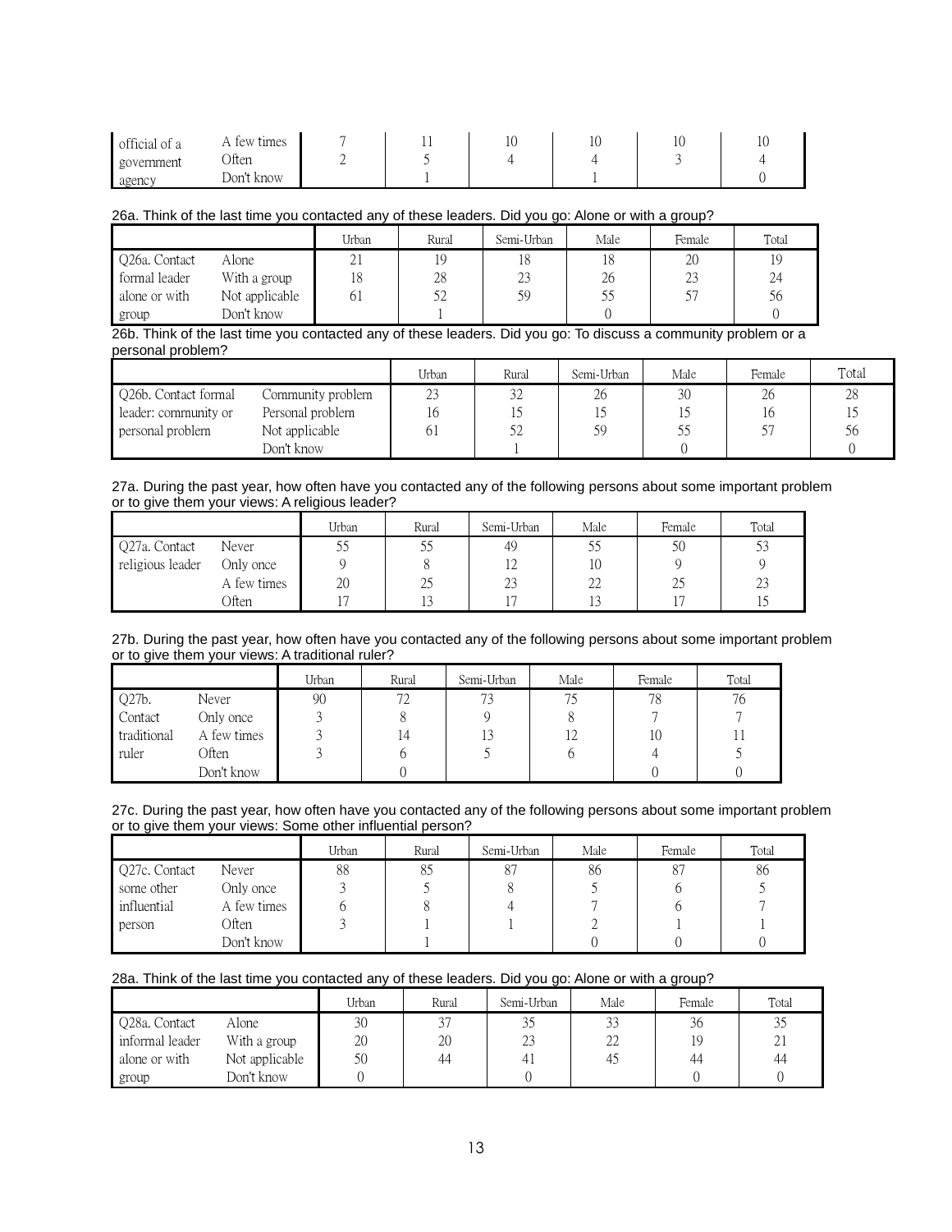| | | | | | | | |
|---|---|---|---|---|---|---|---|
| official of a | A few times | 7 | 11 | 10 | 10 | 10 | 10 |
| government | Often | 2 | 5 | 4 | 4 | 3 | 4 |
| agency | Don't know | | 1 | | 1 | | 0 |

26a. Think of the last time you contacted any of these leaders. Did you go: Alone or with a group?

| | | Urban | Rural | Semi-Urban | Male | Female | Total |
|---|---|---|---|---|---|---|---|
| Q26a. Contact | Alone | 21 | 19 | 18 | 18 | 20 | 19 |
| formal leader | With a group | 18 | 28 | 23 | 26 | 23 | 24 |
| alone or with | Not applicable | 61 | 52 | 59 | 55 | 57 | 56 |
| group | Don't know | | 1 | | 0 | | 0 |

26b. Think of the last time you contacted any of these leaders. Did you go: To discuss a community problem or a personal problem?

| | | Urban | Rural | Semi-Urban | Male | Female | Total |
|---|---|---|---|---|---|---|---|
| Q26b. Contact formal | Community problem | 23 | 32 | 26 | 30 | 26 | 28 |
| leader: community or | Personal problem | 16 | 15 | 15 | 15 | 16 | 15 |
| personal problem | Not applicable | 61 | 52 | 59 | 55 | 57 | 56 |
| | Don't know | | 1 | | 0 | | 0 |

27a. During the past year, how often have you contacted any of the following persons about some important problem or to give them your views: A religious leader?

| | | Urban | Rural | Semi-Urban | Male | Female | Total |
|---|---|---|---|---|---|---|---|
| Q27a. Contact | Never | 55 | 55 | 49 | 55 | 50 | 53 |
| religious leader | Only once | 9 | 8 | 12 | 10 | 9 | 9 |
| | A few times | 20 | 25 | 23 | 22 | 25 | 23 |
| | Often | 17 | 13 | 17 | 13 | 17 | 15 |

27b. During the past year, how often have you contacted any of the following persons about some important problem or to give them your views: A traditional ruler?

| | | Urban | Rural | Semi-Urban | Male | Female | Total |
|---|---|---|---|---|---|---|---|
| Q27b. | Never | 90 | 72 | 73 | 75 | 78 | 76 |
| Contact | Only once | 3 | 8 | 9 | 8 | 7 | 7 |
| traditional | A few times | 3 | 14 | 13 | 12 | 10 | 11 |
| ruler | Often | 3 | 6 | 5 | 6 | 4 | 5 |
| | Don't know | | 0 | | | 0 | 0 |

27c. During the past year, how often have you contacted any of the following persons about some important problem or to give them your views: Some other influential person?

| | | Urban | Rural | Semi-Urban | Male | Female | Total |
|---|---|---|---|---|---|---|---|
| Q27c. Contact | Never | 88 | 85 | 87 | 86 | 87 | 86 |
| some other | Only once | 3 | 5 | 8 | 5 | 6 | 5 |
| influential | A few times | 6 | 8 | 4 | 7 | 6 | 7 |
| person | Often | 3 | 1 | 1 | 2 | 1 | 1 |
| | Don't know | | 1 | | 0 | 0 | 0 |

28a. Think of the last time you contacted any of these leaders. Did you go: Alone or with a group?

| | | Urban | Rural | Semi-Urban | Male | Female | Total |
|---|---|---|---|---|---|---|---|
| Q28a. Contact | Alone | 30 | 37 | 35 | 33 | 36 | 35 |
| informal leader | With a group | 20 | 20 | 23 | 22 | 19 | 21 |
| alone or with | Not applicable | 50 | 44 | 41 | 45 | 44 | 44 |
| group | Don't know | 0 | | 0 | | 0 | 0 |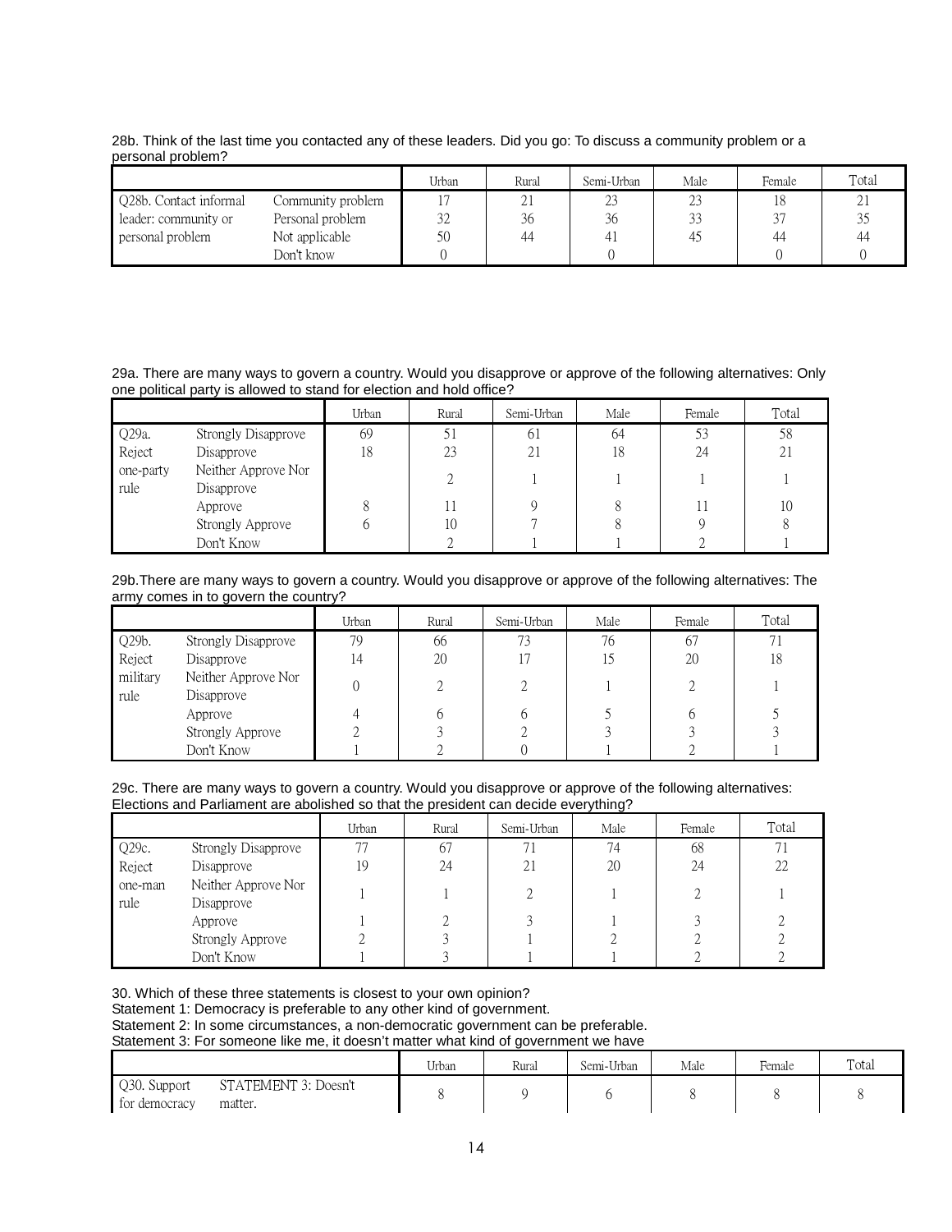28b. Think of the last time you contacted any of these leaders. Did you go: To discuss a community problem or a personal problem?

| | | Urban | Rural | Semi-Urban | Male | Female | Total |
|---|---|---|---|---|---|---|---|
| Q28b. Contact informal leader: community or personal problem | Community problem | 17 | 21 | 23 | 23 | 18 | 21 |
| | Personal problem | 32 | 36 | 36 | 33 | 37 | 35 |
| | Not applicable | 50 | 44 | 41 | 45 | 44 | 44 |
| | Don't know | 0 | | 0 | | 0 | 0 |

29a. There are many ways to govern a country. Would you disapprove or approve of the following alternatives: Only one political party is allowed to stand for election and hold office?

| | | Urban | Rural | Semi-Urban | Male | Female | Total |
|---|---|---|---|---|---|---|---|
| Q29a. Reject one-party rule | Strongly Disapprove | 69 | 51 | 61 | 64 | 53 | 58 |
| | Disapprove | 18 | 23 | 21 | 18 | 24 | 21 |
| | Neither Approve Nor Disapprove | | 2 | 1 | 1 | 1 | 1 |
| | Approve | 8 | 11 | 9 | 8 | 11 | 10 |
| | Strongly Approve | 6 | 10 | 7 | 8 | 9 | 8 |
| | Don't Know | | 2 | 1 | 1 | 2 | 1 |

29b.There are many ways to govern a country. Would you disapprove or approve of the following alternatives: The army comes in to govern the country?

| | | Urban | Rural | Semi-Urban | Male | Female | Total |
|---|---|---|---|---|---|---|---|
| Q29b. Reject military rule | Strongly Disapprove | 79 | 66 | 73 | 76 | 67 | 71 |
| | Disapprove | 14 | 20 | 17 | 15 | 20 | 18 |
| | Neither Approve Nor Disapprove | 0 | 2 | 2 | 1 | 2 | 1 |
| | Approve | 4 | 6 | 6 | 5 | 6 | 5 |
| | Strongly Approve | 2 | 3 | 2 | 3 | 3 | 3 |
| | Don't Know | 1 | 2 | 0 | 1 | 2 | 1 |

29c. There are many ways to govern a country. Would you disapprove or approve of the following alternatives: Elections and Parliament are abolished so that the president can decide everything?

| | | Urban | Rural | Semi-Urban | Male | Female | Total |
|---|---|---|---|---|---|---|---|
| Q29c. Reject one-man rule | Strongly Disapprove | 77 | 67 | 71 | 74 | 68 | 71 |
| | Disapprove | 19 | 24 | 21 | 20 | 24 | 22 |
| | Neither Approve Nor Disapprove | 1 | 1 | 2 | 1 | 2 | 1 |
| | Approve | 1 | 2 | 3 | 1 | 3 | 2 |
| | Strongly Approve | 2 | 3 | 1 | 2 | 2 | 2 |
| | Don't Know | 1 | 3 | 1 | 1 | 2 | 2 |

30. Which of these three statements is closest to your own opinion?
Statement 1: Democracy is preferable to any other kind of government.
Statement 2: In some circumstances, a non-democratic government can be preferable.
Statement 3: For someone like me, it doesn't matter what kind of government we have

| | | Urban | Rural | Semi-Urban | Male | Female | Total |
|---|---|---|---|---|---|---|---|
| Q30. Support for democracy | STATEMENT 3: Doesn't matter. | 8 | 9 | 6 | 8 | 8 | 8 |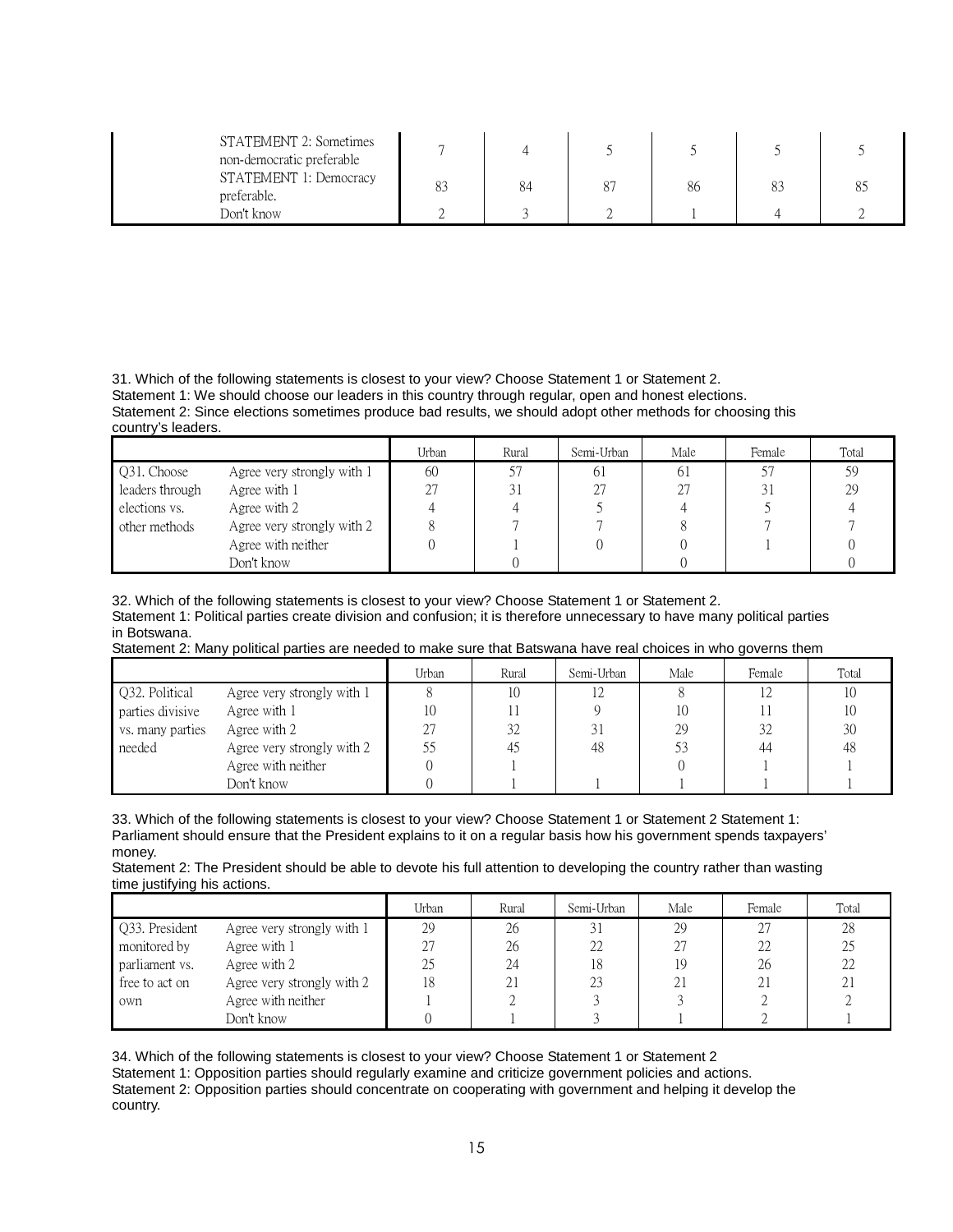|  |  |  |  |  |  |  |  |
|---|---|---|---|---|---|---|---|
|  | STATEMENT 2: Sometimes non-democratic preferable | 7 | 4 | 5 | 5 | 5 | 5 |
|  | STATEMENT 1: Democracy preferable. | 83 | 84 | 87 | 86 | 83 | 85 |
|  | Don't know | 2 | 3 | 2 | 1 | 4 | 2 |

31. Which of the following statements is closest to your view? Choose Statement 1 or Statement 2.
Statement 1: We should choose our leaders in this country through regular, open and honest elections.
Statement 2: Since elections sometimes produce bad results, we should adopt other methods for choosing this country's leaders.

|  |  | Urban | Rural | Semi-Urban | Male | Female | Total |
|---|---|---|---|---|---|---|---|
| Q31. Choose leaders through elections vs. other methods | Agree very strongly with 1 | 60 | 57 | 61 | 61 | 57 | 59 |
|  | Agree with 1 | 27 | 31 | 27 | 27 | 31 | 29 |
|  | Agree with 2 | 4 | 4 | 5 | 4 | 5 | 4 |
|  | Agree very strongly with 2 | 8 | 7 | 7 | 8 | 7 | 7 |
|  | Agree with neither | 0 | 1 | 0 | 0 | 1 | 0 |
|  | Don't know |  | 0 |  | 0 |  | 0 |

32. Which of the following statements is closest to your view? Choose Statement 1 or Statement 2.
Statement 1: Political parties create division and confusion; it is therefore unnecessary to have many political parties in Botswana.
Statement 2: Many political parties are needed to make sure that Batswana have real choices in who governs them

|  |  | Urban | Rural | Semi-Urban | Male | Female | Total |
|---|---|---|---|---|---|---|---|
| Q32. Political parties divisive vs. many parties needed | Agree very strongly with 1 | 8 | 10 | 12 | 8 | 12 | 10 |
|  | Agree with 1 | 10 | 11 | 9 | 10 | 11 | 10 |
|  | Agree with 2 | 27 | 32 | 31 | 29 | 32 | 30 |
|  | Agree very strongly with 2 | 55 | 45 | 48 | 53 | 44 | 48 |
|  | Agree with neither | 0 | 1 |  | 0 | 1 | 1 |
|  | Don't know | 0 | 1 | 1 | 1 | 1 | 1 |

33. Which of the following statements is closest to your view? Choose Statement 1 or Statement 2 Statement 1: Parliament should ensure that the President explains to it on a regular basis how his government spends taxpayers' money.
Statement 2: The President should be able to devote his full attention to developing the country rather than wasting time justifying his actions.

|  |  | Urban | Rural | Semi-Urban | Male | Female | Total |
|---|---|---|---|---|---|---|---|
| Q33. President monitored by parliament vs. free to act on own | Agree very strongly with 1 | 29 | 26 | 31 | 29 | 27 | 28 |
|  | Agree with 1 | 27 | 26 | 22 | 27 | 22 | 25 |
|  | Agree with 2 | 25 | 24 | 18 | 19 | 26 | 22 |
|  | Agree very strongly with 2 | 18 | 21 | 23 | 21 | 21 | 21 |
|  | Agree with neither | 1 | 2 | 3 | 3 | 2 | 2 |
|  | Don't know | 0 | 1 | 3 | 1 | 2 | 1 |

34. Which of the following statements is closest to your view? Choose Statement 1 or Statement 2
Statement 1: Opposition parties should regularly examine and criticize government policies and actions.
Statement 2: Opposition parties should concentrate on cooperating with government and helping it develop the country.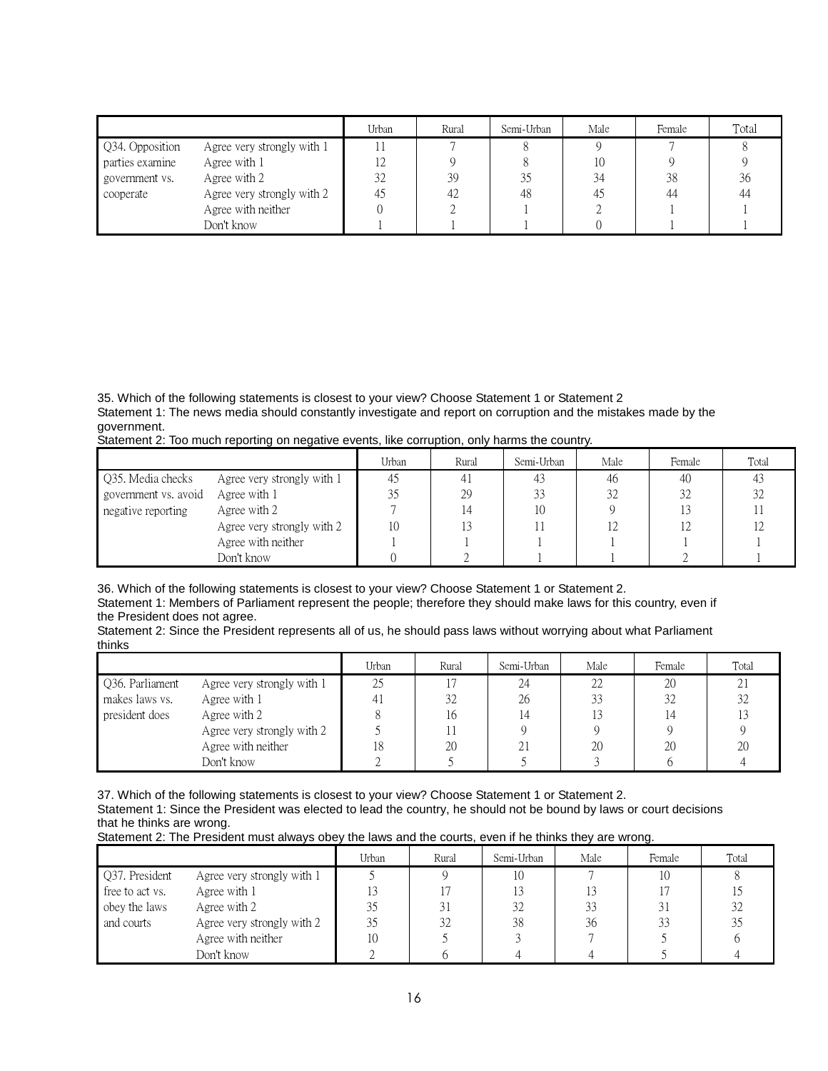| | | Urban | Rural | Semi-Urban | Male | Female | Total |
|---|---|---|---|---|---|---|---|
| Q34. Opposition parties examine government vs. cooperate | Agree very strongly with 1 | 11 | 7 | 8 | 9 | 7 | 8 |
| | Agree with 1 | 12 | 9 | 8 | 10 | 9 | 9 |
| | Agree with 2 | 32 | 39 | 35 | 34 | 38 | 36 |
| | Agree very strongly with 2 | 45 | 42 | 48 | 45 | 44 | 44 |
| | Agree with neither | 0 | 2 | 1 | 2 | 1 | 1 |
| | Don't know | 1 | 1 | 1 | 0 | 1 | 1 |

35. Which of the following statements is closest to your view? Choose Statement 1 or Statement 2
Statement 1: The news media should constantly investigate and report on corruption and the mistakes made by the government.
Statement 2: Too much reporting on negative events, like corruption, only harms the country.

| | | Urban | Rural | Semi-Urban | Male | Female | Total |
|---|---|---|---|---|---|---|---|
| Q35. Media checks government vs. avoid negative reporting | Agree very strongly with 1 | 45 | 41 | 43 | 46 | 40 | 43 |
| | Agree with 1 | 35 | 29 | 33 | 32 | 32 | 32 |
| | Agree with 2 | 7 | 14 | 10 | 9 | 13 | 11 |
| | Agree very strongly with 2 | 10 | 13 | 11 | 12 | 12 | 12 |
| | Agree with neither | 1 | 1 | 1 | 1 | 1 | 1 |
| | Don't know | 0 | 2 | 1 | 1 | 2 | 1 |

36. Which of the following statements is closest to your view? Choose Statement 1 or Statement 2.
Statement 1: Members of Parliament represent the people; therefore they should make laws for this country, even if the President does not agree.
Statement 2: Since the President represents all of us, he should pass laws without worrying about what Parliament thinks

| | | Urban | Rural | Semi-Urban | Male | Female | Total |
|---|---|---|---|---|---|---|---|
| Q36. Parliament makes laws vs. president does | Agree very strongly with 1 | 25 | 17 | 24 | 22 | 20 | 21 |
| | Agree with 1 | 41 | 32 | 26 | 33 | 32 | 32 |
| | Agree with 2 | 8 | 16 | 14 | 13 | 14 | 13 |
| | Agree very strongly with 2 | 5 | 11 | 9 | 9 | 9 | 9 |
| | Agree with neither | 18 | 20 | 21 | 20 | 20 | 20 |
| | Don't know | 2 | 5 | 5 | 3 | 6 | 4 |

37. Which of the following statements is closest to your view? Choose Statement 1 or Statement 2.
Statement 1: Since the President was elected to lead the country, he should not be bound by laws or court decisions that he thinks are wrong.
Statement 2: The President must always obey the laws and the courts, even if he thinks they are wrong.

| | | Urban | Rural | Semi-Urban | Male | Female | Total |
|---|---|---|---|---|---|---|---|
| Q37. President free to act vs. obey the laws and courts | Agree very strongly with 1 | 5 | 9 | 10 | 7 | 10 | 8 |
| | Agree with 1 | 13 | 17 | 13 | 13 | 17 | 15 |
| | Agree with 2 | 35 | 31 | 32 | 33 | 31 | 32 |
| | Agree very strongly with 2 | 35 | 32 | 38 | 36 | 33 | 35 |
| | Agree with neither | 10 | 5 | 3 | 7 | 5 | 6 |
| | Don't know | 2 | 6 | 4 | 4 | 5 | 4 |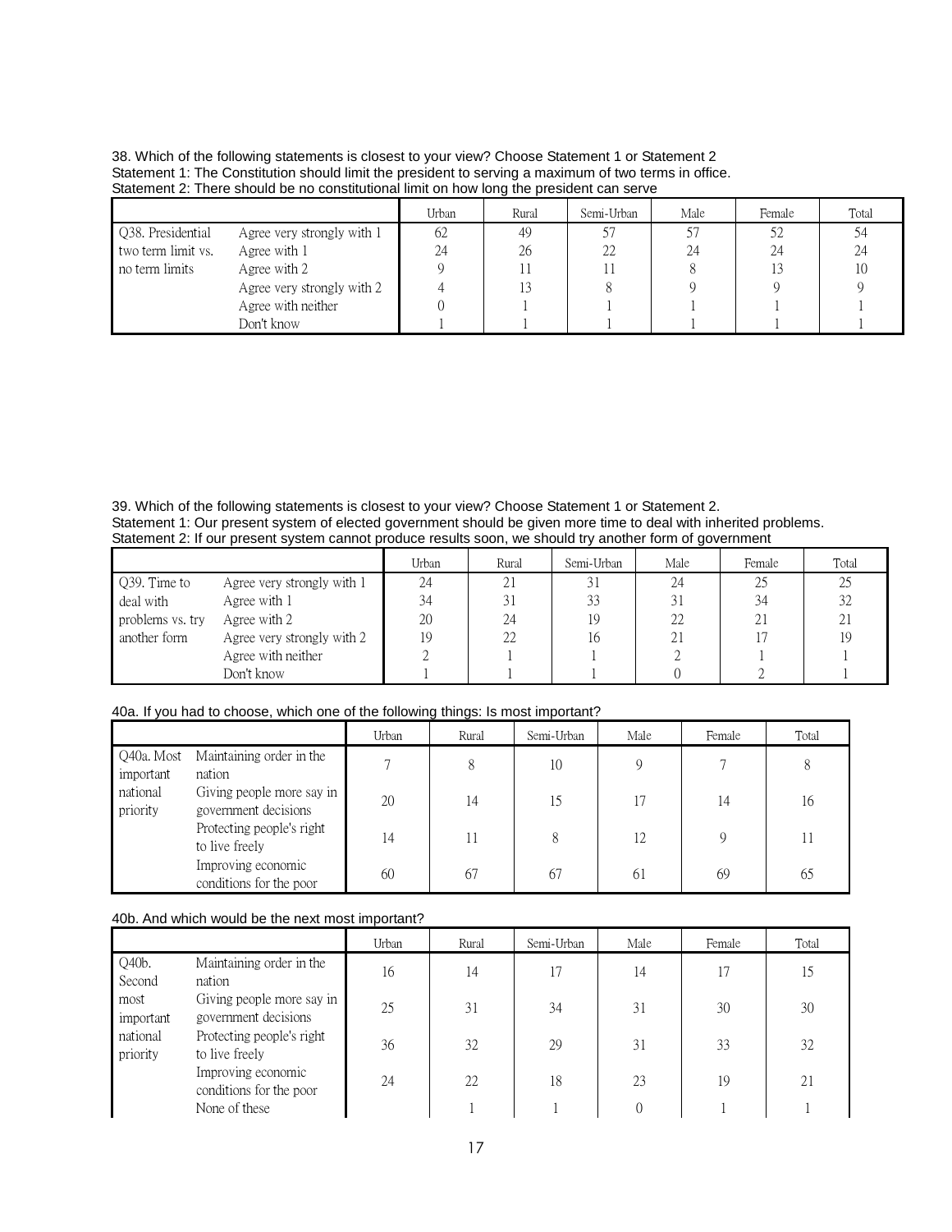38. Which of the following statements is closest to your view? Choose Statement 1 or Statement 2
Statement 1: The Constitution should limit the president to serving a maximum of two terms in office.
Statement 2: There should be no constitutional limit on how long the president can serve

| | | Urban | Rural | Semi-Urban | Male | Female | Total |
|---|---|---|---|---|---|---|---|
| Q38. Presidential two term limit vs. no term limits | Agree very strongly with 1 | 62 | 49 | 57 | 57 | 52 | 54 |
| | Agree with 1 | 24 | 26 | 22 | 24 | 24 | 24 |
| | Agree with 2 | 9 | 11 | 11 | 8 | 13 | 10 |
| | Agree very strongly with 2 | 4 | 13 | 8 | 9 | 9 | 9 |
| | Agree with neither | 0 | 1 | 1 | 1 | 1 | 1 |
| | Don't know | 1 | 1 | 1 | 1 | 1 | 1 |

39. Which of the following statements is closest to your view? Choose Statement 1 or Statement 2.
Statement 1: Our present system of elected government should be given more time to deal with inherited problems.
Statement 2: If our present system cannot produce results soon, we should try another form of government

| | | Urban | Rural | Semi-Urban | Male | Female | Total |
|---|---|---|---|---|---|---|---|
| Q39. Time to deal with problems vs. try another form | Agree very strongly with 1 | 24 | 21 | 31 | 24 | 25 | 25 |
| | Agree with 1 | 34 | 31 | 33 | 31 | 34 | 32 |
| | Agree with 2 | 20 | 24 | 19 | 22 | 21 | 21 |
| | Agree very strongly with 2 | 19 | 22 | 16 | 21 | 17 | 19 |
| | Agree with neither | 2 | 1 | 1 | 2 | 1 | 1 |
| | Don't know | 1 | 1 | 1 | 0 | 2 | 1 |

40a. If you had to choose, which one of the following things: Is most important?

| | | Urban | Rural | Semi-Urban | Male | Female | Total |
|---|---|---|---|---|---|---|---|
| Q40a. Most important national priority | Maintaining order in the nation | 7 | 8 | 10 | 9 | 7 | 8 |
| | Giving people more say in government decisions | 20 | 14 | 15 | 17 | 14 | 16 |
| | Protecting people's right to live freely | 14 | 11 | 8 | 12 | 9 | 11 |
| | Improving economic conditions for the poor | 60 | 67 | 67 | 61 | 69 | 65 |

40b. And which would be the next most important?

| | | Urban | Rural | Semi-Urban | Male | Female | Total |
|---|---|---|---|---|---|---|---|
| Q40b. Second most important national priority | Maintaining order in the nation | 16 | 14 | 17 | 14 | 17 | 15 |
| | Giving people more say in government decisions | 25 | 31 | 34 | 31 | 30 | 30 |
| | Protecting people's right to live freely | 36 | 32 | 29 | 31 | 33 | 32 |
| | Improving economic conditions for the poor | 24 | 22 | 18 | 23 | 19 | 21 |
| | None of these | | 1 | 1 | 0 | 1 | 1 |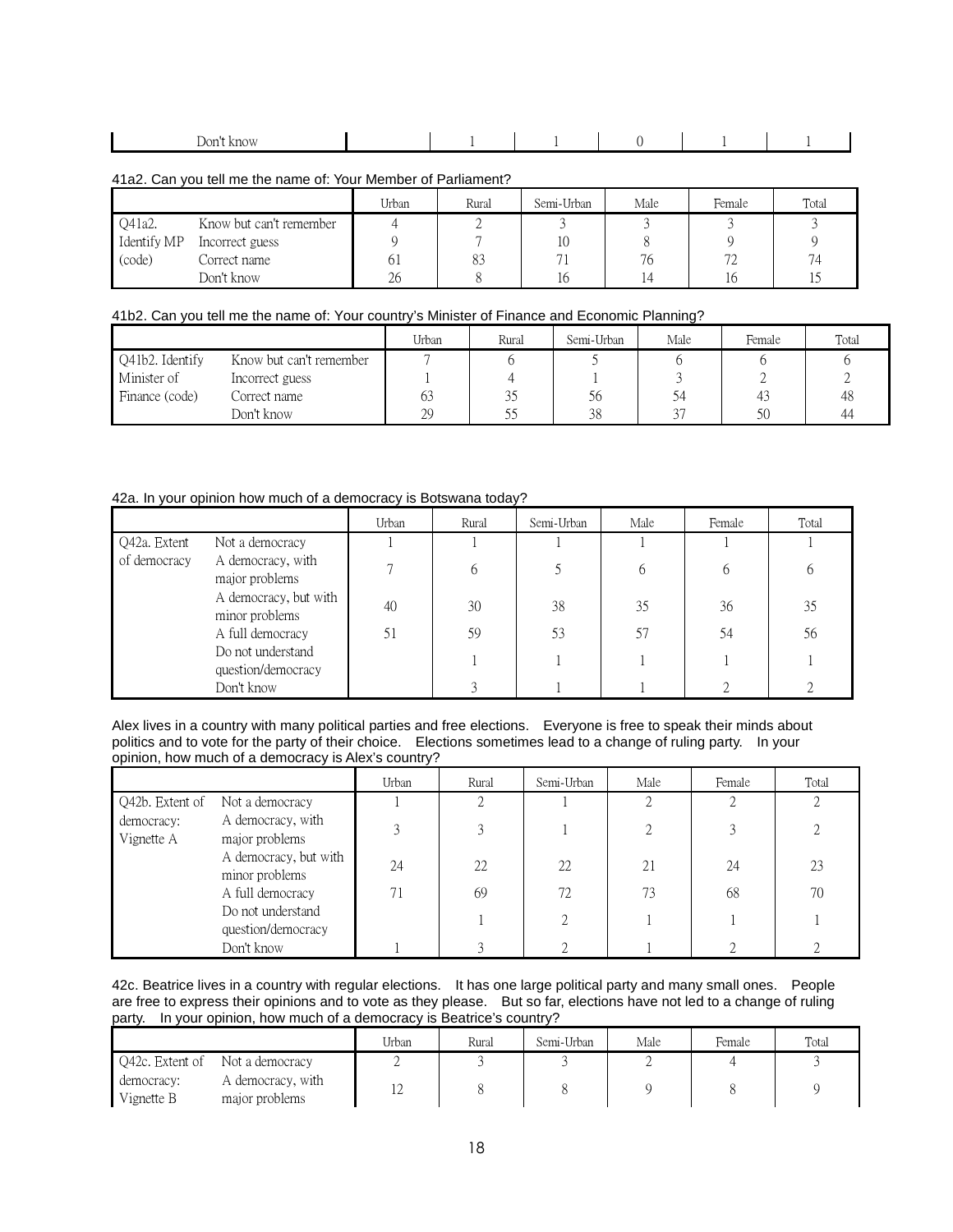| Don't know | | 1 | 1 | 0 | 1 | 1 |
|---|---|---|---|---|---|---|

41a2. Can you tell me the name of: Your Member of Parliament?

| | | Urban | Rural | Semi-Urban | Male | Female | Total |
|---|---|---|---|---|---|---|---|
| Q41a2. | Know but can't remember | 4 | 2 | 3 | 3 | 3 | 3 |
| Identify MP | Incorrect guess | 9 | 7 | 10 | 8 | 9 | 9 |
| (code) | Correct name | 61 | 83 | 71 | 76 | 72 | 74 |
| | Don't know | 26 | 8 | 16 | 14 | 16 | 15 |

41b2. Can you tell me the name of: Your country's Minister of Finance and Economic Planning?

| | | Urban | Rural | Semi-Urban | Male | Female | Total |
|---|---|---|---|---|---|---|---|
| Q41b2. Identify | Know but can't remember | 7 | 6 | 5 | 6 | 6 | 6 |
| Minister of | Incorrect guess | 1 | 4 | 1 | 3 | 2 | 2 |
| Finance (code) | Correct name | 63 | 35 | 56 | 54 | 43 | 48 |
| | Don't know | 29 | 55 | 38 | 37 | 50 | 44 |

42a. In your opinion how much of a democracy is Botswana today?

| | | Urban | Rural | Semi-Urban | Male | Female | Total |
|---|---|---|---|---|---|---|---|
| Q42a. Extent | Not a democracy | 1 | 1 | 1 | 1 | 1 | 1 |
| of democracy | A democracy, with major problems | 7 | 6 | 5 | 6 | 6 | 6 |
| | A democracy, but with minor problems | 40 | 30 | 38 | 35 | 36 | 35 |
| | A full democracy | 51 | 59 | 53 | 57 | 54 | 56 |
| | Do not understand question/democracy | | 1 | 1 | 1 | 1 | 1 |
| | Don't know | | 3 | 1 | 1 | 2 | 2 |

Alex lives in a country with many political parties and free elections. Everyone is free to speak their minds about politics and to vote for the party of their choice. Elections sometimes lead to a change of ruling party. In your opinion, how much of a democracy is Alex's country?

| | | Urban | Rural | Semi-Urban | Male | Female | Total |
|---|---|---|---|---|---|---|---|
| Q42b. Extent of | Not a democracy | 1 | 2 | 1 | 2 | 2 | 2 |
| democracy: | A democracy, with major problems | 3 | 3 | 1 | 2 | 3 | 2 |
| Vignette A | A democracy, but with minor problems | 24 | 22 | 22 | 21 | 24 | 23 |
| | A full democracy | 71 | 69 | 72 | 73 | 68 | 70 |
| | Do not understand question/democracy | | 1 | 2 | 1 | 1 | 1 |
| | Don't know | 1 | 3 | 2 | 1 | 2 | 2 |

42c. Beatrice lives in a country with regular elections. It has one large political party and many small ones. People are free to express their opinions and to vote as they please. But so far, elections have not led to a change of ruling party. In your opinion, how much of a democracy is Beatrice's country?

| | | Urban | Rural | Semi-Urban | Male | Female | Total |
|---|---|---|---|---|---|---|---|
| Q42c. Extent of | Not a democracy | 2 | 3 | 3 | 2 | 4 | 3 |
| democracy: Vignette B | A democracy, with major problems | 12 | 8 | 8 | 9 | 8 | 9 |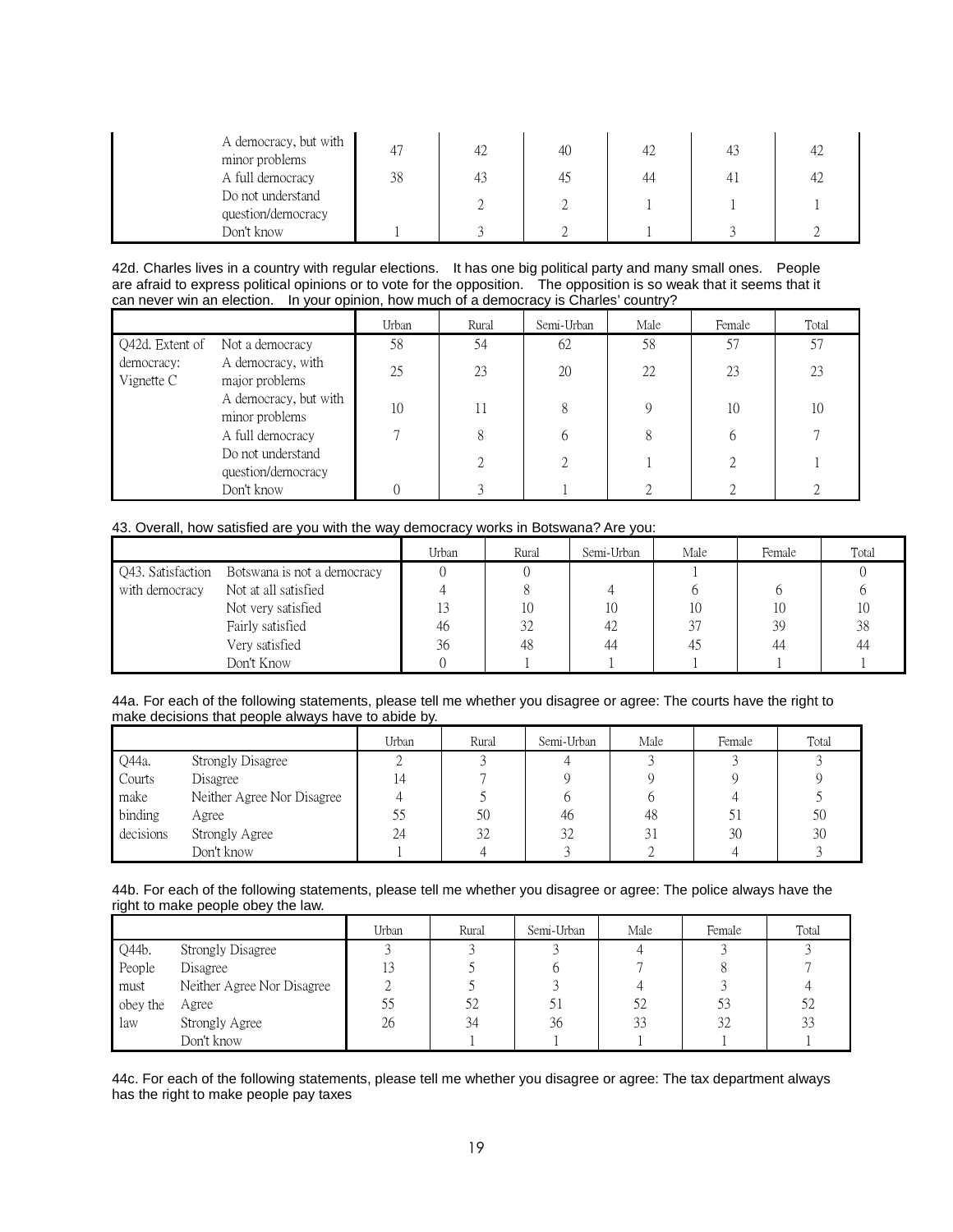| | | | | | | |
|---|---|---|---|---|---|---|
| A democracy, but with minor problems | 47 | 42 | 40 | 42 | 43 | 42 |
| A full democracy | 38 | 43 | 45 | 44 | 41 | 42 |
| Do not understand question/democracy | | 2 | 2 | 1 | 1 | 1 |
| Don't know | 1 | 3 | 2 | 1 | 3 | 2 |

42d. Charles lives in a country with regular elections. It has one big political party and many small ones. People are afraid to express political opinions or to vote for the opposition. The opposition is so weak that it seems that it can never win an election. In your opinion, how much of a democracy is Charles' country?

| | | Urban | Rural | Semi-Urban | Male | Female | Total |
|---|---|---|---|---|---|---|---|
| Q42d. Extent of democracy: Vignette C | Not a democracy | 58 | 54 | 62 | 58 | 57 | 57 |
| | A democracy, with major problems | 25 | 23 | 20 | 22 | 23 | 23 |
| | A democracy, but with minor problems | 10 | 11 | 8 | 9 | 10 | 10 |
| | A full democracy | 7 | 8 | 6 | 8 | 6 | 7 |
| | Do not understand question/democracy | | 2 | 2 | 1 | 2 | 1 |
| | Don't know | 0 | 3 | 1 | 2 | 2 | 2 |

43. Overall, how satisfied are you with the way democracy works in Botswana? Are you:

| | | Urban | Rural | Semi-Urban | Male | Female | Total |
|---|---|---|---|---|---|---|---|
| Q43. Satisfaction with democracy | Botswana is not a democracy | 0 | 0 | | 1 | | 0 |
| | Not at all satisfied | 4 | 8 | 4 | 6 | 6 | 6 |
| | Not very satisfied | 13 | 10 | 10 | 10 | 10 | 10 |
| | Fairly satisfied | 46 | 32 | 42 | 37 | 39 | 38 |
| | Very satisfied | 36 | 48 | 44 | 45 | 44 | 44 |
| | Don't Know | 0 | 1 | 1 | 1 | 1 | 1 |

44a. For each of the following statements, please tell me whether you disagree or agree: The courts have the right to make decisions that people always have to abide by.

| | | Urban | Rural | Semi-Urban | Male | Female | Total |
|---|---|---|---|---|---|---|---|
| Q44a. Courts make binding decisions | Strongly Disagree | 2 | 3 | 4 | 3 | 3 | 3 |
| | Disagree | 14 | 7 | 9 | 9 | 9 | 9 |
| | Neither Agree Nor Disagree | 4 | 5 | 6 | 6 | 4 | 5 |
| | Agree | 55 | 50 | 46 | 48 | 51 | 50 |
| | Strongly Agree | 24 | 32 | 32 | 31 | 30 | 30 |
| | Don't know | 1 | 4 | 3 | 2 | 4 | 3 |

44b. For each of the following statements, please tell me whether you disagree or agree: The police always have the right to make people obey the law.

| | | Urban | Rural | Semi-Urban | Male | Female | Total |
|---|---|---|---|---|---|---|---|
| Q44b. People must obey the law | Strongly Disagree | 3 | 3 | 3 | 4 | 3 | 3 |
| | Disagree | 13 | 5 | 6 | 7 | 8 | 7 |
| | Neither Agree Nor Disagree | 2 | 5 | 3 | 4 | 3 | 4 |
| | Agree | 55 | 52 | 51 | 52 | 53 | 52 |
| | Strongly Agree | 26 | 34 | 36 | 33 | 32 | 33 |
| | Don't know | | 1 | 1 | 1 | 1 | 1 |

44c. For each of the following statements, please tell me whether you disagree or agree: The tax department always has the right to make people pay taxes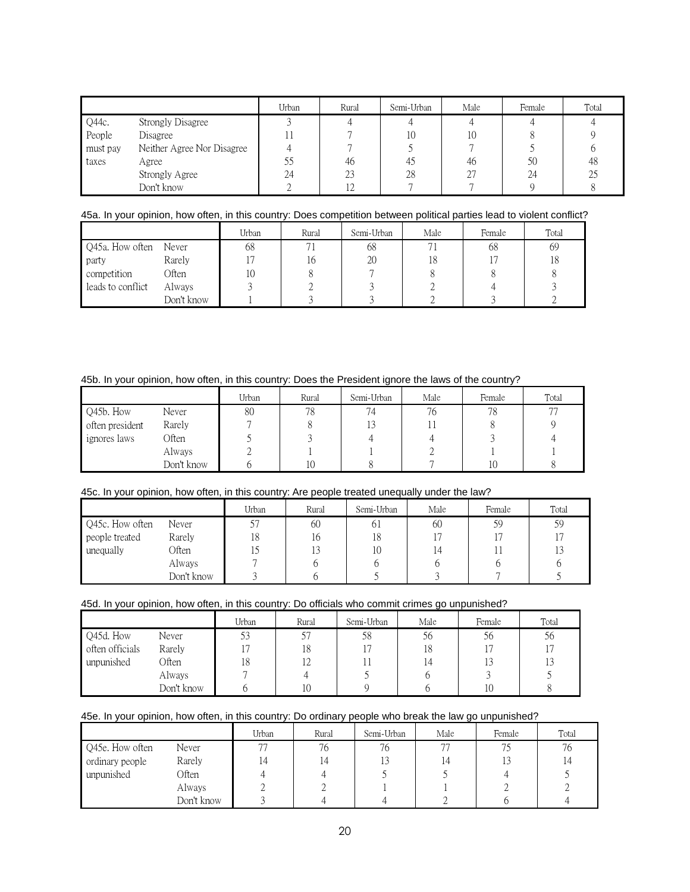| | | Urban | Rural | Semi-Urban | Male | Female | Total |
|---|---|---|---|---|---|---|---|
| Q44c. | Strongly Disagree | 3 | 4 | 4 | 4 | 4 | 4 |
| People | Disagree | 11 | 7 | 10 | 10 | 8 | 9 |
| must pay | Neither Agree Nor Disagree | 4 | 7 | 5 | 7 | 5 | 6 |
| taxes | Agree | 55 | 46 | 45 | 46 | 50 | 48 |
| | Strongly Agree | 24 | 23 | 28 | 27 | 24 | 25 |
| | Don't know | 2 | 12 | 7 | 7 | 9 | 8 |

45a. In your opinion, how often, in this country: Does competition between political parties lead to violent conflict?

| | | Urban | Rural | Semi-Urban | Male | Female | Total |
|---|---|---|---|---|---|---|---|
| Q45a. How often | Never | 68 | 71 | 68 | 71 | 68 | 69 |
| party | Rarely | 17 | 16 | 20 | 18 | 17 | 18 |
| competition | Often | 10 | 8 | 7 | 8 | 8 | 8 |
| leads to conflict | Always | 3 | 2 | 3 | 2 | 4 | 3 |
| | Don't know | 1 | 3 | 3 | 2 | 3 | 2 |

45b. In your opinion, how often, in this country: Does the President ignore the laws of the country?

| | | Urban | Rural | Semi-Urban | Male | Female | Total |
|---|---|---|---|---|---|---|---|
| Q45b. How | Never | 80 | 78 | 74 | 76 | 78 | 77 |
| often president | Rarely | 7 | 8 | 13 | 11 | 8 | 9 |
| ignores laws | Often | 5 | 3 | 4 | 4 | 3 | 4 |
| | Always | 2 | 1 | 1 | 2 | 1 | 1 |
| | Don't know | 6 | 10 | 8 | 7 | 10 | 8 |

45c. In your opinion, how often, in this country: Are people treated unequally under the law?

| | | Urban | Rural | Semi-Urban | Male | Female | Total |
|---|---|---|---|---|---|---|---|
| Q45c. How often | Never | 57 | 60 | 61 | 60 | 59 | 59 |
| people treated | Rarely | 18 | 16 | 18 | 17 | 17 | 17 |
| unequally | Often | 15 | 13 | 10 | 14 | 11 | 13 |
| | Always | 7 | 6 | 6 | 6 | 6 | 6 |
| | Don't know | 3 | 6 | 5 | 3 | 7 | 5 |

45d. In your opinion, how often, in this country: Do officials who commit crimes go unpunished?

| | | Urban | Rural | Semi-Urban | Male | Female | Total |
|---|---|---|---|---|---|---|---|
| Q45d. How | Never | 53 | 57 | 58 | 56 | 56 | 56 |
| often officials | Rarely | 17 | 18 | 17 | 18 | 17 | 17 |
| unpunished | Often | 18 | 12 | 11 | 14 | 13 | 13 |
| | Always | 7 | 4 | 5 | 6 | 3 | 5 |
| | Don't know | 6 | 10 | 9 | 6 | 10 | 8 |

45e. In your opinion, how often, in this country: Do ordinary people who break the law go unpunished?

| | | Urban | Rural | Semi-Urban | Male | Female | Total |
|---|---|---|---|---|---|---|---|
| Q45e. How often | Never | 77 | 76 | 76 | 77 | 75 | 76 |
| ordinary people | Rarely | 14 | 14 | 13 | 14 | 13 | 14 |
| unpunished | Often | 4 | 4 | 5 | 5 | 4 | 5 |
| | Always | 2 | 2 | 1 | 1 | 2 | 2 |
| | Don't know | 3 | 4 | 4 | 2 | 6 | 4 |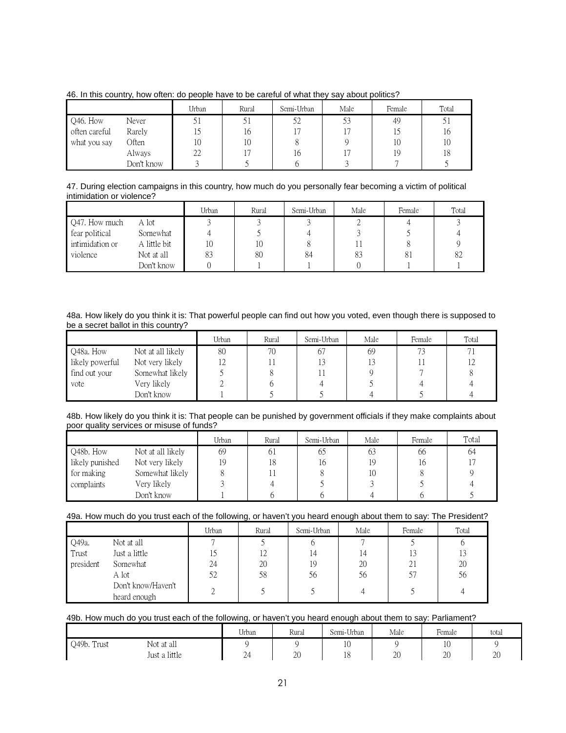46. In this country, how often: do people have to be careful of what they say about politics?

| | | Urban | Rural | Semi-Urban | Male | Female | Total |
|---|---|---|---|---|---|---|---|
| Q46. How often careful what you say | Never | 51 | 51 | 52 | 53 | 49 | 51 |
| | Rarely | 15 | 16 | 17 | 17 | 15 | 16 |
| | Often | 10 | 10 | 8 | 9 | 10 | 10 |
| | Always | 22 | 17 | 16 | 17 | 19 | 18 |
| | Don't know | 3 | 5 | 6 | 3 | 7 | 5 |

47. During election campaigns in this country, how much do you personally fear becoming a victim of political intimidation or violence?

| | | Urban | Rural | Semi-Urban | Male | Female | Total |
|---|---|---|---|---|---|---|---|
| Q47. How much fear political intimidation or violence | A lot | 3 | 3 | 3 | 2 | 4 | 3 |
| | Somewhat | 4 | 5 | 4 | 3 | 5 | 4 |
| | A little bit | 10 | 10 | 8 | 11 | 8 | 9 |
| | Not at all | 83 | 80 | 84 | 83 | 81 | 82 |
| | Don't know | 0 | 1 | 1 | 0 | 1 | 1 |

48a. How likely do you think it is: That powerful people can find out how you voted, even though there is supposed to be a secret ballot in this country?

| | | Urban | Rural | Semi-Urban | Male | Female | Total |
|---|---|---|---|---|---|---|---|
| Q48a. How likely powerful find out your vote | Not at all likely | 80 | 70 | 67 | 69 | 73 | 71 |
| | Not very likely | 12 | 11 | 13 | 13 | 11 | 12 |
| | Somewhat likely | 5 | 8 | 11 | 9 | 7 | 8 |
| | Very likely | 2 | 6 | 4 | 5 | 4 | 4 |
| | Don't know | 1 | 5 | 5 | 4 | 5 | 4 |

48b. How likely do you think it is: That people can be punished by government officials if they make complaints about poor quality services or misuse of funds?

| | | Urban | Rural | Semi-Urban | Male | Female | Total |
|---|---|---|---|---|---|---|---|
| Q48b. How likely punished for making complaints | Not at all likely | 69 | 61 | 65 | 63 | 66 | 64 |
| | Not very likely | 19 | 18 | 16 | 19 | 16 | 17 |
| | Somewhat likely | 8 | 11 | 8 | 10 | 8 | 9 |
| | Very likely | 3 | 4 | 5 | 3 | 5 | 4 |
| | Don't know | 1 | 6 | 6 | 4 | 6 | 5 |

49a. How much do you trust each of the following, or haven't you heard enough about them to say: The President?

| | | Urban | Rural | Semi-Urban | Male | Female | Total |
|---|---|---|---|---|---|---|---|
| Q49a. Trust president | Not at all | 7 | 5 | 6 | 7 | 5 | 6 |
| | Just a little | 15 | 12 | 14 | 14 | 13 | 13 |
| | Somewhat | 24 | 20 | 19 | 20 | 21 | 20 |
| | A lot | 52 | 58 | 56 | 56 | 57 | 56 |
| | Don't know/Haven't heard enough | 2 | 5 | 5 | 4 | 5 | 4 |

49b. How much do you trust each of the following, or haven't you heard enough about them to say: Parliament?

| | | Urban | Rural | Semi-Urban | Male | Female | total |
|---|---|---|---|---|---|---|---|
| Q49b. Trust | Not at all | 9 | 9 | 10 | 9 | 10 | 9 |
| | Just a little | 24 | 20 | 18 | 20 | 20 | 20 |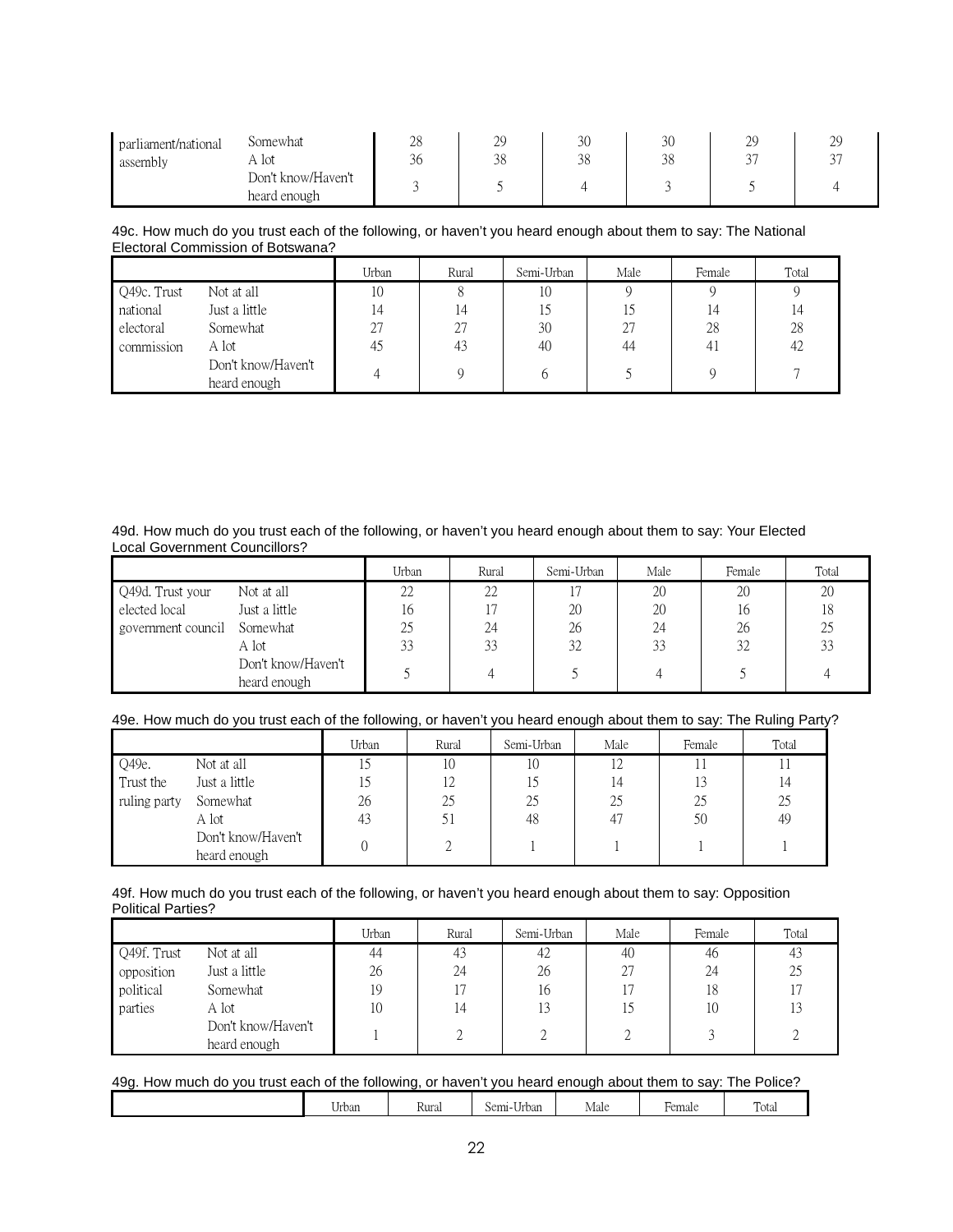| | | | | | | | |
|---|---|---|---|---|---|---|---|
| parliament/national assembly | Somewhat | 28 | 29 | 30 | 30 | 29 | 29 |
| | A lot | 36 | 38 | 38 | 38 | 37 | 37 |
| | Don't know/Haven't heard enough | 3 | 5 | 4 | 3 | 5 | 4 |

49c. How much do you trust each of the following, or haven't you heard enough about them to say: The National Electoral Commission of Botswana?

| | | Urban | Rural | Semi-Urban | Male | Female | Total |
|---|---|---|---|---|---|---|---|
| Q49c. Trust national electoral commission | Not at all | 10 | 8 | 10 | 9 | 9 | 9 |
| | Just a little | 14 | 14 | 15 | 15 | 14 | 14 |
| | Somewhat | 27 | 27 | 30 | 27 | 28 | 28 |
| | A lot | 45 | 43 | 40 | 44 | 41 | 42 |
| | Don't know/Haven't heard enough | 4 | 9 | 6 | 5 | 9 | 7 |

49d. How much do you trust each of the following, or haven't you heard enough about them to say: Your Elected Local Government Councillors?

| | | Urban | Rural | Semi-Urban | Male | Female | Total |
|---|---|---|---|---|---|---|---|
| Q49d. Trust your elected local government council | Not at all | 22 | 22 | 17 | 20 | 20 | 20 |
| | Just a little | 16 | 17 | 20 | 20 | 16 | 18 |
| | Somewhat | 25 | 24 | 26 | 24 | 26 | 25 |
| | A lot | 33 | 33 | 32 | 33 | 32 | 33 |
| | Don't know/Haven't heard enough | 5 | 4 | 5 | 4 | 5 | 4 |

49e. How much do you trust each of the following, or haven't you heard enough about them to say: The Ruling Party?

| | | Urban | Rural | Semi-Urban | Male | Female | Total |
|---|---|---|---|---|---|---|---|
| Q49e. Trust the ruling party | Not at all | 15 | 10 | 10 | 12 | 11 | 11 |
| | Just a little | 15 | 12 | 15 | 14 | 13 | 14 |
| | Somewhat | 26 | 25 | 25 | 25 | 25 | 25 |
| | A lot | 43 | 51 | 48 | 47 | 50 | 49 |
| | Don't know/Haven't heard enough | 0 | 2 | 1 | 1 | 1 | 1 |

49f. How much do you trust each of the following, or haven't you heard enough about them to say: Opposition Political Parties?

| | | Urban | Rural | Semi-Urban | Male | Female | Total |
|---|---|---|---|---|---|---|---|
| Q49f. Trust opposition political parties | Not at all | 44 | 43 | 42 | 40 | 46 | 43 |
| | Just a little | 26 | 24 | 26 | 27 | 24 | 25 |
| | Somewhat | 19 | 17 | 16 | 17 | 18 | 17 |
| | A lot | 10 | 14 | 13 | 15 | 10 | 13 |
| | Don't know/Haven't heard enough | 1 | 2 | 2 | 2 | 3 | 2 |

49g. How much do you trust each of the following, or haven't you heard enough about them to say: The Police?

| | Urban | Rural | Semi-Urban | Male | Female | Total |
|---|---|---|---|---|---|---|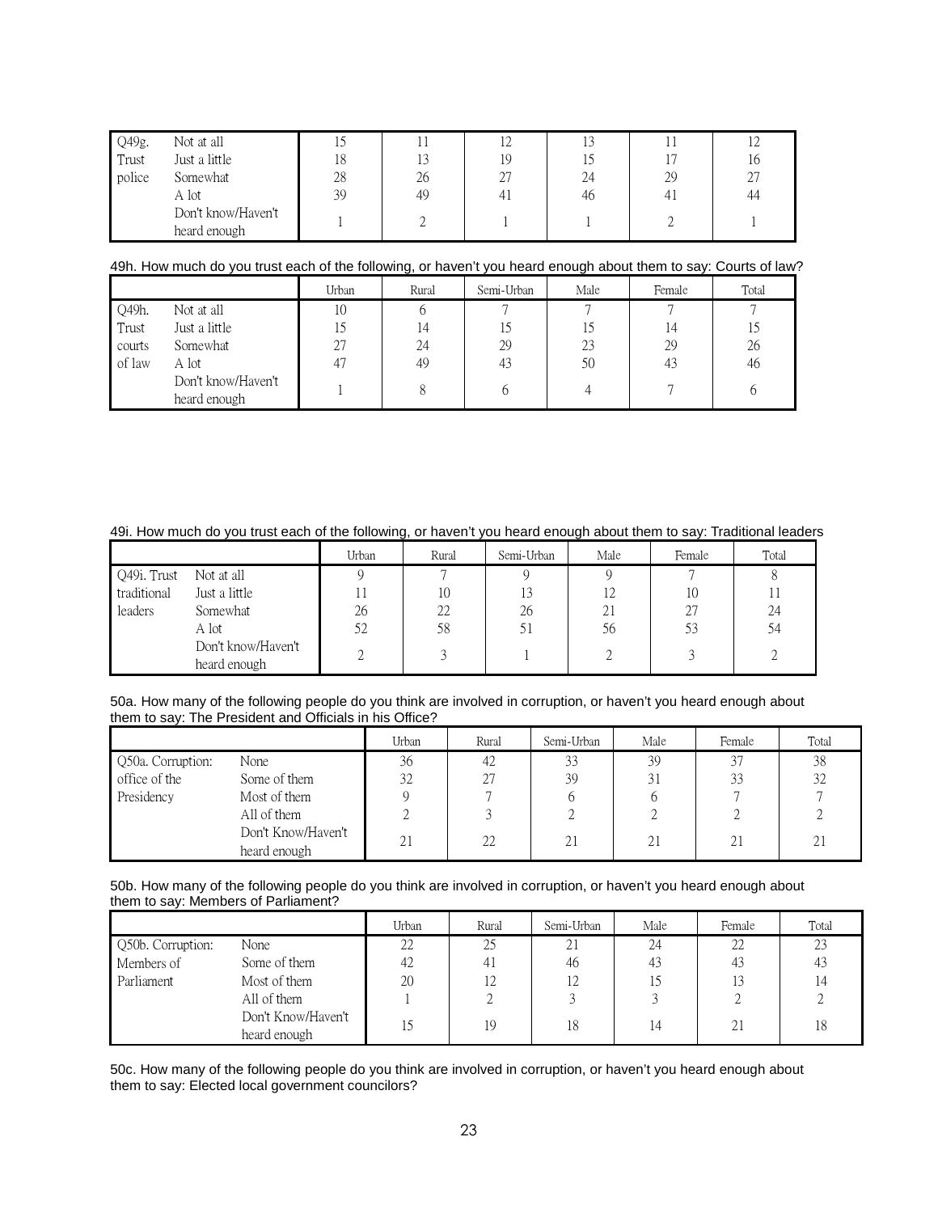| | | | | | | | |
|---|---|---|---|---|---|---|---|
| Q49g. Trust police | Not at all | 15 | 11 | 12 | 13 | 11 | 12 |
| | Just a little | 18 | 13 | 19 | 15 | 17 | 16 |
| | Somewhat | 28 | 26 | 27 | 24 | 29 | 27 |
| | A lot | 39 | 49 | 41 | 46 | 41 | 44 |
| | Don't know/Haven't heard enough | 1 | 2 | 1 | 1 | 2 | 1 |

49h. How much do you trust each of the following, or haven't you heard enough about them to say: Courts of law?

| | | Urban | Rural | Semi-Urban | Male | Female | Total |
|---|---|---|---|---|---|---|---|
| Q49h. Trust courts of law | Not at all | 10 | 6 | 7 | 7 | 7 | 7 |
| | Just a little | 15 | 14 | 15 | 15 | 14 | 15 |
| | Somewhat | 27 | 24 | 29 | 23 | 29 | 26 |
| | A lot | 47 | 49 | 43 | 50 | 43 | 46 |
| | Don't know/Haven't heard enough | 1 | 8 | 6 | 4 | 7 | 6 |

49i. How much do you trust each of the following, or haven't you heard enough about them to say: Traditional leaders

| | | Urban | Rural | Semi-Urban | Male | Female | Total |
|---|---|---|---|---|---|---|---|
| Q49i. Trust traditional leaders | Not at all | 9 | 7 | 9 | 9 | 7 | 8 |
| | Just a little | 11 | 10 | 13 | 12 | 10 | 11 |
| | Somewhat | 26 | 22 | 26 | 21 | 27 | 24 |
| | A lot | 52 | 58 | 51 | 56 | 53 | 54 |
| | Don't know/Haven't heard enough | 2 | 3 | 1 | 2 | 3 | 2 |

50a. How many of the following people do you think are involved in corruption, or haven't you heard enough about them to say: The President and Officials in his Office?

| | | Urban | Rural | Semi-Urban | Male | Female | Total |
|---|---|---|---|---|---|---|---|
| Q50a. Corruption: office of the Presidency | None | 36 | 42 | 33 | 39 | 37 | 38 |
| | Some of them | 32 | 27 | 39 | 31 | 33 | 32 |
| | Most of them | 9 | 7 | 6 | 6 | 7 | 7 |
| | All of them | 2 | 3 | 2 | 2 | 2 | 2 |
| | Don't Know/Haven't heard enough | 21 | 22 | 21 | 21 | 21 | 21 |

50b. How many of the following people do you think are involved in corruption, or haven't you heard enough about them to say: Members of Parliament?

| | | Urban | Rural | Semi-Urban | Male | Female | Total |
|---|---|---|---|---|---|---|---|
| Q50b. Corruption: Members of Parliament | None | 22 | 25 | 21 | 24 | 22 | 23 |
| | Some of them | 42 | 41 | 46 | 43 | 43 | 43 |
| | Most of them | 20 | 12 | 12 | 15 | 13 | 14 |
| | All of them | 1 | 2 | 3 | 3 | 2 | 2 |
| | Don't Know/Haven't heard enough | 15 | 19 | 18 | 14 | 21 | 18 |

50c. How many of the following people do you think are involved in corruption, or haven't you heard enough about them to say: Elected local government councilors?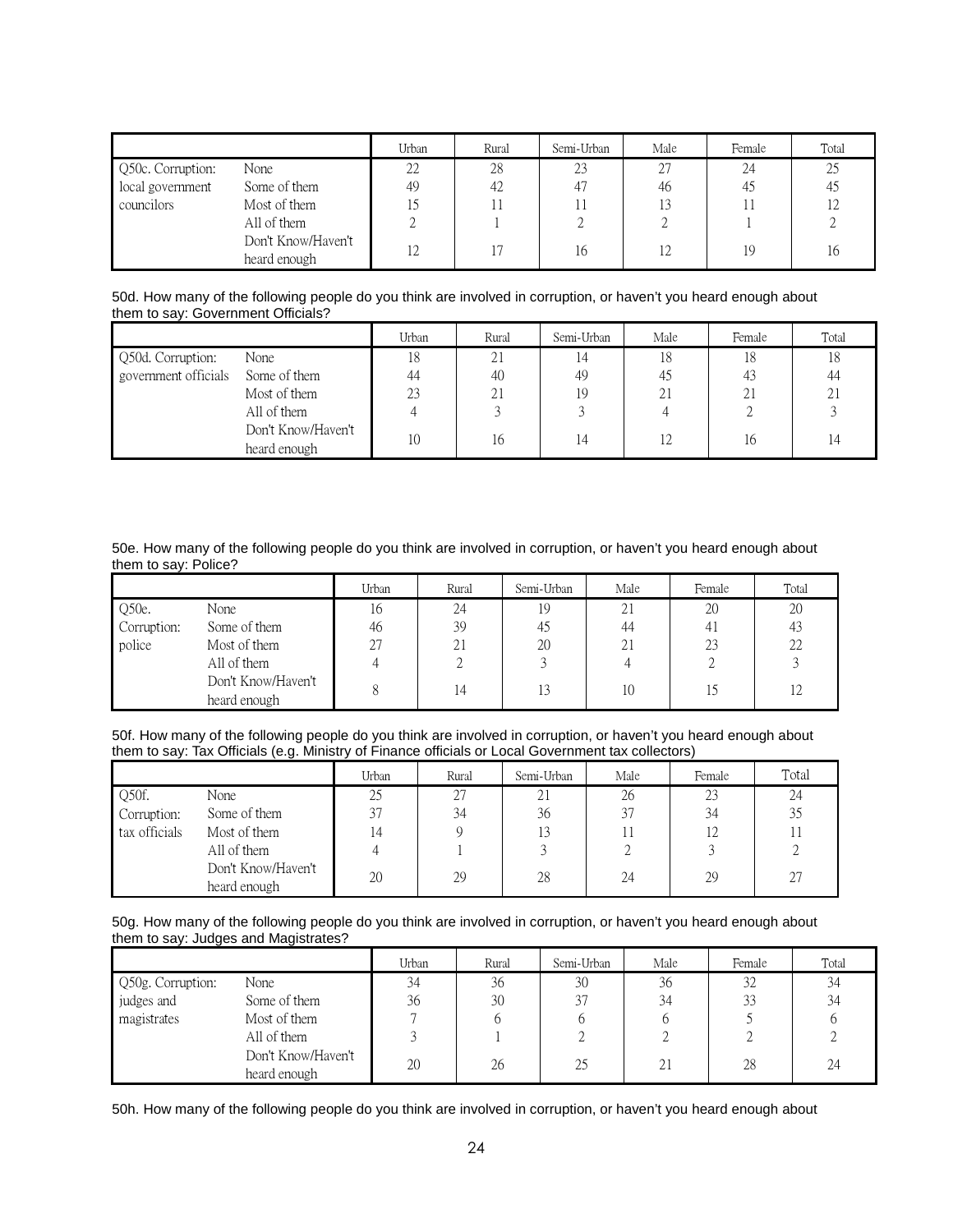| | | Urban | Rural | Semi-Urban | Male | Female | Total |
|---|---|---|---|---|---|---|---|
| Q50c. Corruption: local government councilors | None | 22 | 28 | 23 | 27 | 24 | 25 |
| | Some of them | 49 | 42 | 47 | 46 | 45 | 45 |
| | Most of them | 15 | 11 | 11 | 13 | 11 | 12 |
| | All of them | 2 | 1 | 2 | 2 | 1 | 2 |
| | Don't Know/Haven't heard enough | 12 | 17 | 16 | 12 | 19 | 16 |

50d. How many of the following people do you think are involved in corruption, or haven't you heard enough about them to say: Government Officials?

| | | Urban | Rural | Semi-Urban | Male | Female | Total |
|---|---|---|---|---|---|---|---|
| Q50d. Corruption: government officials | None | 18 | 21 | 14 | 18 | 18 | 18 |
| | Some of them | 44 | 40 | 49 | 45 | 43 | 44 |
| | Most of them | 23 | 21 | 19 | 21 | 21 | 21 |
| | All of them | 4 | 3 | 3 | 4 | 2 | 3 |
| | Don't Know/Haven't heard enough | 10 | 16 | 14 | 12 | 16 | 14 |

50e. How many of the following people do you think are involved in corruption, or haven't you heard enough about them to say: Police?

| | | Urban | Rural | Semi-Urban | Male | Female | Total |
|---|---|---|---|---|---|---|---|
| Q50e. Corruption: police | None | 16 | 24 | 19 | 21 | 20 | 20 |
| | Some of them | 46 | 39 | 45 | 44 | 41 | 43 |
| | Most of them | 27 | 21 | 20 | 21 | 23 | 22 |
| | All of them | 4 | 2 | 3 | 4 | 2 | 3 |
| | Don't Know/Haven't heard enough | 8 | 14 | 13 | 10 | 15 | 12 |

50f. How many of the following people do you think are involved in corruption, or haven't you heard enough about them to say: Tax Officials (e.g. Ministry of Finance officials or Local Government tax collectors)

| | | Urban | Rural | Semi-Urban | Male | Female | Total |
|---|---|---|---|---|---|---|---|
| Q50f. Corruption: tax officials | None | 25 | 27 | 21 | 26 | 23 | 24 |
| | Some of them | 37 | 34 | 36 | 37 | 34 | 35 |
| | Most of them | 14 | 9 | 13 | 11 | 12 | 11 |
| | All of them | 4 | 1 | 3 | 2 | 3 | 2 |
| | Don't Know/Haven't heard enough | 20 | 29 | 28 | 24 | 29 | 27 |

50g. How many of the following people do you think are involved in corruption, or haven't you heard enough about them to say: Judges and Magistrates?

| | | Urban | Rural | Semi-Urban | Male | Female | Total |
|---|---|---|---|---|---|---|---|
| Q50g. Corruption: judges and magistrates | None | 34 | 36 | 30 | 36 | 32 | 34 |
| | Some of them | 36 | 30 | 37 | 34 | 33 | 34 |
| | Most of them | 7 | 6 | 6 | 6 | 5 | 6 |
| | All of them | 3 | 1 | 2 | 2 | 2 | 2 |
| | Don't Know/Haven't heard enough | 20 | 26 | 25 | 21 | 28 | 24 |

50h. How many of the following people do you think are involved in corruption, or haven't you heard enough about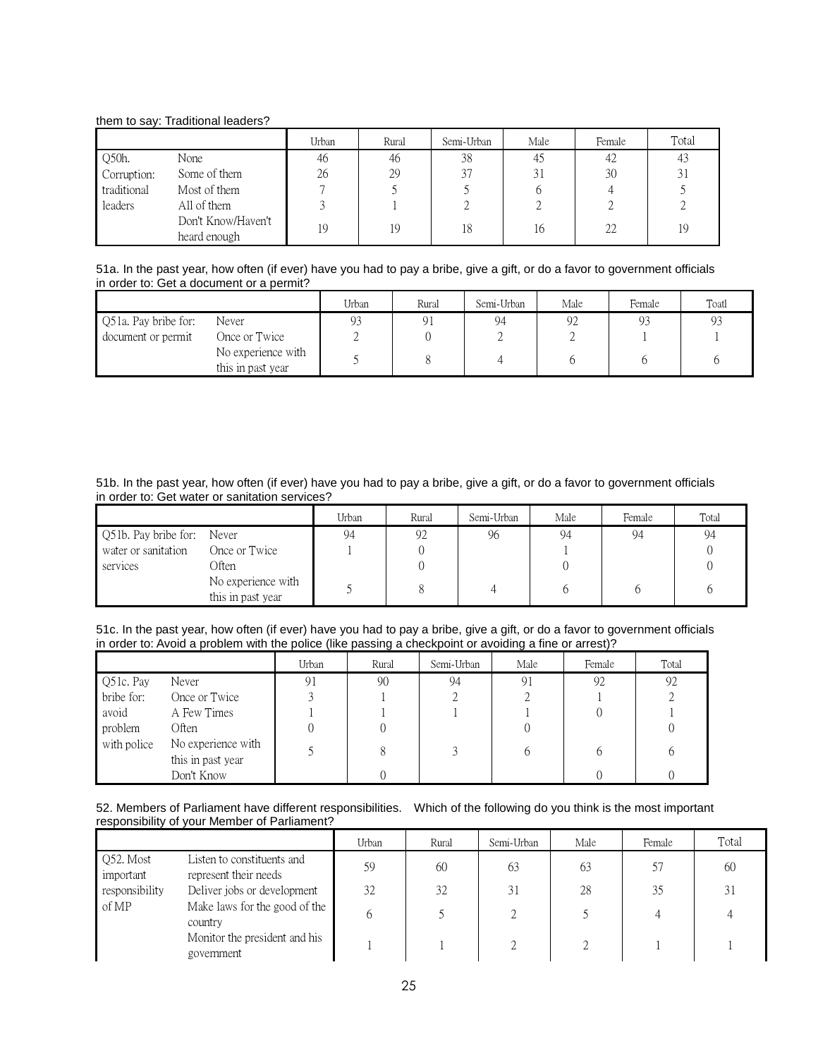them to say: Traditional leaders?

| | | Urban | Rural | Semi-Urban | Male | Female | Total |
|---|---|---|---|---|---|---|---|
| Q50h. Corruption: traditional leaders | None | 46 | 46 | 38 | 45 | 42 | 43 |
| | Some of them | 26 | 29 | 37 | 31 | 30 | 31 |
| | Most of them | 7 | 5 | 5 | 6 | 4 | 5 |
| | All of them | 3 | 1 | 2 | 2 | 2 | 2 |
| | Don't Know/Haven't heard enough | 19 | 19 | 18 | 16 | 22 | 19 |

51a. In the past year, how often (if ever) have you had to pay a bribe, give a gift, or do a favor to government officials in order to: Get a document or a permit?

| | | Urban | Rural | Semi-Urban | Male | Female | Toatl |
|---|---|---|---|---|---|---|---|
| Q51a. Pay bribe for: document or permit | Never | 93 | 91 | 94 | 92 | 93 | 93 |
| | Once or Twice | 2 | 0 | 2 | 2 | 1 | 1 |
| | No experience with this in past year | 5 | 8 | 4 | 6 | 6 | 6 |

51b. In the past year, how often (if ever) have you had to pay a bribe, give a gift, or do a favor to government officials in order to: Get water or sanitation services?

| | | Urban | Rural | Semi-Urban | Male | Female | Total |
|---|---|---|---|---|---|---|---|
| Q51b. Pay bribe for: water or sanitation services | Never | 94 | 92 | 96 | 94 | 94 | 94 |
| | Once or Twice | 1 | 0 | | 1 | | 0 |
| | Often | | 0 | | 0 | | 0 |
| | No experience with this in past year | 5 | 8 | 4 | 6 | 6 | 6 |

51c. In the past year, how often (if ever) have you had to pay a bribe, give a gift, or do a favor to government officials in order to: Avoid a problem with the police (like passing a checkpoint or avoiding a fine or arrest)?

| | | Urban | Rural | Semi-Urban | Male | Female | Total |
|---|---|---|---|---|---|---|---|
| Q51c. Pay bribe for: avoid problem with police | Never | 91 | 90 | 94 | 91 | 92 | 92 |
| | Once or Twice | 3 | 1 | 2 | 2 | 1 | 2 |
| | A Few Times | 1 | 1 | 1 | 1 | 0 | 1 |
| | Often | 0 | 0 | | 0 | | 0 |
| | No experience with this in past year | 5 | 8 | 3 | 6 | 6 | 6 |
| | Don't Know | | 0 | | | 0 | 0 |

52. Members of Parliament have different responsibilities. Which of the following do you think is the most important responsibility of your Member of Parliament?

| | | Urban | Rural | Semi-Urban | Male | Female | Total |
|---|---|---|---|---|---|---|---|
| Q52. Most important responsibility of MP | Listen to constituents and represent their needs | 59 | 60 | 63 | 63 | 57 | 60 |
| | Deliver jobs or development | 32 | 32 | 31 | 28 | 35 | 31 |
| | Make laws for the good of the country | 6 | 5 | 2 | 5 | 4 | 4 |
| | Monitor the president and his government | 1 | 1 | 2 | 2 | 1 | 1 |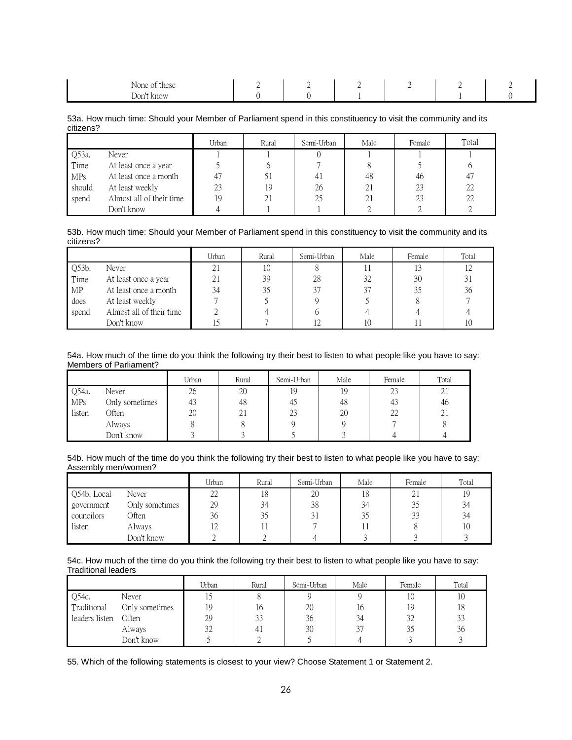| | Urban | Rural | Semi-Urban | Male | Female | Total |
|---|---|---|---|---|---|---|
| None of these | 2 | 2 | 2 | 2 | 2 | 2 |
| Don't know | 0 | 0 | 1 | | 1 | 0 |

53a. How much time: Should your Member of Parliament spend in this constituency to visit the community and its citizens?

| | | Urban | Rural | Semi-Urban | Male | Female | Total |
|---|---|---|---|---|---|---|---|
| Q53a. | Never | 1 | 1 | 0 | 1 | 1 | 1 |
| Time | At least once a year | 5 | 6 | 7 | 8 | 5 | 6 |
| MPs | At least once a month | 47 | 51 | 41 | 48 | 46 | 47 |
| should | At least weekly | 23 | 19 | 26 | 21 | 23 | 22 |
| spend | Almost all of their time | 19 | 21 | 25 | 21 | 23 | 22 |
| | Don't know | 4 | 1 | 1 | 2 | 2 | 2 |

53b. How much time: Should your Member of Parliament spend in this constituency to visit the community and its citizens?

| | | Urban | Rural | Semi-Urban | Male | Female | Total |
|---|---|---|---|---|---|---|---|
| Q53b. | Never | 21 | 10 | 8 | 11 | 13 | 12 |
| Time | At least once a year | 21 | 39 | 28 | 32 | 30 | 31 |
| MP | At least once a month | 34 | 35 | 37 | 37 | 35 | 36 |
| does | At least weekly | 7 | 5 | 9 | 5 | 8 | 7 |
| spend | Almost all of their time | 2 | 4 | 6 | 4 | 4 | 4 |
| | Don't know | 15 | 7 | 12 | 10 | 11 | 10 |

54a. How much of the time do you think the following try their best to listen to what people like you have to say: Members of Parliament?

| | | Urban | Rural | Semi-Urban | Male | Female | Total |
|---|---|---|---|---|---|---|---|
| Q54a. | Never | 26 | 20 | 19 | 19 | 23 | 21 |
| MPs | Only sometimes | 43 | 48 | 45 | 48 | 43 | 46 |
| listen | Often | 20 | 21 | 23 | 20 | 22 | 21 |
| | Always | 8 | 8 | 9 | 9 | 7 | 8 |
| | Don't know | 3 | 3 | 5 | 3 | 4 | 4 |

54b. How much of the time do you think the following try their best to listen to what people like you have to say: Assembly men/women?

| | | Urban | Rural | Semi-Urban | Male | Female | Total |
|---|---|---|---|---|---|---|---|
| Q54b. Local | Never | 22 | 18 | 20 | 18 | 21 | 19 |
| government | Only sometimes | 29 | 34 | 38 | 34 | 35 | 34 |
| councilors | Often | 36 | 35 | 31 | 35 | 33 | 34 |
| listen | Always | 12 | 11 | 7 | 11 | 8 | 10 |
| | Don't know | 2 | 2 | 4 | 3 | 3 | 3 |

54c. How much of the time do you think the following try their best to listen to what people like you have to say: Traditional leaders

| | | Urban | Rural | Semi-Urban | Male | Female | Total |
|---|---|---|---|---|---|---|---|
| Q54c. | Never | 15 | 8 | 9 | 9 | 10 | 10 |
| Traditional | Only sometimes | 19 | 16 | 20 | 16 | 19 | 18 |
| leaders listen | Often | 29 | 33 | 36 | 34 | 32 | 33 |
| | Always | 32 | 41 | 30 | 37 | 35 | 36 |
| | Don't know | 5 | 2 | 5 | 4 | 3 | 3 |

55. Which of the following statements is closest to your view? Choose Statement 1 or Statement 2.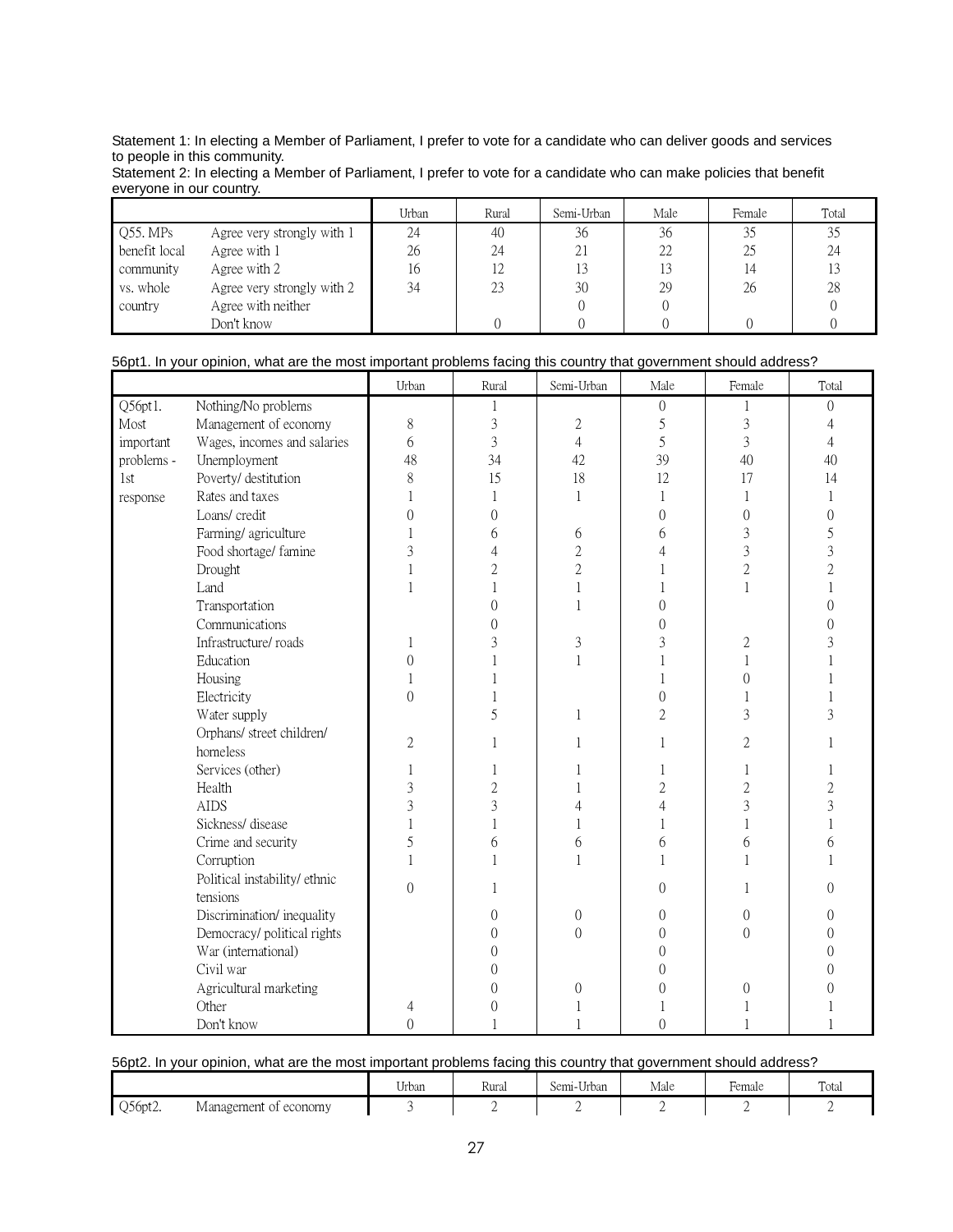Statement 1: In electing a Member of Parliament, I prefer to vote for a candidate who can deliver goods and services to people in this community.
Statement 2: In electing a Member of Parliament, I prefer to vote for a candidate who can make policies that benefit everyone in our country.

| | | Urban | Rural | Semi-Urban | Male | Female | Total |
|---|---|---|---|---|---|---|---|
| Q55. MPs benefit local community vs. whole country | Agree very strongly with 1 | 24 | 40 | 36 | 36 | 35 | 35 |
| | Agree with 1 | 26 | 24 | 21 | 22 | 25 | 24 |
| | Agree with 2 | 16 | 12 | 13 | 13 | 14 | 13 |
| | Agree very strongly with 2 | 34 | 23 | 30 | 29 | 26 | 28 |
| | Agree with neither | | | 0 | 0 | | 0 |
| | Don't know | | 0 | 0 | 0 | 0 | 0 |

56pt1. In your opinion, what are the most important problems facing this country that government should address?

| | | Urban | Rural | Semi-Urban | Male | Female | Total |
|---|---|---|---|---|---|---|---|
| Q56pt1. Most important problems - 1st response | Nothing/No problems | | 1 | | 0 | 1 | 0 |
| | Management of economy | 8 | 3 | 2 | 5 | 3 | 4 |
| | Wages, incomes and salaries | 6 | 3 | 4 | 5 | 3 | 4 |
| | Unemployment | 48 | 34 | 42 | 39 | 40 | 40 |
| | Poverty/ destitution | 8 | 15 | 18 | 12 | 17 | 14 |
| | Rates and taxes | 1 | 1 | 1 | 1 | 1 | 1 |
| | Loans/ credit | 0 | 0 | | 0 | 0 | 0 |
| | Farming/ agriculture | 1 | 6 | 6 | 6 | 3 | 5 |
| | Food shortage/ famine | 3 | 4 | 2 | 4 | 3 | 3 |
| | Drought | 1 | 2 | 2 | 1 | 2 | 2 |
| | Land | 1 | 1 | 1 | 1 | 1 | 1 |
| | Transportation | | 0 | 1 | 0 | | 0 |
| | Communications | | 0 | | 0 | | 0 |
| | Infrastructure/ roads | 1 | 3 | 3 | 3 | 2 | 3 |
| | Education | 0 | 1 | 1 | 1 | 1 | 1 |
| | Housing | 1 | 1 | | 1 | 0 | 1 |
| | Electricity | 0 | 1 | | 0 | 1 | 1 |
| | Water supply | | 5 | 1 | 2 | 3 | 3 |
| | Orphans/ street children/ homeless | 2 | 1 | 1 | 1 | 2 | 1 |
| | Services (other) | 1 | 1 | 1 | 1 | 1 | 1 |
| | Health | 3 | 2 | 1 | 2 | 2 | 2 |
| | AIDS | 3 | 3 | 4 | 4 | 3 | 3 |
| | Sickness/ disease | 1 | 1 | 1 | 1 | 1 | 1 |
| | Crime and security | 5 | 6 | 6 | 6 | 6 | 6 |
| | Corruption | 1 | 1 | 1 | 1 | 1 | 1 |
| | Political instability/ ethnic tensions | 0 | 1 | | 0 | 1 | 0 |
| | Discrimination/ inequality | | 0 | 0 | 0 | 0 | 0 |
| | Democracy/ political rights | | 0 | 0 | 0 | 0 | 0 |
| | War (international) | | 0 | | 0 | | 0 |
| | Civil war | | 0 | | 0 | | 0 |
| | Agricultural marketing | | 0 | 0 | 0 | 0 | 0 |
| | Other | 4 | 0 | 1 | 1 | 1 | 1 |
| | Don't know | 0 | 1 | 1 | 0 | 1 | 1 |

56pt2. In your opinion, what are the most important problems facing this country that government should address?

| | | Urban | Rural | Semi-Urban | Male | Female | Total |
|---|---|---|---|---|---|---|---|
| Q56pt2. | Management of economy | 3 | 2 | 2 | 2 | 2 | 2 |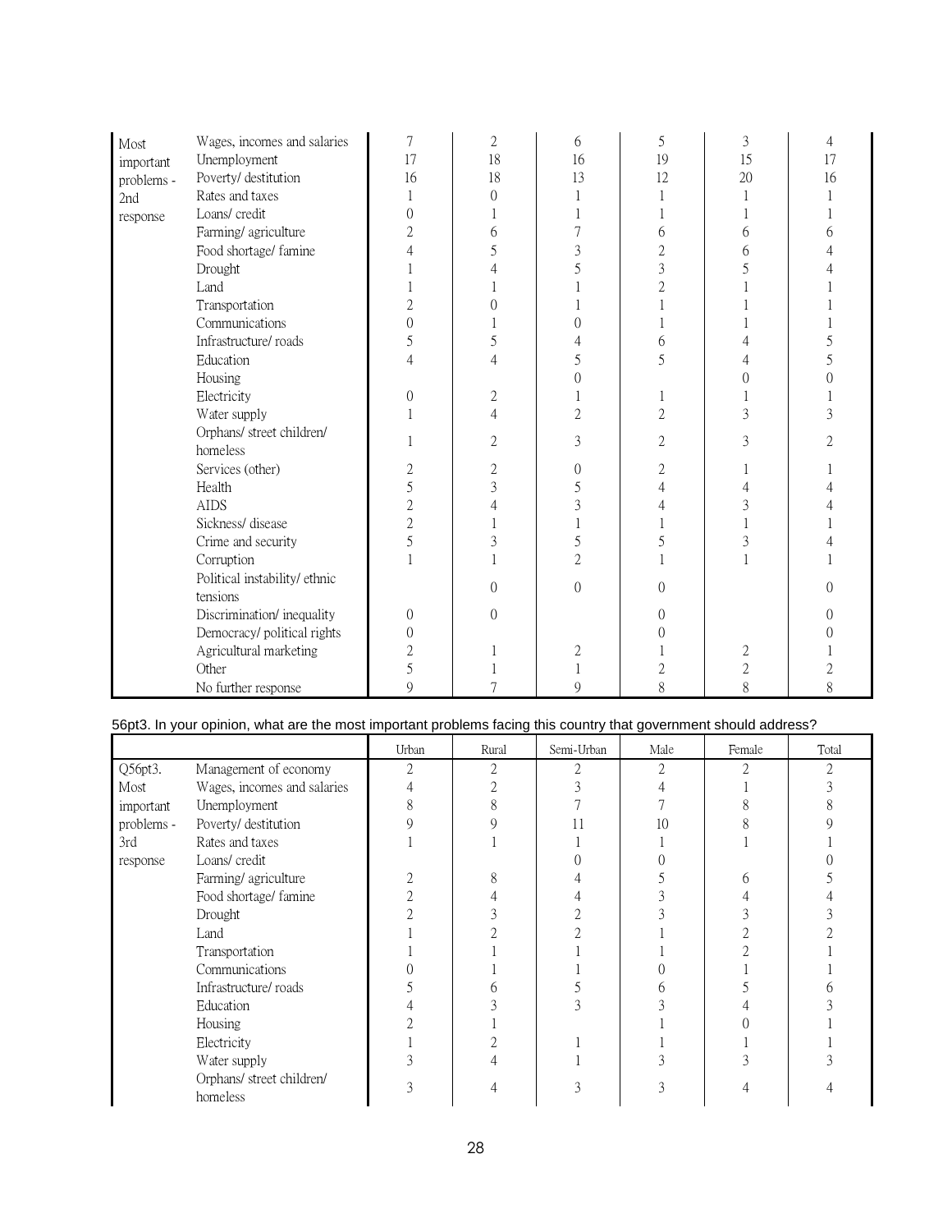| | | | | | | | |
|---|---|---|---|---|---|---|---|
| Most important problems - 2nd response | Wages, incomes and salaries | 7 | 2 | 6 | 5 | 3 | 4 |
| | Unemployment | 17 | 18 | 16 | 19 | 15 | 17 |
| | Poverty/ destitution | 16 | 18 | 13 | 12 | 20 | 16 |
| | Rates and taxes | 1 | 0 | 1 | 1 | 1 | 1 |
| | Loans/ credit | 0 | 1 | 1 | 1 | 1 | 1 |
| | Farming/ agriculture | 2 | 6 | 7 | 6 | 6 | 6 |
| | Food shortage/ famine | 4 | 5 | 3 | 2 | 6 | 4 |
| | Drought | 1 | 4 | 5 | 3 | 5 | 4 |
| | Land | 1 | 1 | 1 | 2 | 1 | 1 |
| | Transportation | 2 | 0 | 1 | 1 | 1 | 1 |
| | Communications | 0 | 1 | 0 | 1 | 1 | 1 |
| | Infrastructure/ roads | 5 | 5 | 4 | 6 | 4 | 5 |
| | Education | 4 | 4 | 5 | 5 | 4 | 5 |
| | Housing | | | 0 | | 0 | 0 |
| | Electricity | 0 | 2 | 1 | 1 | 1 | 1 |
| | Water supply | 1 | 4 | 2 | 2 | 3 | 3 |
| | Orphans/ street children/ homeless | 1 | 2 | 3 | 2 | 3 | 2 |
| | Services (other) | 2 | 2 | 0 | 2 | 1 | 1 |
| | Health | 5 | 3 | 5 | 4 | 4 | 4 |
| | AIDS | 2 | 4 | 3 | 4 | 3 | 4 |
| | Sickness/ disease | 2 | 1 | 1 | 1 | 1 | 1 |
| | Crime and security | 5 | 3 | 5 | 5 | 3 | 4 |
| | Corruption | 1 | 1 | 2 | 1 | 1 | 1 |
| | Political instability/ ethnic tensions | | 0 | 0 | 0 | | 0 |
| | Discrimination/ inequality | 0 | 0 | | 0 | | 0 |
| | Democracy/ political rights | 0 | | | 0 | | 0 |
| | Agricultural marketing | 2 | 1 | 2 | 1 | 2 | 1 |
| | Other | 5 | 1 | 1 | 2 | 2 | 2 |
| | No further response | 9 | 7 | 9 | 8 | 8 | 8 |

56pt3. In your opinion, what are the most important problems facing this country that government should address?

| | | Urban | Rural | Semi-Urban | Male | Female | Total |
|---|---|---|---|---|---|---|---|
| Q56pt3. Most important problems - 3rd response | Management of economy | 2 | 2 | 2 | 2 | 2 | 2 |
| | Wages, incomes and salaries | 4 | 2 | 3 | 4 | 1 | 3 |
| | Unemployment | 8 | 8 | 7 | 7 | 8 | 8 |
| | Poverty/ destitution | 9 | 9 | 11 | 10 | 8 | 9 |
| | Rates and taxes | 1 | 1 | 1 | 1 | 1 | 1 |
| | Loans/ credit | | | 0 | 0 | | 0 |
| | Farming/ agriculture | 2 | 8 | 4 | 5 | 6 | 5 |
| | Food shortage/ famine | 2 | 4 | 4 | 3 | 4 | 4 |
| | Drought | 2 | 3 | 2 | 3 | 3 | 3 |
| | Land | 1 | 2 | 2 | 1 | 2 | 2 |
| | Transportation | 1 | 1 | 1 | 1 | 2 | 1 |
| | Communications | 0 | 1 | 1 | 0 | 1 | 1 |
| | Infrastructure/ roads | 5 | 6 | 5 | 6 | 5 | 6 |
| | Education | 4 | 3 | 3 | 3 | 4 | 3 |
| | Housing | 2 | 1 | | 1 | 0 | 1 |
| | Electricity | 1 | 2 | 1 | 1 | 1 | 1 |
| | Water supply | 3 | 4 | 1 | 3 | 3 | 3 |
| | Orphans/ street children/ homeless | 3 | 4 | 3 | 3 | 4 | 4 |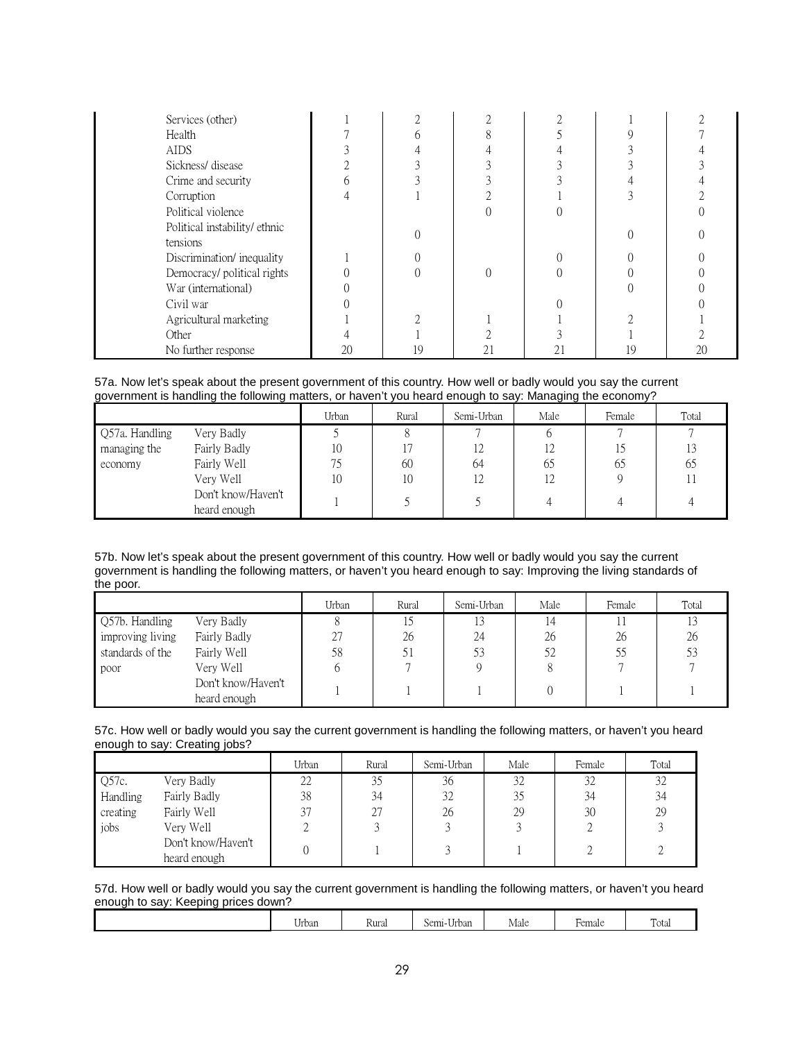| | Urban | Rural | Semi-Urban | Male | Female | Total |
|---|---|---|---|---|---|---|
| Services (other) | 1 | 2 | 2 | 2 | 1 | 2 |
| Health | 7 | 6 | 8 | 5 | 9 | 7 |
| AIDS | 3 | 4 | 4 | 4 | 3 | 4 |
| Sickness/ disease | 2 | 3 | 3 | 3 | 3 | 3 |
| Crime and security | 6 | 3 | 3 | 3 | 4 | 4 |
| Corruption | 4 | 1 | 2 | 1 | 3 | 2 |
| Political violence | | | 0 | 0 | | 0 |
| Political instability/ ethnic tensions | | 0 | | | 0 | 0 |
| Discrimination/ inequality | 1 | 0 | | 0 | 0 | 0 |
| Democracy/ political rights | 0 | 0 | 0 | 0 | 0 | 0 |
| War (international) | 0 | | | | 0 | 0 |
| Civil war | 0 | | | 0 | | 0 |
| Agricultural marketing | 1 | 2 | 1 | 1 | 2 | 1 |
| Other | 4 | 1 | 2 | 3 | 1 | 2 |
| No further response | 20 | 19 | 21 | 21 | 19 | 20 |

57a. Now let's speak about the present government of this country. How well or badly would you say the current government is handling the following matters, or haven't you heard enough to say: Managing the economy?

| | | Urban | Rural | Semi-Urban | Male | Female | Total |
|---|---|---|---|---|---|---|---|
| Q57a. Handling managing the economy | Very Badly | 5 | 8 | 7 | 6 | 7 | 7 |
| | Fairly Badly | 10 | 17 | 12 | 12 | 15 | 13 |
| | Fairly Well | 75 | 60 | 64 | 65 | 65 | 65 |
| | Very Well | 10 | 10 | 12 | 12 | 9 | 11 |
| | Don't know/Haven't heard enough | 1 | 5 | 5 | 4 | 4 | 4 |

57b. Now let's speak about the present government of this country. How well or badly would you say the current government is handling the following matters, or haven't you heard enough to say: Improving the living standards of the poor.

| | | Urban | Rural | Semi-Urban | Male | Female | Total |
|---|---|---|---|---|---|---|---|
| Q57b. Handling improving living standards of the poor | Very Badly | 8 | 15 | 13 | 14 | 11 | 13 |
| | Fairly Badly | 27 | 26 | 24 | 26 | 26 | 26 |
| | Fairly Well | 58 | 51 | 53 | 52 | 55 | 53 |
| | Very Well | 6 | 7 | 9 | 8 | 7 | 7 |
| | Don't know/Haven't heard enough | 1 | 1 | 1 | 0 | 1 | 1 |

57c. How well or badly would you say the current government is handling the following matters, or haven't you heard enough to say: Creating jobs?

| | | Urban | Rural | Semi-Urban | Male | Female | Total |
|---|---|---|---|---|---|---|---|
| Q57c. Handling creating jobs | Very Badly | 22 | 35 | 36 | 32 | 32 | 32 |
| | Fairly Badly | 38 | 34 | 32 | 35 | 34 | 34 |
| | Fairly Well | 37 | 27 | 26 | 29 | 30 | 29 |
| | Very Well | 2 | 3 | 3 | 3 | 2 | 3 |
| | Don't know/Haven't heard enough | 0 | 1 | 3 | 1 | 2 | 2 |

57d. How well or badly would you say the current government is handling the following matters, or haven't you heard enough to say: Keeping prices down?

| | Urban | Rural | Semi-Urban | Male | Female | Total |
|---|---|---|---|---|---|---|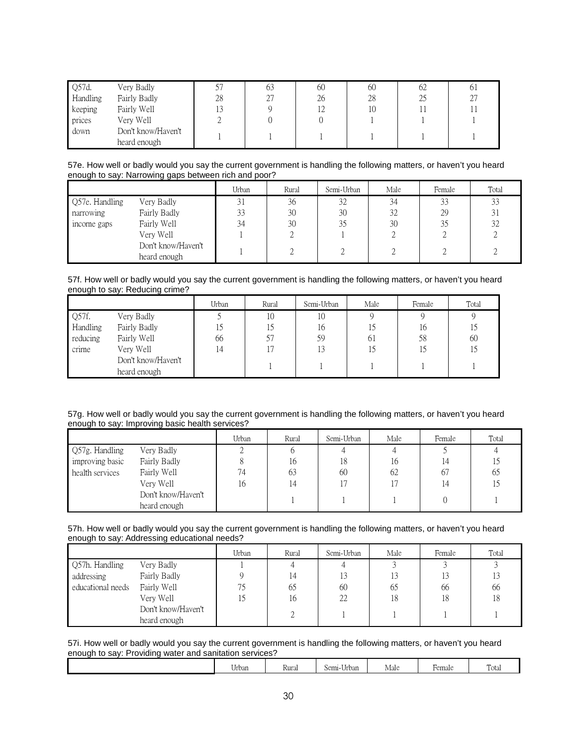| | | | | | | | |
|---|---|---|---|---|---|---|---|
| Q57d. Handling keeping prices down | Very Badly | 57 | 63 | 60 | 60 | 62 | 61 |
| | Fairly Badly | 28 | 27 | 26 | 28 | 25 | 27 |
| | Fairly Well | 13 | 9 | 12 | 10 | 11 | 11 |
| | Very Well | 2 | 0 | 0 | 1 | 1 | 1 |
| | Don't know/Haven't heard enough | 1 | 1 | 1 | 1 | 1 | 1 |

57e. How well or badly would you say the current government is handling the following matters, or haven't you heard enough to say: Narrowing gaps between rich and poor?

| | | Urban | Rural | Semi-Urban | Male | Female | Total |
|---|---|---|---|---|---|---|---|
| Q57e. Handling narrowing income gaps | Very Badly | 31 | 36 | 32 | 34 | 33 | 33 |
| | Fairly Badly | 33 | 30 | 30 | 32 | 29 | 31 |
| | Fairly Well | 34 | 30 | 35 | 30 | 35 | 32 |
| | Very Well | 1 | 2 | 1 | 2 | 2 | 2 |
| | Don't know/Haven't heard enough | 1 | 2 | 2 | 2 | 2 | 2 |

57f. How well or badly would you say the current government is handling the following matters, or haven't you heard enough to say: Reducing crime?

| | | Urban | Rural | Semi-Urban | Male | Female | Total |
|---|---|---|---|---|---|---|---|
| Q57f. Handling reducing crime | Very Badly | 5 | 10 | 10 | 9 | 9 | 9 |
| | Fairly Badly | 15 | 15 | 16 | 15 | 16 | 15 |
| | Fairly Well | 66 | 57 | 59 | 61 | 58 | 60 |
| | Very Well | 14 | 17 | 13 | 15 | 15 | 15 |
| | Don't know/Haven't heard enough | | 1 | 1 | 1 | 1 | 1 |

57g. How well or badly would you say the current government is handling the following matters, or haven't you heard enough to say: Improving basic health services?

| | | Urban | Rural | Semi-Urban | Male | Female | Total |
|---|---|---|---|---|---|---|---|
| Q57g. Handling improving basic health services | Very Badly | 2 | 6 | 4 | 4 | 5 | 4 |
| | Fairly Badly | 8 | 16 | 18 | 16 | 14 | 15 |
| | Fairly Well | 74 | 63 | 60 | 62 | 67 | 65 |
| | Very Well | 16 | 14 | 17 | 17 | 14 | 15 |
| | Don't know/Haven't heard enough | | 1 | 1 | 1 | 0 | 1 |

57h. How well or badly would you say the current government is handling the following matters, or haven't you heard enough to say: Addressing educational needs?

| | | Urban | Rural | Semi-Urban | Male | Female | Total |
|---|---|---|---|---|---|---|---|
| Q57h. Handling addressing educational needs | Very Badly | 1 | 4 | 4 | 3 | 3 | 3 |
| | Fairly Badly | 9 | 14 | 13 | 13 | 13 | 13 |
| | Fairly Well | 75 | 65 | 60 | 65 | 66 | 66 |
| | Very Well | 15 | 16 | 22 | 18 | 18 | 18 |
| | Don't know/Haven't heard enough | | 2 | 1 | 1 | 1 | 1 |

57i. How well or badly would you say the current government is handling the following matters, or haven't you heard enough to say: Providing water and sanitation services?

| | Urban | Rural | Semi-Urban | Male | Female | Total |
|---|---|---|---|---|---|---|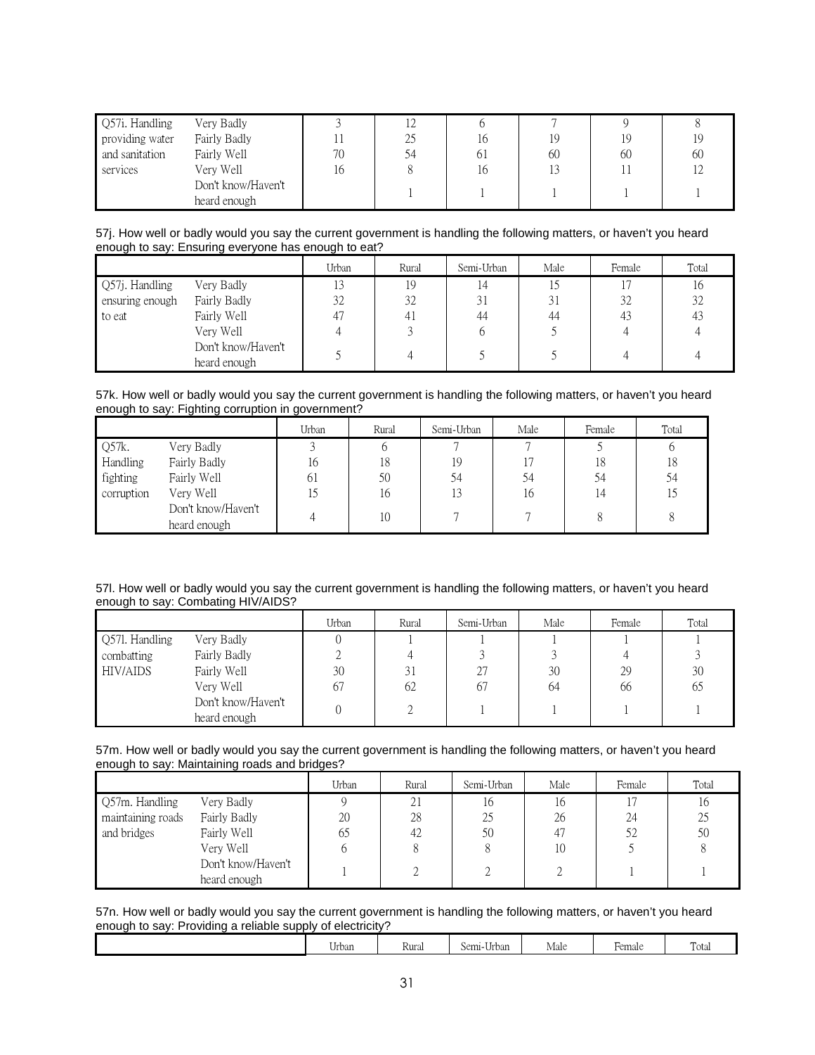| | | | | | | | |
|---|---|---|---|---|---|---|---|
| Q57i. Handling providing water and sanitation services | Very Badly | 3 | 12 | 6 | 7 | 9 | 8 |
| | Fairly Badly | 11 | 25 | 16 | 19 | 19 | 19 |
| | Fairly Well | 70 | 54 | 61 | 60 | 60 | 60 |
| | Very Well | 16 | 8 | 16 | 13 | 11 | 12 |
| | Don't know/Haven't heard enough | | 1 | 1 | 1 | 1 | 1 |

57j. How well or badly would you say the current government is handling the following matters, or haven't you heard enough to say: Ensuring everyone has enough to eat?

| | | Urban | Rural | Semi-Urban | Male | Female | Total |
|---|---|---|---|---|---|---|---|
| Q57j. Handling ensuring enough to eat | Very Badly | 13 | 19 | 14 | 15 | 17 | 16 |
| | Fairly Badly | 32 | 32 | 31 | 31 | 32 | 32 |
| | Fairly Well | 47 | 41 | 44 | 44 | 43 | 43 |
| | Very Well | 4 | 3 | 6 | 5 | 4 | 4 |
| | Don't know/Haven't heard enough | 5 | 4 | 5 | 5 | 4 | 4 |

57k. How well or badly would you say the current government is handling the following matters, or haven't you heard enough to say: Fighting corruption in government?

| | | Urban | Rural | Semi-Urban | Male | Female | Total |
|---|---|---|---|---|---|---|---|
| Q57k. Handling fighting corruption | Very Badly | 3 | 6 | 7 | 7 | 5 | 6 |
| | Fairly Badly | 16 | 18 | 19 | 17 | 18 | 18 |
| | Fairly Well | 61 | 50 | 54 | 54 | 54 | 54 |
| | Very Well | 15 | 16 | 13 | 16 | 14 | 15 |
| | Don't know/Haven't heard enough | 4 | 10 | 7 | 7 | 8 | 8 |

57l. How well or badly would you say the current government is handling the following matters, or haven't you heard enough to say: Combating HIV/AIDS?

| | | Urban | Rural | Semi-Urban | Male | Female | Total |
|---|---|---|---|---|---|---|---|
| Q57l. Handling combatting HIV/AIDS | Very Badly | 0 | 1 | 1 | 1 | 1 | 1 |
| | Fairly Badly | 2 | 4 | 3 | 3 | 4 | 3 |
| | Fairly Well | 30 | 31 | 27 | 30 | 29 | 30 |
| | Very Well | 67 | 62 | 67 | 64 | 66 | 65 |
| | Don't know/Haven't heard enough | 0 | 2 | 1 | 1 | 1 | 1 |

57m. How well or badly would you say the current government is handling the following matters, or haven't you heard enough to say: Maintaining roads and bridges?

| | | Urban | Rural | Semi-Urban | Male | Female | Total |
|---|---|---|---|---|---|---|---|
| Q57m. Handling maintaining roads and bridges | Very Badly | 9 | 21 | 16 | 16 | 17 | 16 |
| | Fairly Badly | 20 | 28 | 25 | 26 | 24 | 25 |
| | Fairly Well | 65 | 42 | 50 | 47 | 52 | 50 |
| | Very Well | 6 | 8 | 8 | 10 | 5 | 8 |
| | Don't know/Haven't heard enough | 1 | 2 | 2 | 2 | 1 | 1 |

57n. How well or badly would you say the current government is handling the following matters, or haven't you heard enough to say: Providing a reliable supply of electricity?

| | Urban | Rural | Semi-Urban | Male | Female | Total |
|---|---|---|---|---|---|---|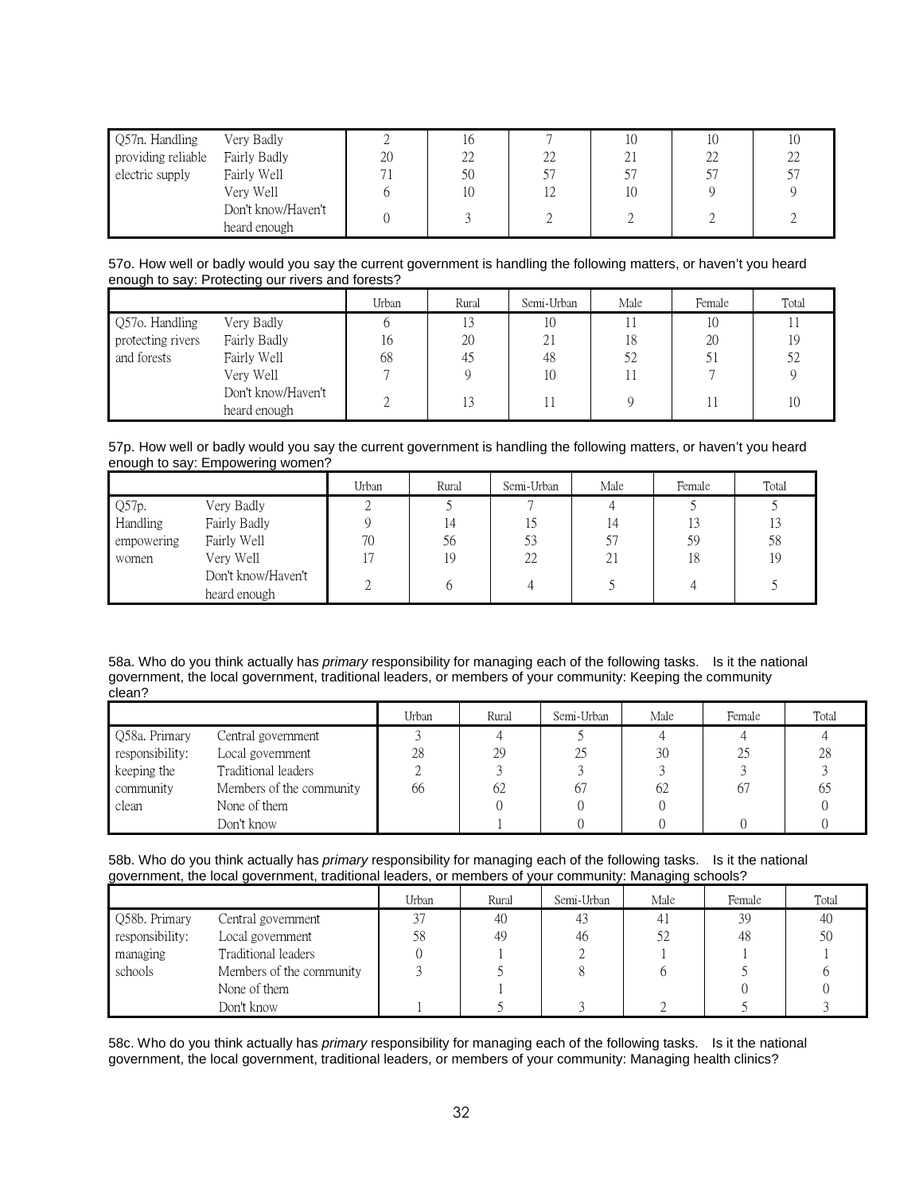| | | | | | | | |
|---|---|---|---|---|---|---|---|
| Q57n. Handling providing reliable electric supply | Very Badly | 2 | 16 | 7 | 10 | 10 | 10 |
| | Fairly Badly | 20 | 22 | 22 | 21 | 22 | 22 |
| | Fairly Well | 71 | 50 | 57 | 57 | 57 | 57 |
| | Very Well | 6 | 10 | 12 | 10 | 9 | 9 |
| | Don't know/Haven't heard enough | 0 | 3 | 2 | 2 | 2 | 2 |

57o. How well or badly would you say the current government is handling the following matters, or haven't you heard enough to say: Protecting our rivers and forests?

| | | Urban | Rural | Semi-Urban | Male | Female | Total |
|---|---|---|---|---|---|---|---|
| Q57o. Handling protecting rivers and forests | Very Badly | 6 | 13 | 10 | 11 | 10 | 11 |
| | Fairly Badly | 16 | 20 | 21 | 18 | 20 | 19 |
| | Fairly Well | 68 | 45 | 48 | 52 | 51 | 52 |
| | Very Well | 7 | 9 | 10 | 11 | 7 | 9 |
| | Don't know/Haven't heard enough | 2 | 13 | 11 | 9 | 11 | 10 |

57p. How well or badly would you say the current government is handling the following matters, or haven't you heard enough to say: Empowering women?

| | | Urban | Rural | Semi-Urban | Male | Female | Total |
|---|---|---|---|---|---|---|---|
| Q57p. Handling empowering women | Very Badly | 2 | 5 | 7 | 4 | 5 | 5 |
| | Fairly Badly | 9 | 14 | 15 | 14 | 13 | 13 |
| | Fairly Well | 70 | 56 | 53 | 57 | 59 | 58 |
| | Very Well | 17 | 19 | 22 | 21 | 18 | 19 |
| | Don't know/Haven't heard enough | 2 | 6 | 4 | 5 | 4 | 5 |

58a. Who do you think actually has *primary* responsibility for managing each of the following tasks. Is it the national government, the local government, traditional leaders, or members of your community: Keeping the community clean?

| | | Urban | Rural | Semi-Urban | Male | Female | Total |
|---|---|---|---|---|---|---|---|
| Q58a. Primary responsibility: keeping the community clean | Central government | 3 | 4 | 5 | 4 | 4 | 4 |
| | Local government | 28 | 29 | 25 | 30 | 25 | 28 |
| | Traditional leaders | 2 | 3 | 3 | 3 | 3 | 3 |
| | Members of the community | 66 | 62 | 67 | 62 | 67 | 65 |
| | None of them | | 0 | 0 | 0 | | 0 |
| | Don't know | | 1 | 0 | 0 | 0 | 0 |

58b. Who do you think actually has *primary* responsibility for managing each of the following tasks. Is it the national government, the local government, traditional leaders, or members of your community: Managing schools?

| | | Urban | Rural | Semi-Urban | Male | Female | Total |
|---|---|---|---|---|---|---|---|
| Q58b. Primary responsibility: managing schools | Central government | 37 | 40 | 43 | 41 | 39 | 40 |
| | Local government | 58 | 49 | 46 | 52 | 48 | 50 |
| | Traditional leaders | 0 | 1 | 2 | 1 | 1 | 1 |
| | Members of the community | 3 | 5 | 8 | 6 | 5 | 6 |
| | None of them | | 1 | | | 0 | 0 |
| | Don't know | 1 | 5 | 3 | 2 | 5 | 3 |

58c. Who do you think actually has *primary* responsibility for managing each of the following tasks. Is it the national government, the local government, traditional leaders, or members of your community: Managing health clinics?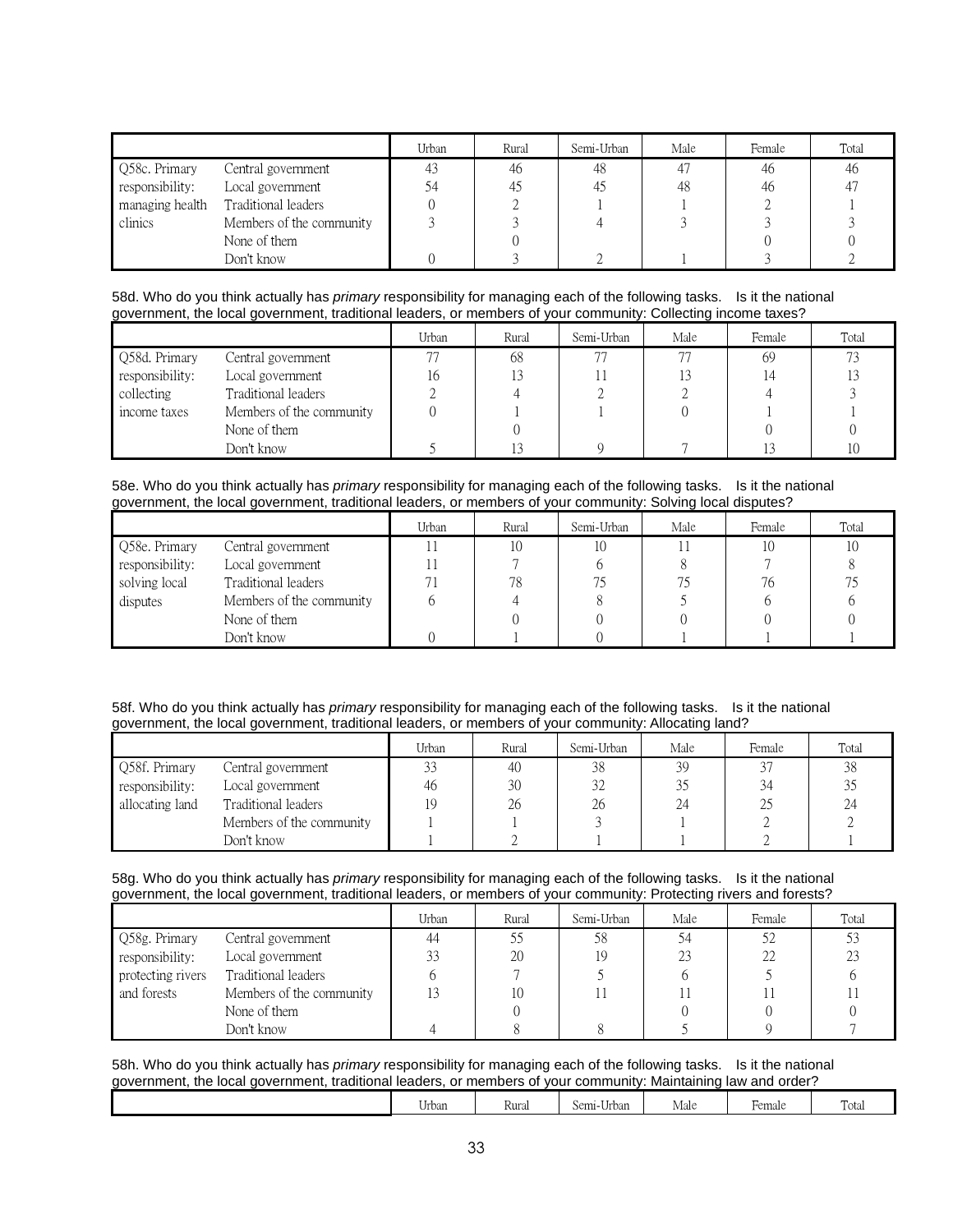| | | Urban | Rural | Semi-Urban | Male | Female | Total |
|---|---|---|---|---|---|---|---|
| Q58c. Primary responsibility: managing health clinics | Central government | 43 | 46 | 48 | 47 | 46 | 46 |
| | Local government | 54 | 45 | 45 | 48 | 46 | 47 |
| | Traditional leaders | 0 | 2 | 1 | 1 | 2 | 1 |
| | Members of the community | 3 | 3 | 4 | 3 | 3 | 3 |
| | None of them | | 0 | | | 0 | 0 |
| | Don't know | 0 | 3 | 2 | 1 | 3 | 2 |

58d. Who do you think actually has *primary* responsibility for managing each of the following tasks. Is it the national government, the local government, traditional leaders, or members of your community: Collecting income taxes?

| | | Urban | Rural | Semi-Urban | Male | Female | Total |
|---|---|---|---|---|---|---|---|
| Q58d. Primary responsibility: collecting income taxes | Central government | 77 | 68 | 77 | 77 | 69 | 73 |
| | Local government | 16 | 13 | 11 | 13 | 14 | 13 |
| | Traditional leaders | 2 | 4 | 2 | 2 | 4 | 3 |
| | Members of the community | 0 | 1 | 1 | 0 | 1 | 1 |
| | None of them | | 0 | | | 0 | 0 |
| | Don't know | 5 | 13 | 9 | 7 | 13 | 10 |

58e. Who do you think actually has *primary* responsibility for managing each of the following tasks. Is it the national government, the local government, traditional leaders, or members of your community: Solving local disputes?

| | | Urban | Rural | Semi-Urban | Male | Female | Total |
|---|---|---|---|---|---|---|---|
| Q58e. Primary responsibility: solving local disputes | Central government | 11 | 10 | 10 | 11 | 10 | 10 |
| | Local government | 11 | 7 | 6 | 8 | 7 | 8 |
| | Traditional leaders | 71 | 78 | 75 | 75 | 76 | 75 |
| | Members of the community | 6 | 4 | 8 | 5 | 6 | 6 |
| | None of them | | 0 | 0 | 0 | 0 | 0 |
| | Don't know | 0 | 1 | 0 | 1 | 1 | 1 |

58f. Who do you think actually has *primary* responsibility for managing each of the following tasks. Is it the national government, the local government, traditional leaders, or members of your community: Allocating land?

| | | Urban | Rural | Semi-Urban | Male | Female | Total |
|---|---|---|---|---|---|---|---|
| Q58f. Primary responsibility: allocating land | Central government | 33 | 40 | 38 | 39 | 37 | 38 |
| | Local government | 46 | 30 | 32 | 35 | 34 | 35 |
| | Traditional leaders | 19 | 26 | 26 | 24 | 25 | 24 |
| | Members of the community | 1 | 1 | 3 | 1 | 2 | 2 |
| | Don't know | 1 | 2 | 1 | 1 | 2 | 1 |

58g. Who do you think actually has *primary* responsibility for managing each of the following tasks. Is it the national government, the local government, traditional leaders, or members of your community: Protecting rivers and forests?

| | | Urban | Rural | Semi-Urban | Male | Female | Total |
|---|---|---|---|---|---|---|---|
| Q58g. Primary responsibility: protecting rivers and forests | Central government | 44 | 55 | 58 | 54 | 52 | 53 |
| | Local government | 33 | 20 | 19 | 23 | 22 | 23 |
| | Traditional leaders | 6 | 7 | 5 | 6 | 5 | 6 |
| | Members of the community | 13 | 10 | 11 | 11 | 11 | 11 |
| | None of them | | 0 | | 0 | 0 | 0 |
| | Don't know | 4 | 8 | 8 | 5 | 9 | 7 |

58h. Who do you think actually has *primary* responsibility for managing each of the following tasks. Is it the national government, the local government, traditional leaders, or members of your community: Maintaining law and order?

| | Urban | Rural | Semi-Urban | Male | Female | Total |
|---|---|---|---|---|---|---|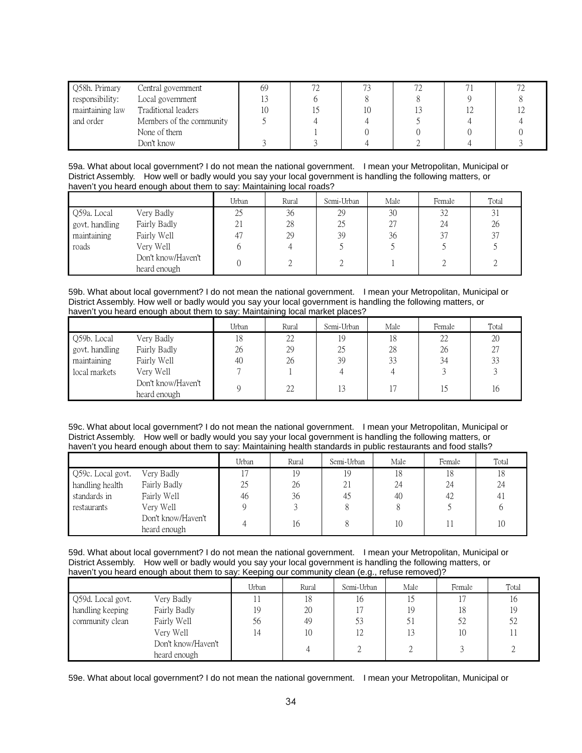| Q58h. Primary responsibility: maintaining law and order | Central government | 69 | 72 | 73 | 72 | 71 | 72 |
|---|---|---|---|---|---|---|---|
| | Local government | 13 | 6 | 8 | 8 | 9 | 8 |
| | Traditional leaders | 10 | 15 | 10 | 13 | 12 | 12 |
| | Members of the community | 5 | 4 | 4 | 5 | 4 | 4 |
| | None of them | | 1 | 0 | 0 | 0 | 0 |
| | Don't know | 3 | 3 | 4 | 2 | 4 | 3 |

59a. What about local government? I do not mean the national government. I mean your Metropolitan, Municipal or District Assembly. How well or badly would you say your local government is handling the following matters, or haven't you heard enough about them to say: Maintaining local roads?

| | | Urban | Rural | Semi-Urban | Male | Female | Total |
|---|---|---|---|---|---|---|---|
| Q59a. Local govt. handling maintaining roads | Very Badly | 25 | 36 | 29 | 30 | 32 | 31 |
| | Fairly Badly | 21 | 28 | 25 | 27 | 24 | 26 |
| | Fairly Well | 47 | 29 | 39 | 36 | 37 | 37 |
| | Very Well | 6 | 4 | 5 | 5 | 5 | 5 |
| | Don't know/Haven't heard enough | 0 | 2 | 2 | 1 | 2 | 2 |

59b. What about local government? I do not mean the national government. I mean your Metropolitan, Municipal or District Assembly. How well or badly would you say your local government is handling the following matters, or haven't you heard enough about them to say: Maintaining local market places?

| | | Urban | Rural | Semi-Urban | Male | Female | Total |
|---|---|---|---|---|---|---|---|
| Q59b. Local govt. handling maintaining local markets | Very Badly | 18 | 22 | 19 | 18 | 22 | 20 |
| | Fairly Badly | 26 | 29 | 25 | 28 | 26 | 27 |
| | Fairly Well | 40 | 26 | 39 | 33 | 34 | 33 |
| | Very Well | 7 | 1 | 4 | 4 | 3 | 3 |
| | Don't know/Haven't heard enough | 9 | 22 | 13 | 17 | 15 | 16 |

59c. What about local government? I do not mean the national government. I mean your Metropolitan, Municipal or District Assembly. How well or badly would you say your local government is handling the following matters, or haven't you heard enough about them to say: Maintaining health standards in public restaurants and food stalls?

| | | Urban | Rural | Semi-Urban | Male | Female | Total |
|---|---|---|---|---|---|---|---|
| Q59c. Local govt. handling health standards in restaurants | Very Badly | 17 | 19 | 19 | 18 | 18 | 18 |
| | Fairly Badly | 25 | 26 | 21 | 24 | 24 | 24 |
| | Fairly Well | 46 | 36 | 45 | 40 | 42 | 41 |
| | Very Well | 9 | 3 | 8 | 8 | 5 | 6 |
| | Don't know/Haven't heard enough | 4 | 16 | 8 | 10 | 11 | 10 |

59d. What about local government? I do not mean the national government. I mean your Metropolitan, Municipal or District Assembly. How well or badly would you say your local government is handling the following matters, or haven't you heard enough about them to say: Keeping our community clean (e.g., refuse removed)?

| | | Urban | Rural | Semi-Urban | Male | Female | Total |
|---|---|---|---|---|---|---|---|
| Q59d. Local govt. handling keeping community clean | Very Badly | 11 | 18 | 16 | 15 | 17 | 16 |
| | Fairly Badly | 19 | 20 | 17 | 19 | 18 | 19 |
| | Fairly Well | 56 | 49 | 53 | 51 | 52 | 52 |
| | Very Well | 14 | 10 | 12 | 13 | 10 | 11 |
| | Don't know/Haven't heard enough | | 4 | 2 | 2 | 3 | 2 |

59e. What about local government? I do not mean the national government. I mean your Metropolitan, Municipal or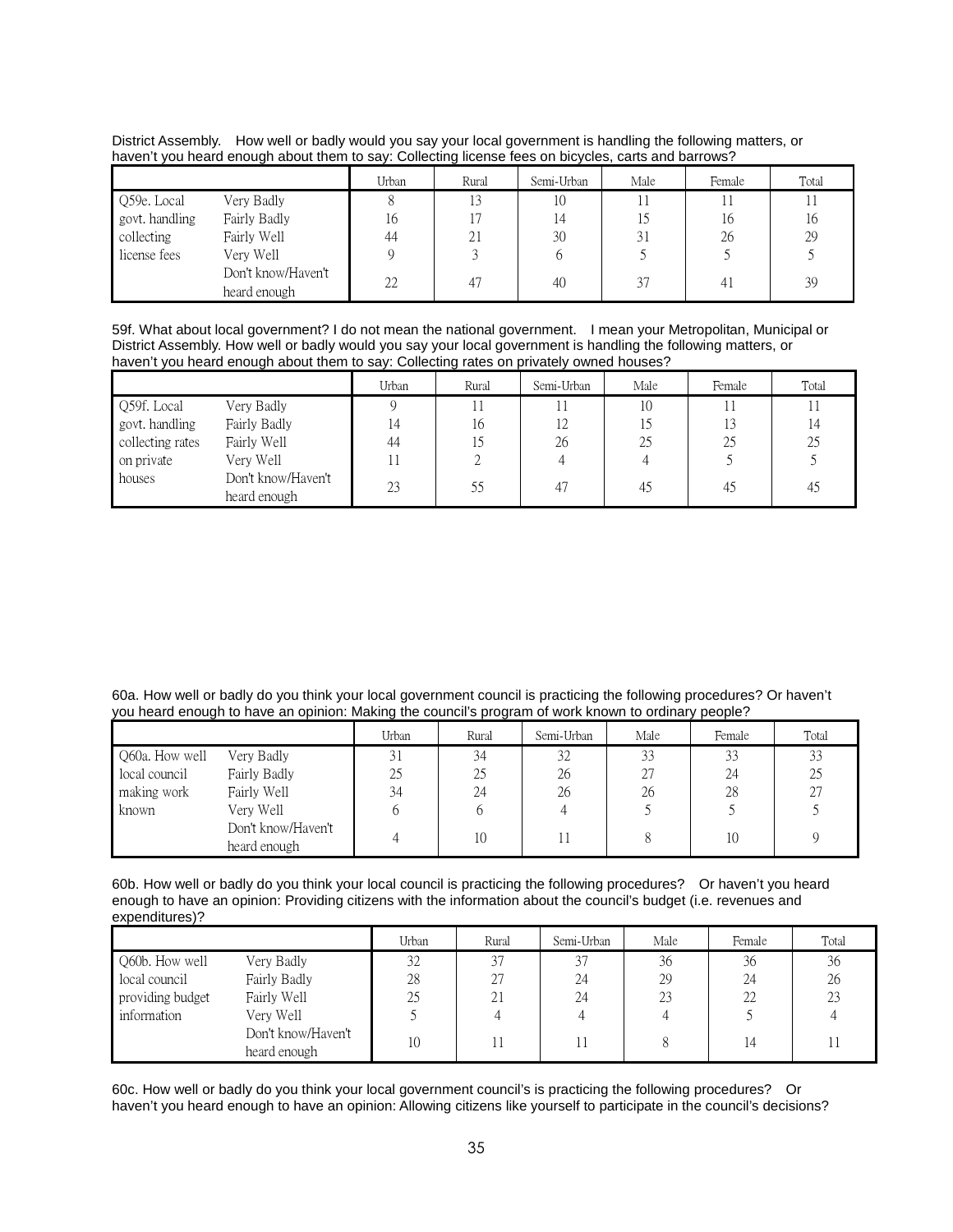District Assembly. How well or badly would you say your local government is handling the following matters, or haven't you heard enough about them to say: Collecting license fees on bicycles, carts and barrows?

| | | Urban | Rural | Semi-Urban | Male | Female | Total |
|---|---|---|---|---|---|---|---|
| Q59e. Local | Very Badly | 8 | 13 | 10 | 11 | 11 | 11 |
| govt. handling | Fairly Badly | 16 | 17 | 14 | 15 | 16 | 16 |
| collecting | Fairly Well | 44 | 21 | 30 | 31 | 26 | 29 |
| license fees | Very Well | 9 | 3 | 6 | 5 | 5 | 5 |
| | Don't know/Haven't heard enough | 22 | 47 | 40 | 37 | 41 | 39 |

59f. What about local government? I do not mean the national government. I mean your Metropolitan, Municipal or District Assembly. How well or badly would you say your local government is handling the following matters, or haven't you heard enough about them to say: Collecting rates on privately owned houses?

| | | Urban | Rural | Semi-Urban | Male | Female | Total |
|---|---|---|---|---|---|---|---|
| Q59f. Local | Very Badly | 9 | 11 | 11 | 10 | 11 | 11 |
| govt. handling | Fairly Badly | 14 | 16 | 12 | 15 | 13 | 14 |
| collecting rates | Fairly Well | 44 | 15 | 26 | 25 | 25 | 25 |
| on private | Very Well | 11 | 2 | 4 | 4 | 5 | 5 |
| houses | Don't know/Haven't heard enough | 23 | 55 | 47 | 45 | 45 | 45 |

60a. How well or badly do you think your local government council is practicing the following procedures? Or haven't you heard enough to have an opinion: Making the council's program of work known to ordinary people?

| | | Urban | Rural | Semi-Urban | Male | Female | Total |
|---|---|---|---|---|---|---|---|
| Q60a. How well | Very Badly | 31 | 34 | 32 | 33 | 33 | 33 |
| local council | Fairly Badly | 25 | 25 | 26 | 27 | 24 | 25 |
| making work | Fairly Well | 34 | 24 | 26 | 26 | 28 | 27 |
| known | Very Well | 6 | 6 | 4 | 5 | 5 | 5 |
| | Don't know/Haven't heard enough | 4 | 10 | 11 | 8 | 10 | 9 |

60b. How well or badly do you think your local council is practicing the following procedures? Or haven't you heard enough to have an opinion: Providing citizens with the information about the council's budget (i.e. revenues and expenditures)?

| | | Urban | Rural | Semi-Urban | Male | Female | Total |
|---|---|---|---|---|---|---|---|
| Q60b. How well | Very Badly | 32 | 37 | 37 | 36 | 36 | 36 |
| local council | Fairly Badly | 28 | 27 | 24 | 29 | 24 | 26 |
| providing budget | Fairly Well | 25 | 21 | 24 | 23 | 22 | 23 |
| information | Very Well | 5 | 4 | 4 | 4 | 5 | 4 |
| | Don't know/Haven't heard enough | 10 | 11 | 11 | 8 | 14 | 11 |

60c. How well or badly do you think your local government council's is practicing the following procedures? Or haven't you heard enough to have an opinion: Allowing citizens like yourself to participate in the council's decisions?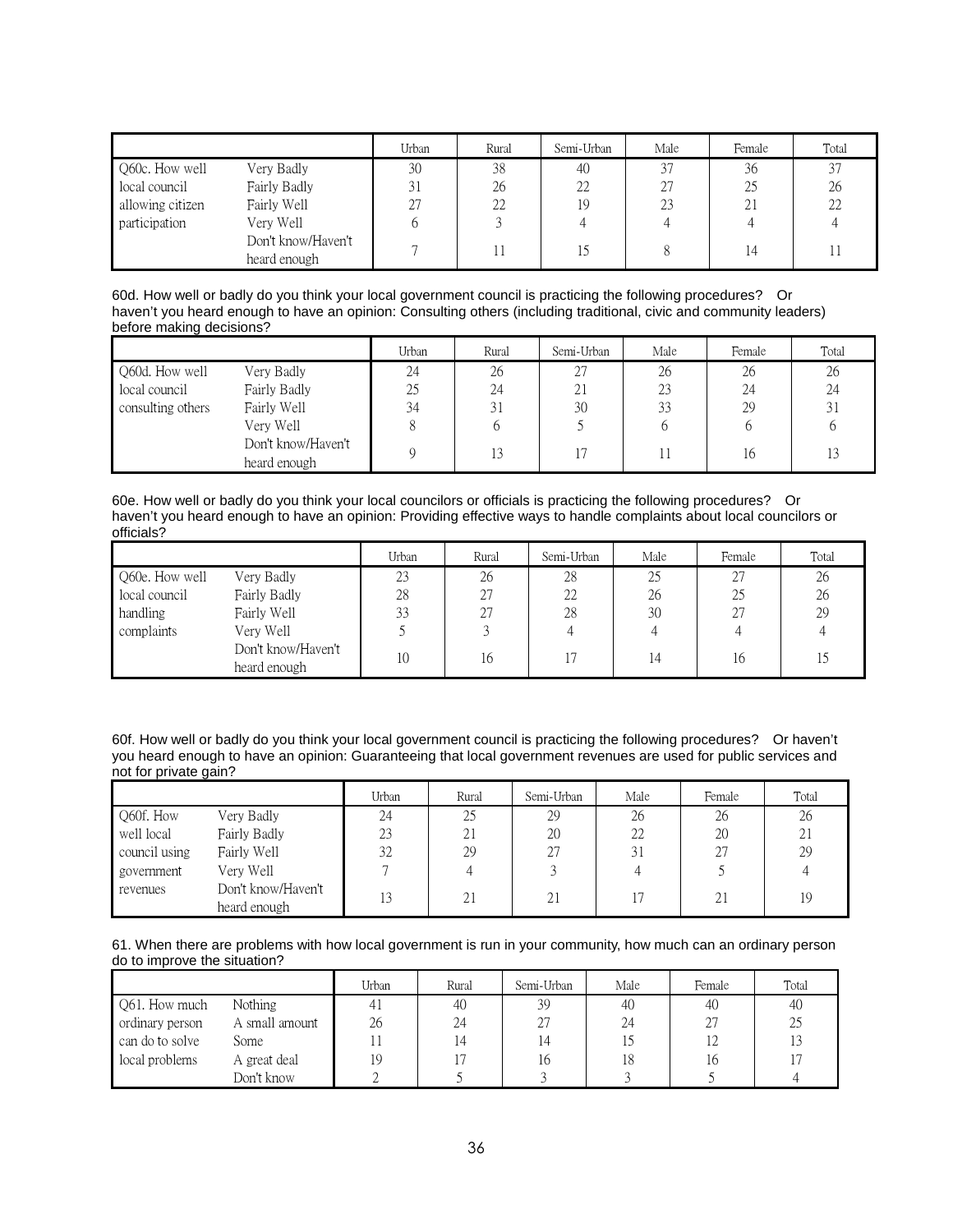| | | Urban | Rural | Semi-Urban | Male | Female | Total |
|---|---|---|---|---|---|---|---|
| Q60c. How well local council allowing citizen participation | Very Badly | 30 | 38 | 40 | 37 | 36 | 37 |
| | Fairly Badly | 31 | 26 | 22 | 27 | 25 | 26 |
| | Fairly Well | 27 | 22 | 19 | 23 | 21 | 22 |
| | Very Well | 6 | 3 | 4 | 4 | 4 | 4 |
| | Don't know/Haven't heard enough | 7 | 11 | 15 | 8 | 14 | 11 |

60d. How well or badly do you think your local government council is practicing the following procedures? Or haven't you heard enough to have an opinion: Consulting others (including traditional, civic and community leaders) before making decisions?

| | | Urban | Rural | Semi-Urban | Male | Female | Total |
|---|---|---|---|---|---|---|---|
| Q60d. How well local council consulting others | Very Badly | 24 | 26 | 27 | 26 | 26 | 26 |
| | Fairly Badly | 25 | 24 | 21 | 23 | 24 | 24 |
| | Fairly Well | 34 | 31 | 30 | 33 | 29 | 31 |
| | Very Well | 8 | 6 | 5 | 6 | 6 | 6 |
| | Don't know/Haven't heard enough | 9 | 13 | 17 | 11 | 16 | 13 |

60e. How well or badly do you think your local councilors or officials is practicing the following procedures? Or haven't you heard enough to have an opinion: Providing effective ways to handle complaints about local councilors or officials?

| | | Urban | Rural | Semi-Urban | Male | Female | Total |
|---|---|---|---|---|---|---|---|
| Q60e. How well local council handling complaints | Very Badly | 23 | 26 | 28 | 25 | 27 | 26 |
| | Fairly Badly | 28 | 27 | 22 | 26 | 25 | 26 |
| | Fairly Well | 33 | 27 | 28 | 30 | 27 | 29 |
| | Very Well | 5 | 3 | 4 | 4 | 4 | 4 |
| | Don't know/Haven't heard enough | 10 | 16 | 17 | 14 | 16 | 15 |

60f. How well or badly do you think your local government council is practicing the following procedures? Or haven't you heard enough to have an opinion: Guaranteeing that local government revenues are used for public services and not for private gain?

| | | Urban | Rural | Semi-Urban | Male | Female | Total |
|---|---|---|---|---|---|---|---|
| Q60f. How well local council using government revenues | Very Badly | 24 | 25 | 29 | 26 | 26 | 26 |
| | Fairly Badly | 23 | 21 | 20 | 22 | 20 | 21 |
| | Fairly Well | 32 | 29 | 27 | 31 | 27 | 29 |
| | Very Well | 7 | 4 | 3 | 4 | 5 | 4 |
| | Don't know/Haven't heard enough | 13 | 21 | 21 | 17 | 21 | 19 |

61. When there are problems with how local government is run in your community, how much can an ordinary person do to improve the situation?

| | | Urban | Rural | Semi-Urban | Male | Female | Total |
|---|---|---|---|---|---|---|---|
| Q61. How much ordinary person can do to solve local problems | Nothing | 41 | 40 | 39 | 40 | 40 | 40 |
| | A small amount | 26 | 24 | 27 | 24 | 27 | 25 |
| | Some | 11 | 14 | 14 | 15 | 12 | 13 |
| | A great deal | 19 | 17 | 16 | 18 | 16 | 17 |
| | Don't know | 2 | 5 | 3 | 3 | 5 | 4 |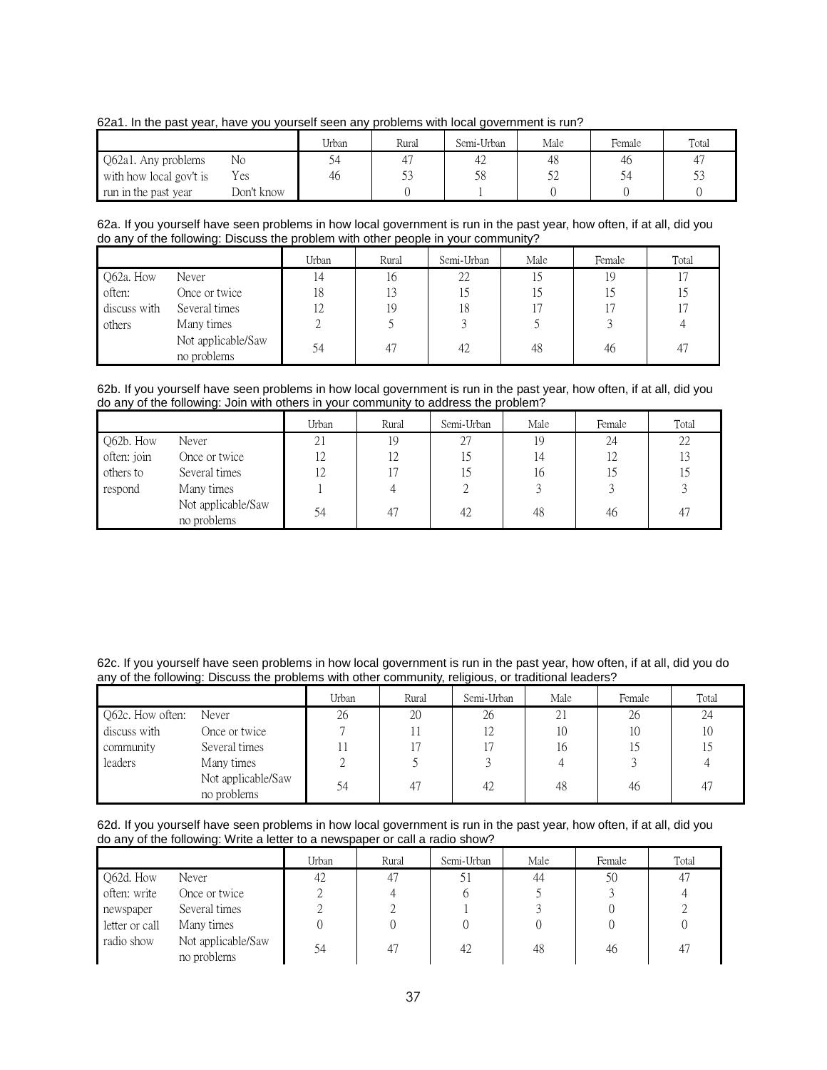62a1. In the past year, have you yourself seen any problems with local government is run?

| | | Urban | Rural | Semi-Urban | Male | Female | Total |
|---|---|---|---|---|---|---|---|
| Q62a1. Any problems | No | 54 | 47 | 42 | 48 | 46 | 47 |
| with how local gov't is | Yes | 46 | 53 | 58 | 52 | 54 | 53 |
| run in the past year | Don't know | | 0 | 1 | 0 | 0 | 0 |

62a. If you yourself have seen problems in how local government is run in the past year, how often, if at all, did you do any of the following: Discuss the problem with other people in your community?

| | | Urban | Rural | Semi-Urban | Male | Female | Total |
|---|---|---|---|---|---|---|---|
| Q62a. How | Never | 14 | 16 | 22 | 15 | 19 | 17 |
| often: | Once or twice | 18 | 13 | 15 | 15 | 15 | 15 |
| discuss with | Several times | 12 | 19 | 18 | 17 | 17 | 17 |
| others | Many times | 2 | 5 | 3 | 5 | 3 | 4 |
| | Not applicable/Saw no problems | 54 | 47 | 42 | 48 | 46 | 47 |

62b. If you yourself have seen problems in how local government is run in the past year, how often, if at all, did you do any of the following: Join with others in your community to address the problem?

| | | Urban | Rural | Semi-Urban | Male | Female | Total |
|---|---|---|---|---|---|---|---|
| Q62b. How | Never | 21 | 19 | 27 | 19 | 24 | 22 |
| often: join | Once or twice | 12 | 12 | 15 | 14 | 12 | 13 |
| others to | Several times | 12 | 17 | 15 | 16 | 15 | 15 |
| respond | Many times | 1 | 4 | 2 | 3 | 3 | 3 |
| | Not applicable/Saw no problems | 54 | 47 | 42 | 48 | 46 | 47 |

62c. If you yourself have seen problems in how local government is run in the past year, how often, if at all, did you do any of the following: Discuss the problems with other community, religious, or traditional leaders?

| | | Urban | Rural | Semi-Urban | Male | Female | Total |
|---|---|---|---|---|---|---|---|
| Q62c. How often: | Never | 26 | 20 | 26 | 21 | 26 | 24 |
| discuss with | Once or twice | 7 | 11 | 12 | 10 | 10 | 10 |
| community | Several times | 11 | 17 | 17 | 16 | 15 | 15 |
| leaders | Many times | 2 | 5 | 3 | 4 | 3 | 4 |
| | Not applicable/Saw no problems | 54 | 47 | 42 | 48 | 46 | 47 |

62d. If you yourself have seen problems in how local government is run in the past year, how often, if at all, did you do any of the following: Write a letter to a newspaper or call a radio show?

| | | Urban | Rural | Semi-Urban | Male | Female | Total |
|---|---|---|---|---|---|---|---|
| Q62d. How | Never | 42 | 47 | 51 | 44 | 50 | 47 |
| often: write | Once or twice | 2 | 4 | 6 | 5 | 3 | 4 |
| newspaper | Several times | 2 | 2 | 1 | 3 | 0 | 2 |
| letter or call | Many times | 0 | 0 | 0 | 0 | 0 | 0 |
| radio show | Not applicable/Saw no problems | 54 | 47 | 42 | 48 | 46 | 47 |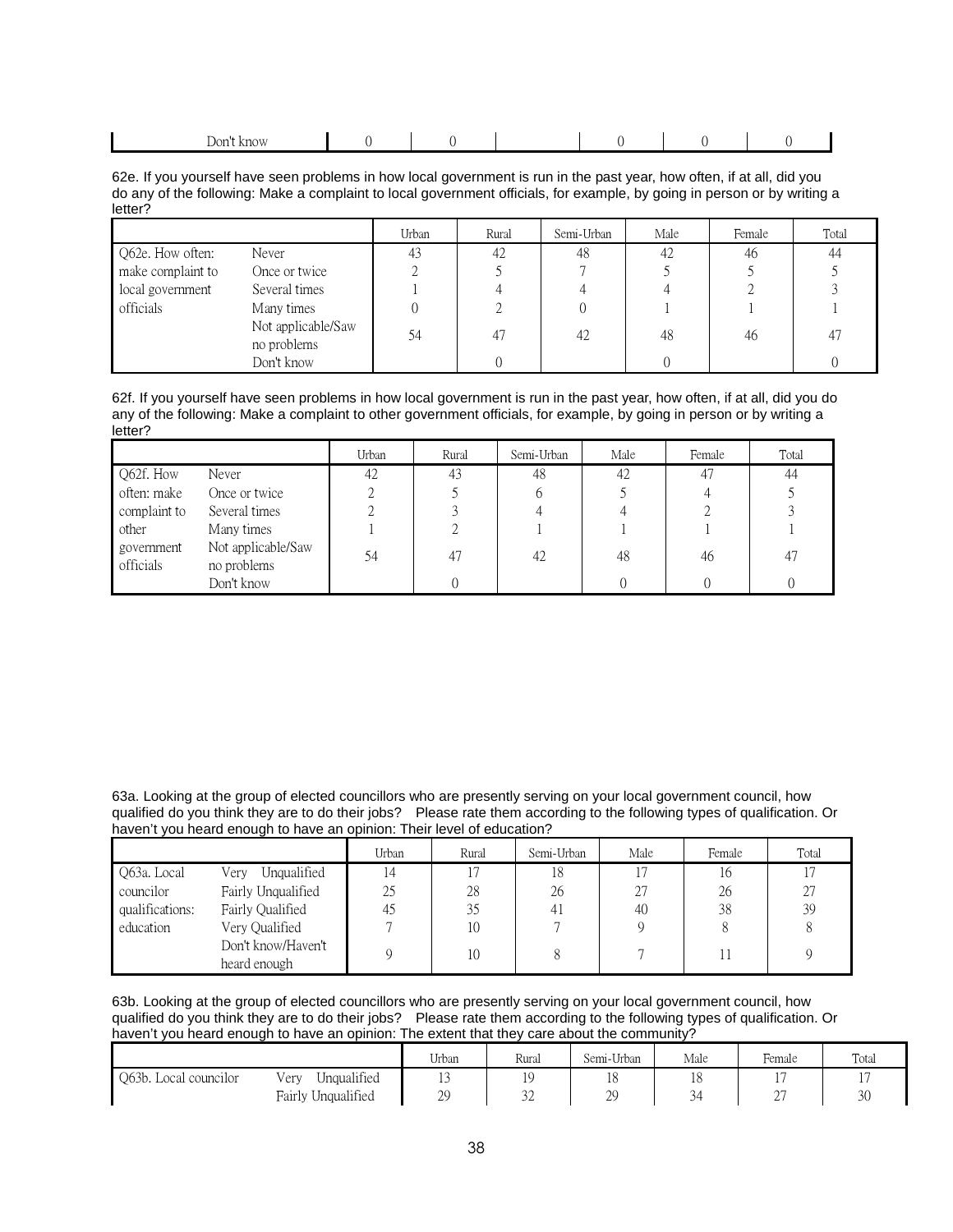| | | Urban | Rural | Semi-Urban | Male | Female | Total |
|---|---|---|---|---|---|---|---|
| | Don't know | 0 | 0 | | 0 | 0 | 0 |

62e. If you yourself have seen problems in how local government is run in the past year, how often, if at all, did you do any of the following: Make a complaint to local government officials, for example, by going in person or by writing a letter?

| | | Urban | Rural | Semi-Urban | Male | Female | Total |
|---|---|---|---|---|---|---|---|
| Q62e. How often: make complaint to local government officials | Never | 43 | 42 | 48 | 42 | 46 | 44 |
| | Once or twice | 2 | 5 | 7 | 5 | 5 | 5 |
| | Several times | 1 | 4 | 4 | 4 | 2 | 3 |
| | Many times | 0 | 2 | 0 | 1 | 1 | 1 |
| | Not applicable/Saw no problems | 54 | 47 | 42 | 48 | 46 | 47 |
| | Don't know | | 0 | | 0 | | 0 |

62f. If you yourself have seen problems in how local government is run in the past year, how often, if at all, did you do any of the following: Make a complaint to other government officials, for example, by going in person or by writing a letter?

| | | Urban | Rural | Semi-Urban | Male | Female | Total |
|---|---|---|---|---|---|---|---|
| Q62f. How often: make complaint to other government officials | Never | 42 | 43 | 48 | 42 | 47 | 44 |
| | Once or twice | 2 | 5 | 6 | 5 | 4 | 5 |
| | Several times | 2 | 3 | 4 | 4 | 2 | 3 |
| | Many times | 1 | 2 | 1 | 1 | 1 | 1 |
| | Not applicable/Saw no problems | 54 | 47 | 42 | 48 | 46 | 47 |
| | Don't know | | 0 | | 0 | 0 | 0 |

63a. Looking at the group of elected councillors who are presently serving on your local government council, how qualified do you think they are to do their jobs? Please rate them according to the following types of qualification. Or haven't you heard enough to have an opinion: Their level of education?

| | | Urban | Rural | Semi-Urban | Male | Female | Total |
|---|---|---|---|---|---|---|---|
| Q63a. Local councilor qualifications: education | Very Unqualified | 14 | 17 | 18 | 17 | 16 | 17 |
| | Fairly Unqualified | 25 | 28 | 26 | 27 | 26 | 27 |
| | Fairly Qualified | 45 | 35 | 41 | 40 | 38 | 39 |
| | Very Qualified | 7 | 10 | 7 | 9 | 8 | 8 |
| | Don't know/Haven't heard enough | 9 | 10 | 8 | 7 | 11 | 9 |

63b. Looking at the group of elected councillors who are presently serving on your local government council, how qualified do you think they are to do their jobs? Please rate them according to the following types of qualification. Or haven't you heard enough to have an opinion: The extent that they care about the community?

| | | Urban | Rural | Semi-Urban | Male | Female | Total |
|---|---|---|---|---|---|---|---|
| Q63b. Local councilor | Very Unqualified | 13 | 19 | 18 | 18 | 17 | 17 |
| | Fairly Unqualified | 29 | 32 | 29 | 34 | 27 | 30 |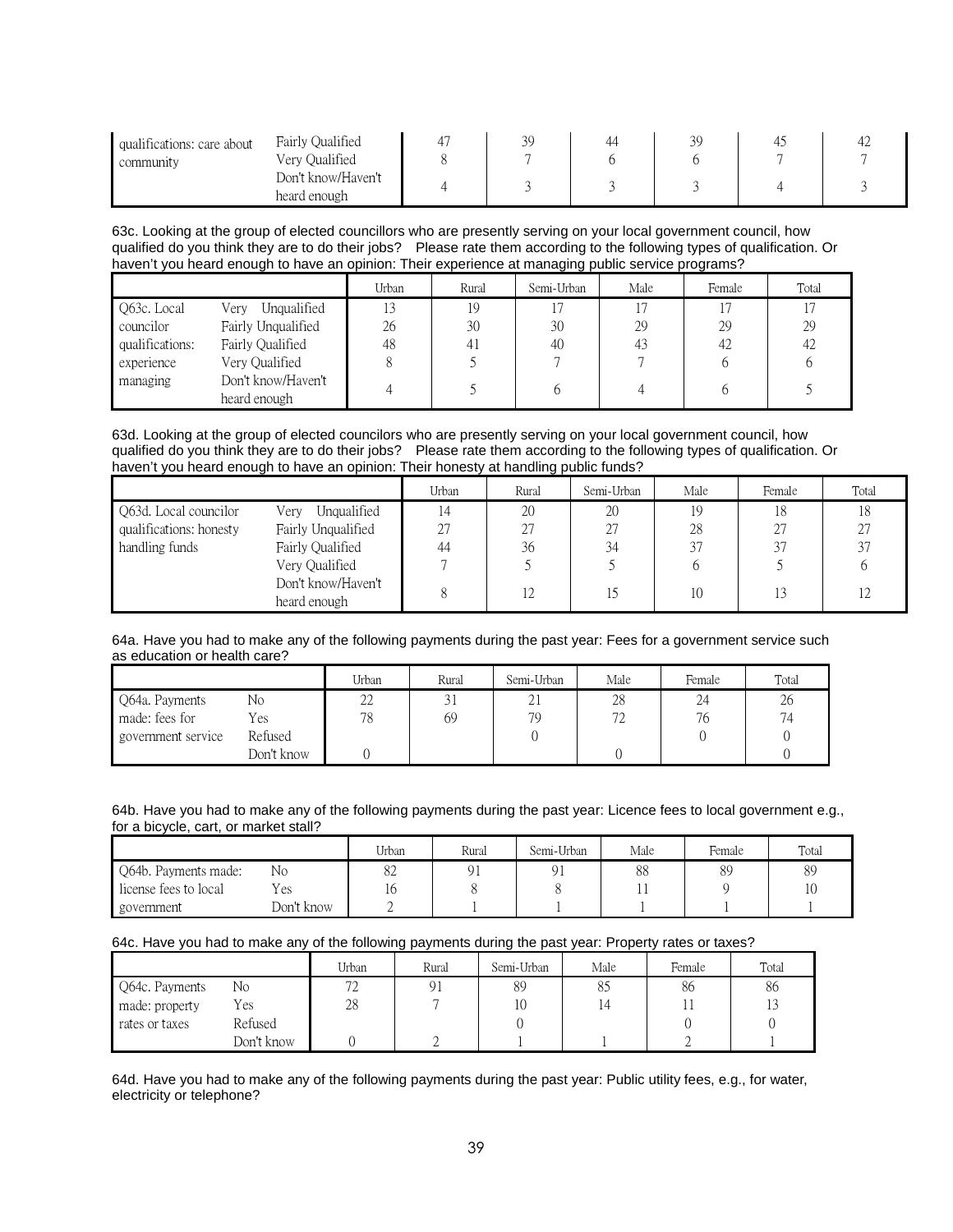| | | | | | | | |
|---|---|---|---|---|---|---|---|
| qualifications: care about community | Fairly Qualified | 47 | 39 | 44 | 39 | 45 | 42 |
| | Very Qualified | 8 | 7 | 6 | 6 | 7 | 7 |
| | Don't know/Haven't heard enough | 4 | 3 | 3 | 3 | 4 | 3 |

63c. Looking at the group of elected councillors who are presently serving on your local government council, how qualified do you think they are to do their jobs? Please rate them according to the following types of qualification. Or haven't you heard enough to have an opinion: Their experience at managing public service programs?

| | | Urban | Rural | Semi-Urban | Male | Female | Total |
|---|---|---|---|---|---|---|---|
| Q63c. Local councilor qualifications: experience managing | Very Unqualified | 13 | 19 | 17 | 17 | 17 | 17 |
| | Fairly Unqualified | 26 | 30 | 30 | 29 | 29 | 29 |
| | Fairly Qualified | 48 | 41 | 40 | 43 | 42 | 42 |
| | Very Qualified | 8 | 5 | 7 | 7 | 6 | 6 |
| | Don't know/Haven't heard enough | 4 | 5 | 6 | 4 | 6 | 5 |

63d. Looking at the group of elected councilors who are presently serving on your local government council, how qualified do you think they are to do their jobs? Please rate them according to the following types of qualification. Or haven't you heard enough to have an opinion: Their honesty at handling public funds?

| | | Urban | Rural | Semi-Urban | Male | Female | Total |
|---|---|---|---|---|---|---|---|
| Q63d. Local councilor qualifications: honesty handling funds | Very Unqualified | 14 | 20 | 20 | 19 | 18 | 18 |
| | Fairly Unqualified | 27 | 27 | 27 | 28 | 27 | 27 |
| | Fairly Qualified | 44 | 36 | 34 | 37 | 37 | 37 |
| | Very Qualified | 7 | 5 | 5 | 6 | 5 | 6 |
| | Don't know/Haven't heard enough | 8 | 12 | 15 | 10 | 13 | 12 |

64a. Have you had to make any of the following payments during the past year: Fees for a government service such as education or health care?

| | | Urban | Rural | Semi-Urban | Male | Female | Total |
|---|---|---|---|---|---|---|---|
| Q64a. Payments made: fees for government service | No | 22 | 31 | 21 | 28 | 24 | 26 |
| | Yes | 78 | 69 | 79 | 72 | 76 | 74 |
| | Refused | | | 0 | | 0 | 0 |
| | Don't know | 0 | | | 0 | | 0 |

64b. Have you had to make any of the following payments during the past year: Licence fees to local government e.g., for a bicycle, cart, or market stall?

| | | Urban | Rural | Semi-Urban | Male | Female | Total |
|---|---|---|---|---|---|---|---|
| Q64b. Payments made: license fees to local government | No | 82 | 91 | 91 | 88 | 89 | 89 |
| | Yes | 16 | 8 | 8 | 11 | 9 | 10 |
| | Don't know | 2 | 1 | 1 | 1 | 1 | 1 |

64c. Have you had to make any of the following payments during the past year: Property rates or taxes?

| | | Urban | Rural | Semi-Urban | Male | Female | Total |
|---|---|---|---|---|---|---|---|
| Q64c. Payments made: property rates or taxes | No | 72 | 91 | 89 | 85 | 86 | 86 |
| | Yes | 28 | 7 | 10 | 14 | 11 | 13 |
| | Refused | | | 0 | | 0 | 0 |
| | Don't know | 0 | 2 | 1 | 1 | 2 | 1 |

64d. Have you had to make any of the following payments during the past year: Public utility fees, e.g., for water, electricity or telephone?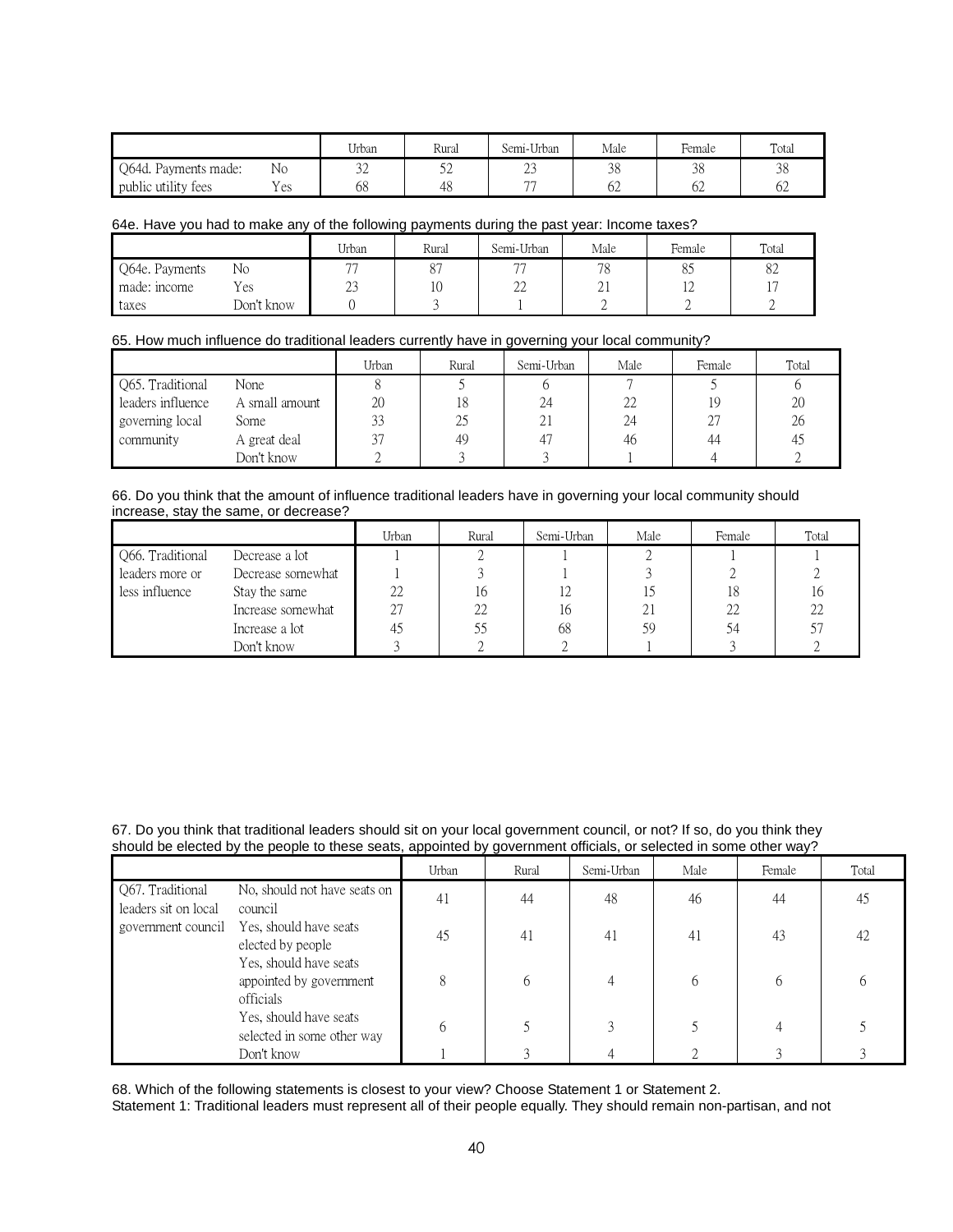| | | Urban | Rural | Semi-Urban | Male | Female | Total |
|---|---|---|---|---|---|---|---|
| Q64d. Payments made: | No | 32 | 52 | 23 | 38 | 38 | 38 |
| public utility fees | Yes | 68 | 48 | 77 | 62 | 62 | 62 |

64e. Have you had to make any of the following payments during the past year: Income taxes?

| | | Urban | Rural | Semi-Urban | Male | Female | Total |
|---|---|---|---|---|---|---|---|
| Q64e. Payments | No | 77 | 87 | 77 | 78 | 85 | 82 |
| made: income | Yes | 23 | 10 | 22 | 21 | 12 | 17 |
| taxes | Don't know | 0 | 3 | 1 | 2 | 2 | 2 |

65. How much influence do traditional leaders currently have in governing your local community?

| | | Urban | Rural | Semi-Urban | Male | Female | Total |
|---|---|---|---|---|---|---|---|
| Q65. Traditional | None | 8 | 5 | 6 | 7 | 5 | 6 |
| leaders influence | A small amount | 20 | 18 | 24 | 22 | 19 | 20 |
| governing local | Some | 33 | 25 | 21 | 24 | 27 | 26 |
| community | A great deal | 37 | 49 | 47 | 46 | 44 | 45 |
| | Don't know | 2 | 3 | 3 | 1 | 4 | 2 |

66. Do you think that the amount of influence traditional leaders have in governing your local community should increase, stay the same, or decrease?

| | | Urban | Rural | Semi-Urban | Male | Female | Total |
|---|---|---|---|---|---|---|---|
| Q66. Traditional | Decrease a lot | 1 | 2 | 1 | 2 | 1 | 1 |
| leaders more or | Decrease somewhat | 1 | 3 | 1 | 3 | 2 | 2 |
| less influence | Stay the same | 22 | 16 | 12 | 15 | 18 | 16 |
| | Increase somewhat | 27 | 22 | 16 | 21 | 22 | 22 |
| | Increase a lot | 45 | 55 | 68 | 59 | 54 | 57 |
| | Don't know | 3 | 2 | 2 | 1 | 3 | 2 |

67. Do you think that traditional leaders should sit on your local government council, or not? If so, do you think they should be elected by the people to these seats, appointed by government officials, or selected in some other way?

| | | Urban | Rural | Semi-Urban | Male | Female | Total |
|---|---|---|---|---|---|---|---|
| Q67. Traditional leaders sit on local | No, should not have seats on council | 41 | 44 | 48 | 46 | 44 | 45 |
| government council | Yes, should have seats elected by people | 45 | 41 | 41 | 41 | 43 | 42 |
| | Yes, should have seats appointed by government officials | 8 | 6 | 4 | 6 | 6 | 6 |
| | Yes, should have seats selected in some other way | 6 | 5 | 3 | 5 | 4 | 5 |
| | Don't know | 1 | 3 | 4 | 2 | 3 | 3 |

68. Which of the following statements is closest to your view? Choose Statement 1 or Statement 2.
Statement 1: Traditional leaders must represent all of their people equally. They should remain non-partisan, and not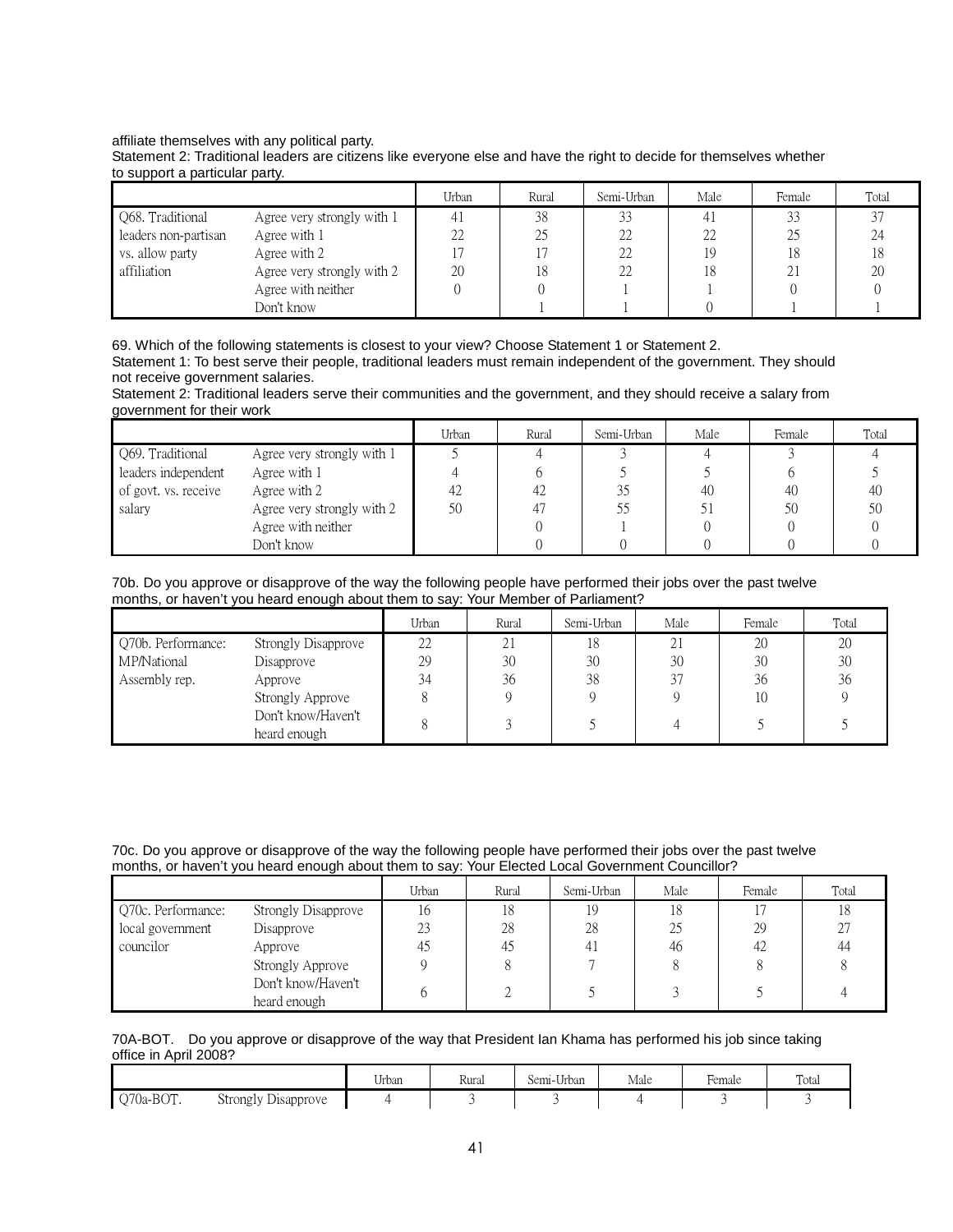affiliate themselves with any political party.
Statement 2: Traditional leaders are citizens like everyone else and have the right to decide for themselves whether to support a particular party.

| | | Urban | Rural | Semi-Urban | Male | Female | Total |
|---|---|---|---|---|---|---|---|
| Q68. Traditional leaders non-partisan vs. allow party affiliation | Agree very strongly with 1 | 41 | 38 | 33 | 41 | 33 | 37 |
| | Agree with 1 | 22 | 25 | 22 | 22 | 25 | 24 |
| | Agree with 2 | 17 | 17 | 22 | 19 | 18 | 18 |
| | Agree very strongly with 2 | 20 | 18 | 22 | 18 | 21 | 20 |
| | Agree with neither | 0 | 0 | 1 | 1 | 0 | 0 |
| | Don't know | | 1 | 1 | 0 | 1 | 1 |

69. Which of the following statements is closest to your view? Choose Statement 1 or Statement 2.
Statement 1: To best serve their people, traditional leaders must remain independent of the government. They should not receive government salaries.
Statement 2: Traditional leaders serve their communities and the government, and they should receive a salary from government for their work

| | | Urban | Rural | Semi-Urban | Male | Female | Total |
|---|---|---|---|---|---|---|---|
| Q69. Traditional leaders independent of govt. vs. receive salary | Agree very strongly with 1 | 5 | 4 | 3 | 4 | 3 | 4 |
| | Agree with 1 | 4 | 6 | 5 | 5 | 6 | 5 |
| | Agree with 2 | 42 | 42 | 35 | 40 | 40 | 40 |
| | Agree very strongly with 2 | 50 | 47 | 55 | 51 | 50 | 50 |
| | Agree with neither | | 0 | 1 | 0 | 0 | 0 |
| | Don't know | | 0 | 0 | 0 | 0 | 0 |

70b. Do you approve or disapprove of the way the following people have performed their jobs over the past twelve months, or haven't you heard enough about them to say: Your Member of Parliament?

| | | Urban | Rural | Semi-Urban | Male | Female | Total |
|---|---|---|---|---|---|---|---|
| Q70b. Performance: MP/National Assembly rep. | Strongly Disapprove | 22 | 21 | 18 | 21 | 20 | 20 |
| | Disapprove | 29 | 30 | 30 | 30 | 30 | 30 |
| | Approve | 34 | 36 | 38 | 37 | 36 | 36 |
| | Strongly Approve | 8 | 9 | 9 | 9 | 10 | 9 |
| | Don't know/Haven't heard enough | 8 | 3 | 5 | 4 | 5 | 5 |

70c. Do you approve or disapprove of the way the following people have performed their jobs over the past twelve months, or haven't you heard enough about them to say: Your Elected Local Government Councillor?

| | | Urban | Rural | Semi-Urban | Male | Female | Total |
|---|---|---|---|---|---|---|---|
| Q70c. Performance: local government councilor | Strongly Disapprove | 16 | 18 | 19 | 18 | 17 | 18 |
| | Disapprove | 23 | 28 | 28 | 25 | 29 | 27 |
| | Approve | 45 | 45 | 41 | 46 | 42 | 44 |
| | Strongly Approve | 9 | 8 | 7 | 8 | 8 | 8 |
| | Don't know/Haven't heard enough | 6 | 2 | 5 | 3 | 5 | 4 |

70A-BOT. Do you approve or disapprove of the way that President Ian Khama has performed his job since taking office in April 2008?

| | | Urban | Rural | Semi-Urban | Male | Female | Total |
|---|---|---|---|---|---|---|---|
| Q70a-BOT. | Strongly Disapprove | 4 | 3 | 3 | 4 | 3 | 3 |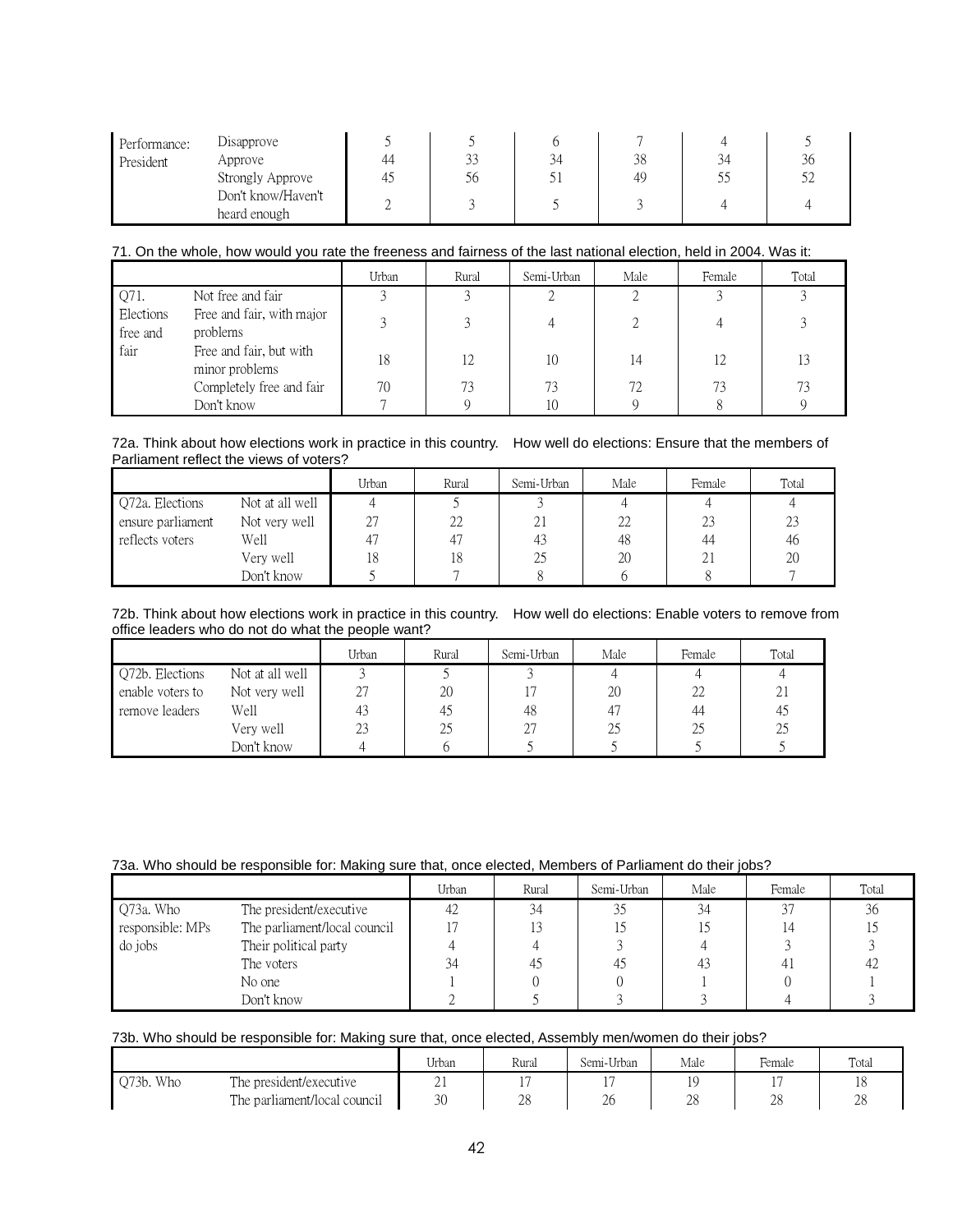| Performance: President | Disapprove | 5 | 5 | 6 | 7 | 4 | 5 |
|---|---|---|---|---|---|---|---|
| | Approve | 44 | 33 | 34 | 38 | 34 | 36 |
| | Strongly Approve | 45 | 56 | 51 | 49 | 55 | 52 |
| | Don't know/Haven't heard enough | 2 | 3 | 5 | 3 | 4 | 4 |

71. On the whole, how would you rate the freeness and fairness of the last national election, held in 2004. Was it:

| | | Urban | Rural | Semi-Urban | Male | Female | Total |
|---|---|---|---|---|---|---|---|
| Q71. Elections free and fair | Not free and fair | 3 | 3 | 2 | 2 | 3 | 3 |
| | Free and fair, with major problems | 3 | 3 | 4 | 2 | 4 | 3 |
| | Free and fair, but with minor problems | 18 | 12 | 10 | 14 | 12 | 13 |
| | Completely free and fair | 70 | 73 | 73 | 72 | 73 | 73 |
| | Don't know | 7 | 9 | 10 | 9 | 8 | 9 |

72a. Think about how elections work in practice in this country. How well do elections: Ensure that the members of Parliament reflect the views of voters?

| | | Urban | Rural | Semi-Urban | Male | Female | Total |
|---|---|---|---|---|---|---|---|
| Q72a. Elections ensure parliament reflects voters | Not at all well | 4 | 5 | 3 | 4 | 4 | 4 |
| | Not very well | 27 | 22 | 21 | 22 | 23 | 23 |
| | Well | 47 | 47 | 43 | 48 | 44 | 46 |
| | Very well | 18 | 18 | 25 | 20 | 21 | 20 |
| | Don't know | 5 | 7 | 8 | 6 | 8 | 7 |

72b. Think about how elections work in practice in this country. How well do elections: Enable voters to remove from office leaders who do not do what the people want?

| | | Urban | Rural | Semi-Urban | Male | Female | Total |
|---|---|---|---|---|---|---|---|
| Q72b. Elections enable voters to remove leaders | Not at all well | 3 | 5 | 3 | 4 | 4 | 4 |
| | Not very well | 27 | 20 | 17 | 20 | 22 | 21 |
| | Well | 43 | 45 | 48 | 47 | 44 | 45 |
| | Very well | 23 | 25 | 27 | 25 | 25 | 25 |
| | Don't know | 4 | 6 | 5 | 5 | 5 | 5 |

73a. Who should be responsible for: Making sure that, once elected, Members of Parliament do their jobs?

| | | Urban | Rural | Semi-Urban | Male | Female | Total |
|---|---|---|---|---|---|---|---|
| Q73a. Who responsible: MPs do jobs | The president/executive | 42 | 34 | 35 | 34 | 37 | 36 |
| | The parliament/local council | 17 | 13 | 15 | 15 | 14 | 15 |
| | Their political party | 4 | 4 | 3 | 4 | 3 | 3 |
| | The voters | 34 | 45 | 45 | 43 | 41 | 42 |
| | No one | 1 | 0 | 0 | 1 | 0 | 1 |
| | Don't know | 2 | 5 | 3 | 3 | 4 | 3 |

73b. Who should be responsible for: Making sure that, once elected, Assembly men/women do their jobs?

| | | Urban | Rural | Semi-Urban | Male | Female | Total |
|---|---|---|---|---|---|---|---|
| Q73b. Who | The president/executive | 21 | 17 | 17 | 19 | 17 | 18 |
| | The parliament/local council | 30 | 28 | 26 | 28 | 28 | 28 |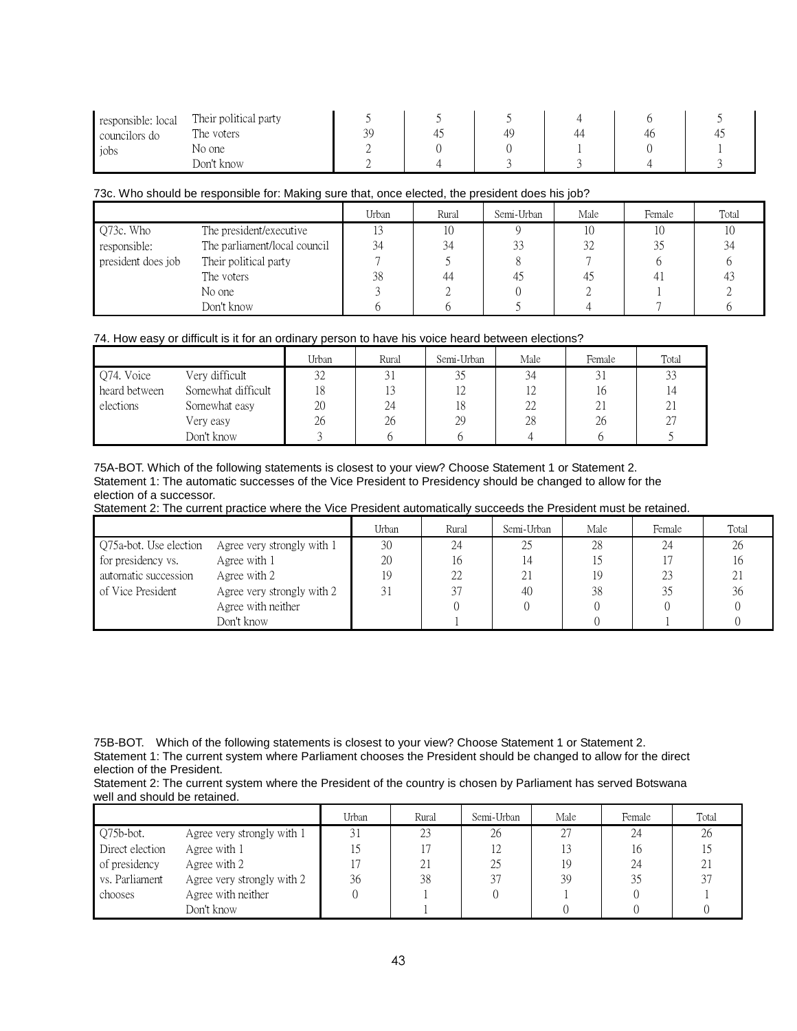| responsible: local councilors do jobs | Their political party | 5 | 5 | 5 | 4 | 6 | 5 |
|---|---|---|---|---|---|---|---|
| | The voters | 39 | 45 | 49 | 44 | 46 | 45 |
| | No one | 2 | 0 | 0 | 1 | 0 | 1 |
| | Don't know | 2 | 4 | 3 | 3 | 4 | 3 |

73c. Who should be responsible for: Making sure that, once elected, the president does his job?

| | | Urban | Rural | Semi-Urban | Male | Female | Total |
|---|---|---|---|---|---|---|---|
| Q73c. Who responsible: president does job | The president/executive | 13 | 10 | 9 | 10 | 10 | 10 |
| | The parliament/local council | 34 | 34 | 33 | 32 | 35 | 34 |
| | Their political party | 7 | 5 | 8 | 7 | 6 | 6 |
| | The voters | 38 | 44 | 45 | 45 | 41 | 43 |
| | No one | 3 | 2 | 0 | 2 | 1 | 2 |
| | Don't know | 6 | 6 | 5 | 4 | 7 | 6 |

74. How easy or difficult is it for an ordinary person to have his voice heard between elections?

| | | Urban | Rural | Semi-Urban | Male | Female | Total |
|---|---|---|---|---|---|---|---|
| Q74. Voice heard between elections | Very difficult | 32 | 31 | 35 | 34 | 31 | 33 |
| | Somewhat difficult | 18 | 13 | 12 | 12 | 16 | 14 |
| | Somewhat easy | 20 | 24 | 18 | 22 | 21 | 21 |
| | Very easy | 26 | 26 | 29 | 28 | 26 | 27 |
| | Don't know | 3 | 6 | 6 | 4 | 6 | 5 |

75A-BOT. Which of the following statements is closest to your view? Choose Statement 1 or Statement 2.
Statement 1: The automatic successes of the Vice President to Presidency should be changed to allow for the election of a successor.
Statement 2: The current practice where the Vice President automatically succeeds the President must be retained.

| | | Urban | Rural | Semi-Urban | Male | Female | Total |
|---|---|---|---|---|---|---|---|
| Q75a-bot. Use election for presidency vs. automatic succession of Vice President | Agree very strongly with 1 | 30 | 24 | 25 | 28 | 24 | 26 |
| | Agree with 1 | 20 | 16 | 14 | 15 | 17 | 16 |
| | Agree with 2 | 19 | 22 | 21 | 19 | 23 | 21 |
| | Agree very strongly with 2 | 31 | 37 | 40 | 38 | 35 | 36 |
| | Agree with neither | | 0 | 0 | 0 | 0 | 0 |
| | Don't know | | 1 | | 0 | 1 | 0 |

75B-BOT. Which of the following statements is closest to your view? Choose Statement 1 or Statement 2.
Statement 1: The current system where Parliament chooses the President should be changed to allow for the direct election of the President.
Statement 2: The current system where the President of the country is chosen by Parliament has served Botswana well and should be retained.

| | | Urban | Rural | Semi-Urban | Male | Female | Total |
|---|---|---|---|---|---|---|---|
| Q75b-bot. Direct election of presidency vs. Parliament chooses | Agree very strongly with 1 | 31 | 23 | 26 | 27 | 24 | 26 |
| | Agree with 1 | 15 | 17 | 12 | 13 | 16 | 15 |
| | Agree with 2 | 17 | 21 | 25 | 19 | 24 | 21 |
| | Agree very strongly with 2 | 36 | 38 | 37 | 39 | 35 | 37 |
| | Agree with neither | 0 | 1 | 0 | 1 | 0 | 1 |
| | Don't know | | 1 | | 0 | 0 | 0 |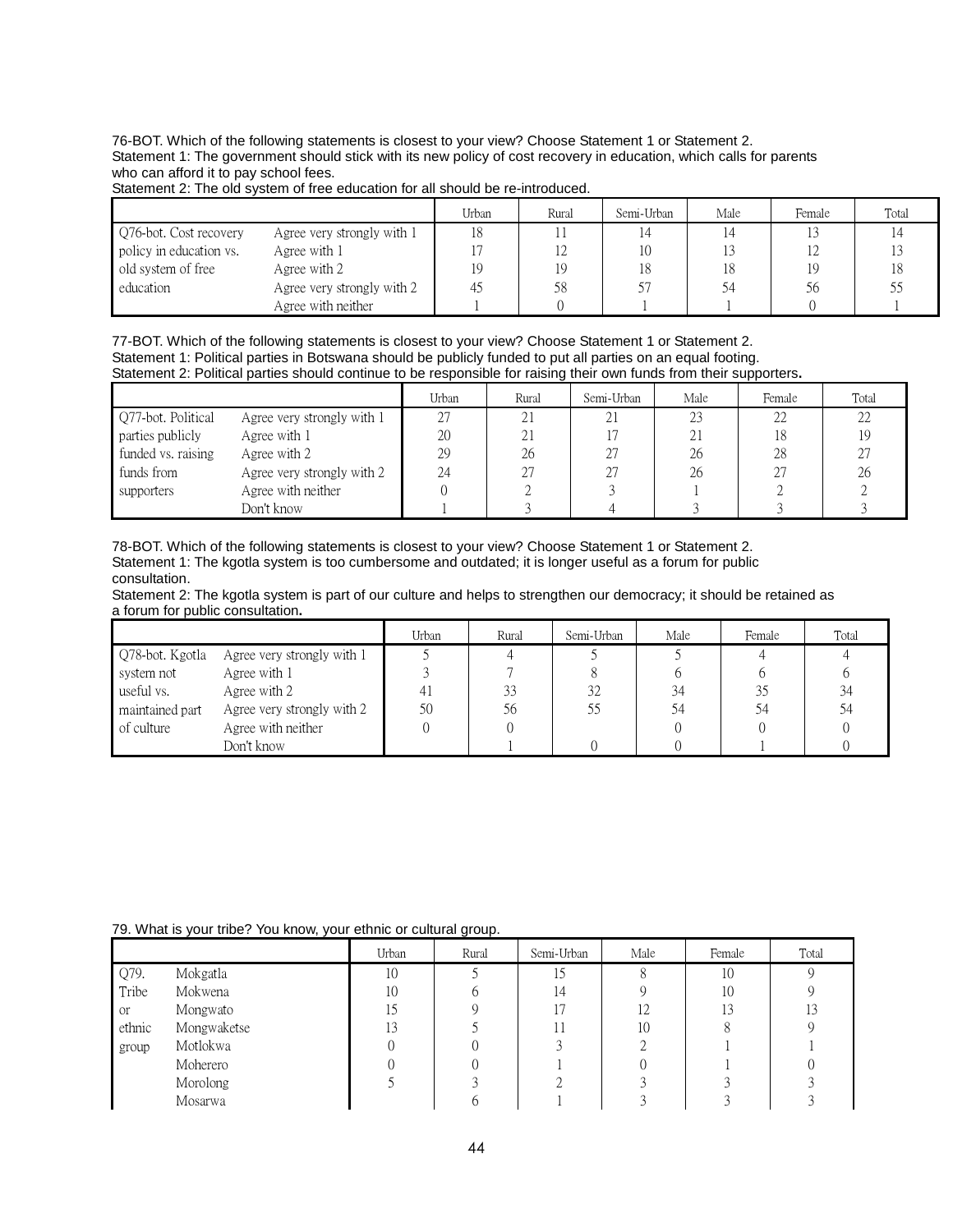76-BOT. Which of the following statements is closest to your view? Choose Statement 1 or Statement 2.
Statement 1: The government should stick with its new policy of cost recovery in education, which calls for parents who can afford it to pay school fees.
Statement 2: The old system of free education for all should be re-introduced.

| | | Urban | Rural | Semi-Urban | Male | Female | Total |
|---|---|---|---|---|---|---|---|
| Q76-bot. Cost recovery policy in education vs. old system of free education | Agree very strongly with 1 | 18 | 11 | 14 | 14 | 13 | 14 |
| | Agree with 1 | 17 | 12 | 10 | 13 | 12 | 13 |
| | Agree with 2 | 19 | 19 | 18 | 18 | 19 | 18 |
| | Agree very strongly with 2 | 45 | 58 | 57 | 54 | 56 | 55 |
| | Agree with neither | 1 | 0 | 1 | 1 | 0 | 1 |

77-BOT. Which of the following statements is closest to your view? Choose Statement 1 or Statement 2.
Statement 1: Political parties in Botswana should be publicly funded to put all parties on an equal footing.
Statement 2: Political parties should continue to be responsible for raising their own funds from their supporters**.**

| | | Urban | Rural | Semi-Urban | Male | Female | Total |
|---|---|---|---|---|---|---|---|
| Q77-bot. Political parties publicly funded vs. raising funds from supporters | Agree very strongly with 1 | 27 | 21 | 21 | 23 | 22 | 22 |
| | Agree with 1 | 20 | 21 | 17 | 21 | 18 | 19 |
| | Agree with 2 | 29 | 26 | 27 | 26 | 28 | 27 |
| | Agree very strongly with 2 | 24 | 27 | 27 | 26 | 27 | 26 |
| | Agree with neither | 0 | 2 | 3 | 1 | 2 | 2 |
| | Don't know | 1 | 3 | 4 | 3 | 3 | 3 |

78-BOT. Which of the following statements is closest to your view? Choose Statement 1 or Statement 2.
Statement 1: The kgotla system is too cumbersome and outdated; it is longer useful as a forum for public consultation.
Statement 2: The kgotla system is part of our culture and helps to strengthen our democracy; it should be retained as a forum for public consultation**.**

| | | Urban | Rural | Semi-Urban | Male | Female | Total |
|---|---|---|---|---|---|---|---|
| Q78-bot. Kgotla system not useful vs. maintained part of culture | Agree very strongly with 1 | 5 | 4 | 5 | 5 | 4 | 4 |
| | Agree with 1 | 3 | 7 | 8 | 6 | 6 | 6 |
| | Agree with 2 | 41 | 33 | 32 | 34 | 35 | 34 |
| | Agree very strongly with 2 | 50 | 56 | 55 | 54 | 54 | 54 |
| | Agree with neither | 0 | 0 | | 0 | 0 | 0 |
| | Don't know | | 1 | 0 | 0 | 1 | 0 |

79. What is your tribe? You know, your ethnic or cultural group.

| | | Urban | Rural | Semi-Urban | Male | Female | Total |
|---|---|---|---|---|---|---|---|
| Q79. Tribe or ethnic group | Mokgatla | 10 | 5 | 15 | 8 | 10 | 9 |
| | Mokwena | 10 | 6 | 14 | 9 | 10 | 9 |
| | Mongwato | 15 | 9 | 17 | 12 | 13 | 13 |
| | Mongwaketse | 13 | 5 | 11 | 10 | 8 | 9 |
| | Motlokwa | 0 | 0 | 3 | 2 | 1 | 1 |
| | Moherero | 0 | 0 | 1 | 0 | 1 | 0 |
| | Morolong | 5 | 3 | 2 | 3 | 3 | 3 |
| | Mosarwa | | 6 | 1 | 3 | 3 | 3 |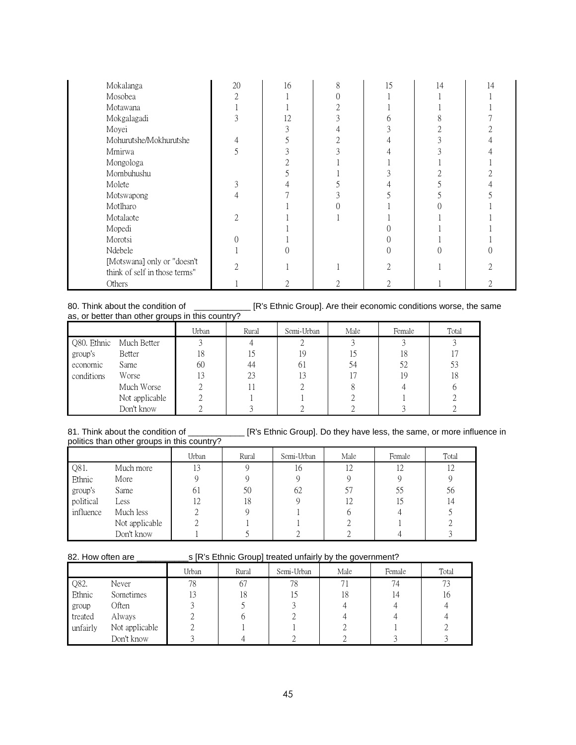| | | | | | | |
|---|---|---|---|---|---|---|
| Mokalanga | 20 | 16 | 8 | 15 | 14 | 14 |
| Mosobea | 2 | 1 | 0 | 1 | 1 | 1 |
| Motawana | 1 | 1 | 2 | 1 | 1 | 1 |
| Mokgalagadi | 3 | 12 | 3 | 6 | 8 | 7 |
| Moyei | | 3 | 4 | 3 | 2 | 2 |
| Mohurutshe/Mokhurutshe | 4 | 5 | 2 | 4 | 3 | 4 |
| Mmirwa | 5 | 3 | 3 | 4 | 3 | 4 |
| Mongologa | | 2 | 1 | 1 | 1 | 1 |
| Mombuhushu | | 5 | 1 | 3 | 2 | 2 |
| Molete | 3 | 4 | 5 | 4 | 5 | 4 |
| Motswapong | 4 | 7 | 3 | 5 | 5 | 5 |
| Motlharo | | 1 | 0 | 1 | 0 | 1 |
| Motalaote | 2 | 1 | 1 | 1 | 1 | 1 |
| Mopedi | | 1 | | 0 | 1 | 1 |
| Morotsi | 0 | 1 | | 0 | 1 | 1 |
| Ndebele | 1 | 0 | | 0 | 0 | 0 |
| [Motswana] only or "doesn't think of self in those terms" | 2 | 1 | 1 | 2 | 1 | 2 |
| Others | 1 | 2 | 2 | 2 | 1 | 2 |

80. Think about the condition of ____________ [R's Ethnic Group]. Are their economic conditions worse, the same as, or better than other groups in this country?

| | | Urban | Rural | Semi-Urban | Male | Female | Total |
|---|---|---|---|---|---|---|---|
| Q80. Ethnic group's economic conditions | Much Better | 3 | 4 | 2 | 3 | 3 | 3 |
| | Better | 18 | 15 | 19 | 15 | 18 | 17 |
| | Same | 60 | 44 | 61 | 54 | 52 | 53 |
| | Worse | 13 | 23 | 13 | 17 | 19 | 18 |
| | Much Worse | 2 | 11 | 2 | 8 | 4 | 6 |
| | Not applicable | 2 | 1 | 1 | 2 | 1 | 2 |
| | Don't know | 2 | 3 | 2 | 2 | 3 | 2 |

81. Think about the condition of ____________ [R's Ethnic Group]. Do they have less, the same, or more influence in politics than other groups in this country?

| | | Urban | Rural | Semi-Urban | Male | Female | Total |
|---|---|---|---|---|---|---|---|
| Q81. Ethnic group's political influence | Much more | 13 | 9 | 16 | 12 | 12 | 12 |
| | More | 9 | 9 | 9 | 9 | 9 | 9 |
| | Same | 61 | 50 | 62 | 57 | 55 | 56 |
| | Less | 12 | 18 | 9 | 12 | 15 | 14 |
| | Much less | 2 | 9 | 1 | 6 | 4 | 5 |
| | Not applicable | 2 | 1 | 1 | 2 | 1 | 2 |
| | Don't know | 1 | 5 | 2 | 2 | 4 | 3 |

82. How often are ___________s [R's Ethnic Group] treated unfairly by the government?

| | | Urban | Rural | Semi-Urban | Male | Female | Total |
|---|---|---|---|---|---|---|---|
| Q82. Ethnic group treated unfairly | Never | 78 | 67 | 78 | 71 | 74 | 73 |
| | Sometimes | 13 | 18 | 15 | 18 | 14 | 16 |
| | Often | 3 | 5 | 3 | 4 | 4 | 4 |
| | Always | 2 | 6 | 2 | 4 | 4 | 4 |
| | Not applicable | 2 | 1 | 1 | 2 | 1 | 2 |
| | Don't know | 3 | 4 | 2 | 2 | 3 | 3 |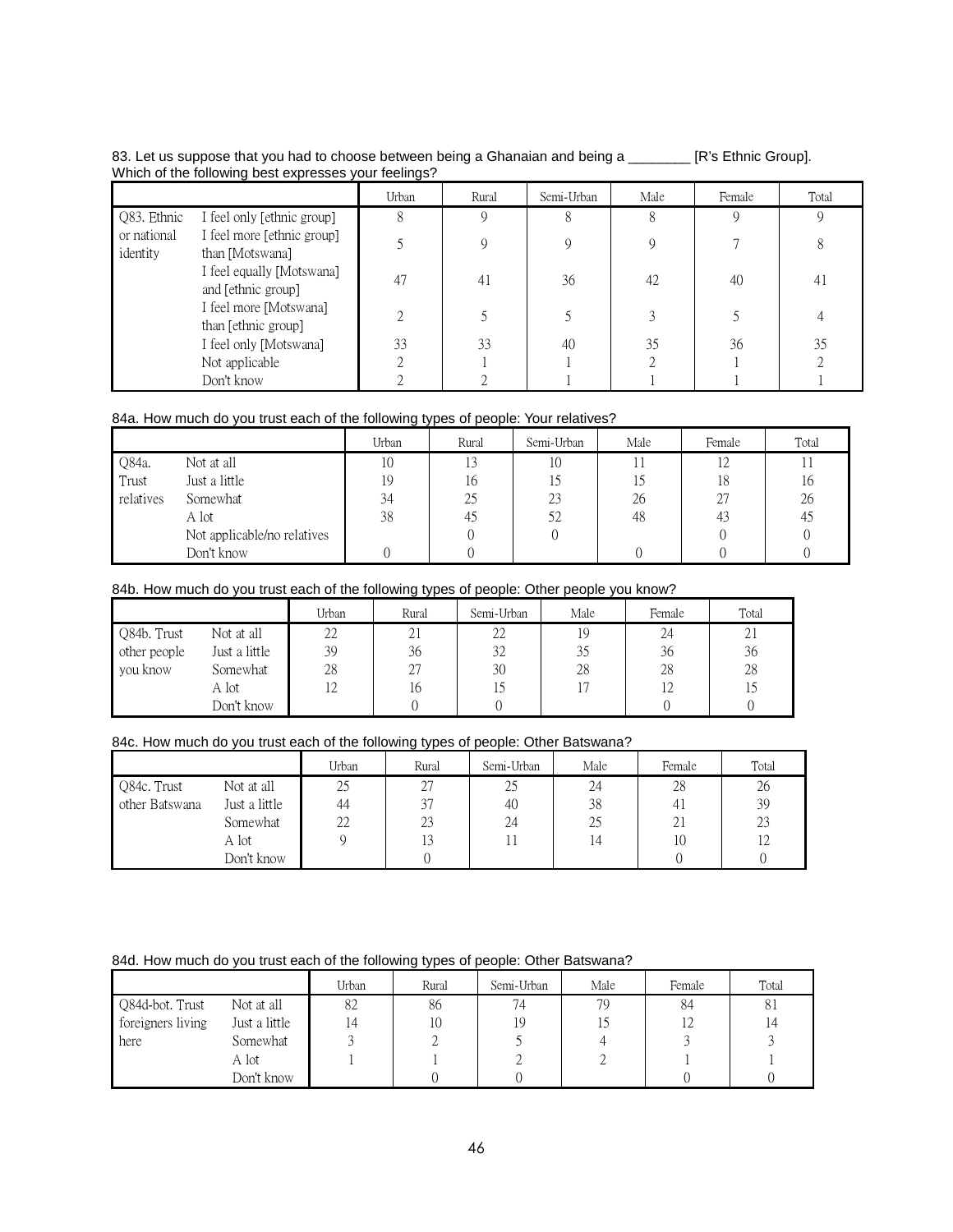83. Let us suppose that you had to choose between being a Ghanaian and being a ________ [R's Ethnic Group]. Which of the following best expresses your feelings?

| | | Urban | Rural | Semi-Urban | Male | Female | Total |
|---|---|---|---|---|---|---|---|
| Q83. Ethnic or national identity | I feel only [ethnic group] | 8 | 9 | 8 | 8 | 9 | 9 |
| | I feel more [ethnic group] than [Motswana] | 5 | 9 | 9 | 9 | 7 | 8 |
| | I feel equally [Motswana] and [ethnic group] | 47 | 41 | 36 | 42 | 40 | 41 |
| | I feel more [Motswana] than [ethnic group] | 2 | 5 | 5 | 3 | 5 | 4 |
| | I feel only [Motswana] | 33 | 33 | 40 | 35 | 36 | 35 |
| | Not applicable | 2 | 1 | 1 | 2 | 1 | 2 |
| | Don't know | 2 | 2 | 1 | 1 | 1 | 1 |

84a. How much do you trust each of the following types of people: Your relatives?

| | | Urban | Rural | Semi-Urban | Male | Female | Total |
|---|---|---|---|---|---|---|---|
| Q84a. Trust relatives | Not at all | 10 | 13 | 10 | 11 | 12 | 11 |
| | Just a little | 19 | 16 | 15 | 15 | 18 | 16 |
| | Somewhat | 34 | 25 | 23 | 26 | 27 | 26 |
| | A lot | 38 | 45 | 52 | 48 | 43 | 45 |
| | Not applicable/no relatives | | 0 | 0 | | 0 | 0 |
| | Don't know | 0 | 0 | | 0 | 0 | 0 |

84b. How much do you trust each of the following types of people: Other people you know?

| | | Urban | Rural | Semi-Urban | Male | Female | Total |
|---|---|---|---|---|---|---|---|
| Q84b. Trust other people you know | Not at all | 22 | 21 | 22 | 19 | 24 | 21 |
| | Just a little | 39 | 36 | 32 | 35 | 36 | 36 |
| | Somewhat | 28 | 27 | 30 | 28 | 28 | 28 |
| | A lot | 12 | 16 | 15 | 17 | 12 | 15 |
| | Don't know | | 0 | 0 | | 0 | 0 |

84c. How much do you trust each of the following types of people: Other Batswana?

| | | Urban | Rural | Semi-Urban | Male | Female | Total |
|---|---|---|---|---|---|---|---|
| Q84c. Trust other Batswana | Not at all | 25 | 27 | 25 | 24 | 28 | 26 |
| | Just a little | 44 | 37 | 40 | 38 | 41 | 39 |
| | Somewhat | 22 | 23 | 24 | 25 | 21 | 23 |
| | A lot | 9 | 13 | 11 | 14 | 10 | 12 |
| | Don't know | | 0 | | | 0 | 0 |

84d. How much do you trust each of the following types of people: Other Batswana?

| | | Urban | Rural | Semi-Urban | Male | Female | Total |
|---|---|---|---|---|---|---|---|
| Q84d-bot. Trust foreigners living here | Not at all | 82 | 86 | 74 | 79 | 84 | 81 |
| | Just a little | 14 | 10 | 19 | 15 | 12 | 14 |
| | Somewhat | 3 | 2 | 5 | 4 | 3 | 3 |
| | A lot | 1 | 1 | 2 | 2 | 1 | 1 |
| | Don't know | | 0 | 0 | | 0 | 0 |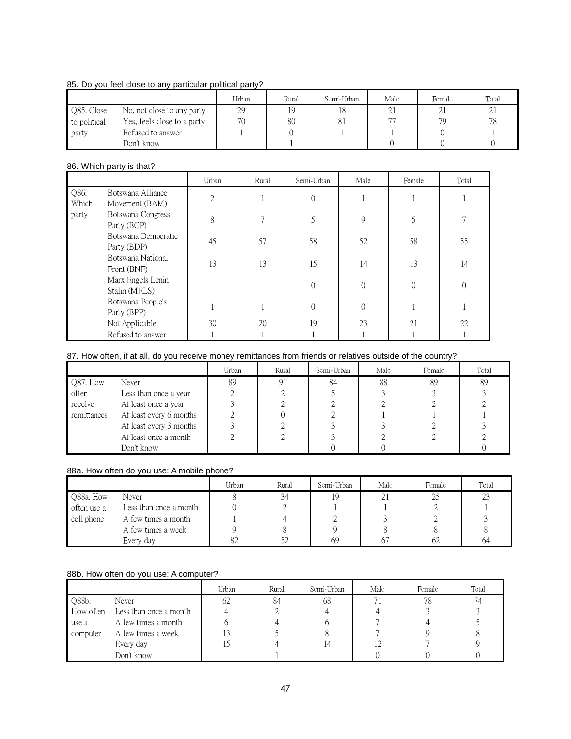85. Do you feel close to any particular political party?

| | | Urban | Rural | Semi-Urban | Male | Female | Total |
|---|---|---|---|---|---|---|---|
| Q85. Close to political party | No, not close to any party | 29 | 19 | 18 | 21 | 21 | 21 |
| | Yes, feels close to a party | 70 | 80 | 81 | 77 | 79 | 78 |
| | Refused to answer | 1 | 0 | 1 | 1 | 0 | 1 |
| | Don't know | | 1 | | 0 | 0 | 0 |

86. Which party is that?

| | | Urban | Rural | Semi-Urban | Male | Female | Total |
|---|---|---|---|---|---|---|---|
| Q86. Which party | Botswana Alliance Movement (BAM) | 2 | 1 | 0 | 1 | 1 | 1 |
| | Botswana Congress Party (BCP) | 8 | 7 | 5 | 9 | 5 | 7 |
| | Botswana Democratic Party (BDP) | 45 | 57 | 58 | 52 | 58 | 55 |
| | Botswana National Front (BNF) | 13 | 13 | 15 | 14 | 13 | 14 |
| | Marx Engels Lenin Stalin (MELS) | | | 0 | 0 | 0 | 0 |
| | Botswana People's Party (BPP) | 1 | 1 | 0 | 0 | 1 | 1 |
| | Not Applicable | 30 | 20 | 19 | 23 | 21 | 22 |
| | Refused to answer | 1 | 1 | 1 | 1 | 1 | 1 |

87. How often, if at all, do you receive money remittances from friends or relatives outside of the country?

| | | Urban | Rural | Semi-Urban | Male | Female | Total |
|---|---|---|---|---|---|---|---|
| Q87. How often receive remittances | Never | 89 | 91 | 84 | 88 | 89 | 89 |
| | Less than once a year | 2 | 2 | 5 | 3 | 3 | 3 |
| | At least once a year | 3 | 2 | 2 | 2 | 2 | 2 |
| | At least every 6 months | 2 | 0 | 2 | 1 | 1 | 1 |
| | At least every 3 months | 3 | 2 | 3 | 3 | 2 | 3 |
| | At least once a month | 2 | 2 | 3 | 2 | 2 | 2 |
| | Don't know | | | 0 | 0 | | 0 |

88a. How often do you use: A mobile phone?

| | | Urban | Rural | Semi-Urban | Male | Female | Total |
|---|---|---|---|---|---|---|---|
| Q88a. How often use a cell phone | Never | 8 | 34 | 19 | 21 | 25 | 23 |
| | Less than once a month | 0 | 2 | 1 | 1 | 2 | 1 |
| | A few times a month | 1 | 4 | 2 | 3 | 2 | 3 |
| | A few times a week | 9 | 8 | 9 | 8 | 8 | 8 |
| | Every day | 82 | 52 | 69 | 67 | 62 | 64 |

88b. How often do you use: A computer?

| | | Urban | Rural | Semi-Urban | Male | Female | Total |
|---|---|---|---|---|---|---|---|
| Q88b. How often use a computer | Never | 62 | 84 | 68 | 71 | 78 | 74 |
| | Less than once a month | 4 | 2 | 4 | 4 | 3 | 3 |
| | A few times a month | 6 | 4 | 6 | 7 | 4 | 5 |
| | A few times a week | 13 | 5 | 8 | 7 | 9 | 8 |
| | Every day | 15 | 4 | 14 | 12 | 7 | 9 |
| | Don't know | | 1 | | 0 | 0 | 0 |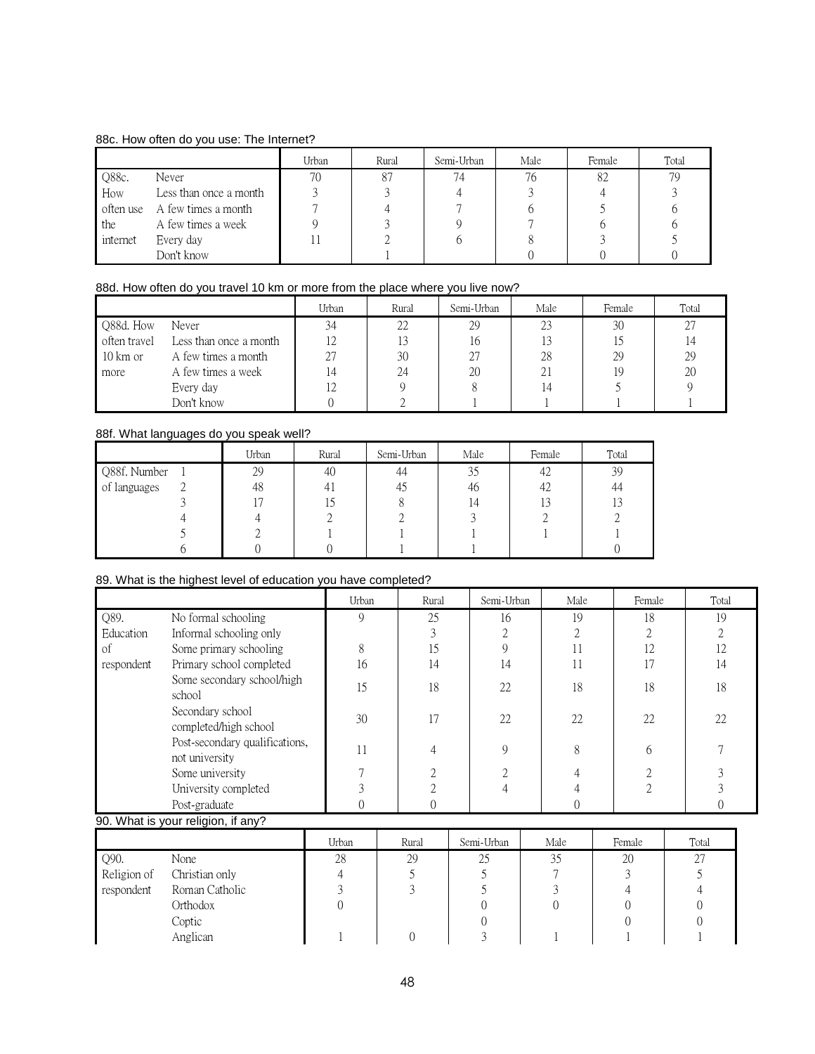88c. How often do you use: The Internet?

| | | Urban | Rural | Semi-Urban | Male | Female | Total |
|---|---|---|---|---|---|---|---|
| Q88c. How often use the internet | Never | 70 | 87 | 74 | 76 | 82 | 79 |
| | Less than once a month | 3 | 3 | 4 | 3 | 4 | 3 |
| | A few times a month | 7 | 4 | 7 | 6 | 5 | 6 |
| | A few times a week | 9 | 3 | 9 | 7 | 6 | 6 |
| | Every day | 11 | 2 | 6 | 8 | 3 | 5 |
| | Don't know | | 1 | | 0 | 0 | 0 |

88d. How often do you travel 10 km or more from the place where you live now?

| | | Urban | Rural | Semi-Urban | Male | Female | Total |
|---|---|---|---|---|---|---|---|
| Q88d. How often travel 10 km or more | Never | 34 | 22 | 29 | 23 | 30 | 27 |
| | Less than once a month | 12 | 13 | 16 | 13 | 15 | 14 |
| | A few times a month | 27 | 30 | 27 | 28 | 29 | 29 |
| | A few times a week | 14 | 24 | 20 | 21 | 19 | 20 |
| | Every day | 12 | 9 | 8 | 14 | 5 | 9 |
| | Don't know | 0 | 2 | 1 | 1 | 1 | 1 |

88f. What languages do you speak well?

| | | Urban | Rural | Semi-Urban | Male | Female | Total |
|---|---|---|---|---|---|---|---|
| Q88f. Number of languages | 1 | 29 | 40 | 44 | 35 | 42 | 39 |
| | 2 | 48 | 41 | 45 | 46 | 42 | 44 |
| | 3 | 17 | 15 | 8 | 14 | 13 | 13 |
| | 4 | 4 | 2 | 2 | 3 | 2 | 2 |
| | 5 | 2 | 1 | 1 | 1 | 1 | 1 |
| | 6 | 0 | 0 | 1 | 1 | | 0 |

89. What is the highest level of education you have completed?

| | | Urban | Rural | Semi-Urban | Male | Female | Total |
|---|---|---|---|---|---|---|---|
| Q89. Education of respondent | No formal schooling | 9 | 25 | 16 | 19 | 18 | 19 |
| | Informal schooling only | | 3 | 2 | 2 | 2 | 2 |
| | Some primary schooling | 8 | 15 | 9 | 11 | 12 | 12 |
| | Primary school completed | 16 | 14 | 14 | 11 | 17 | 14 |
| | Some secondary school/high school | 15 | 18 | 22 | 18 | 18 | 18 |
| | Secondary school completed/high school | 30 | 17 | 22 | 22 | 22 | 22 |
| | Post-secondary qualifications, not university | 11 | 4 | 9 | 8 | 6 | 7 |
| | Some university | 7 | 2 | 2 | 4 | 2 | 3 |
| | University completed | 3 | 2 | 4 | 4 | 2 | 3 |
| | Post-graduate | 0 | 0 | | 0 | | 0 |

90. What is your religion, if any?

| | | Urban | Rural | Semi-Urban | Male | Female | Total |
|---|---|---|---|---|---|---|---|
| Q90. Religion of respondent | None | 28 | 29 | 25 | 35 | 20 | 27 |
| | Christian only | 4 | 5 | 5 | 7 | 3 | 5 |
| | Roman Catholic | 3 | 3 | 5 | 3 | 4 | 4 |
| | Orthodox | 0 | | 0 | 0 | 0 | 0 |
| | Coptic | | | 0 | | 0 | 0 |
| | Anglican | 1 | 0 | 3 | 1 | 1 | 1 |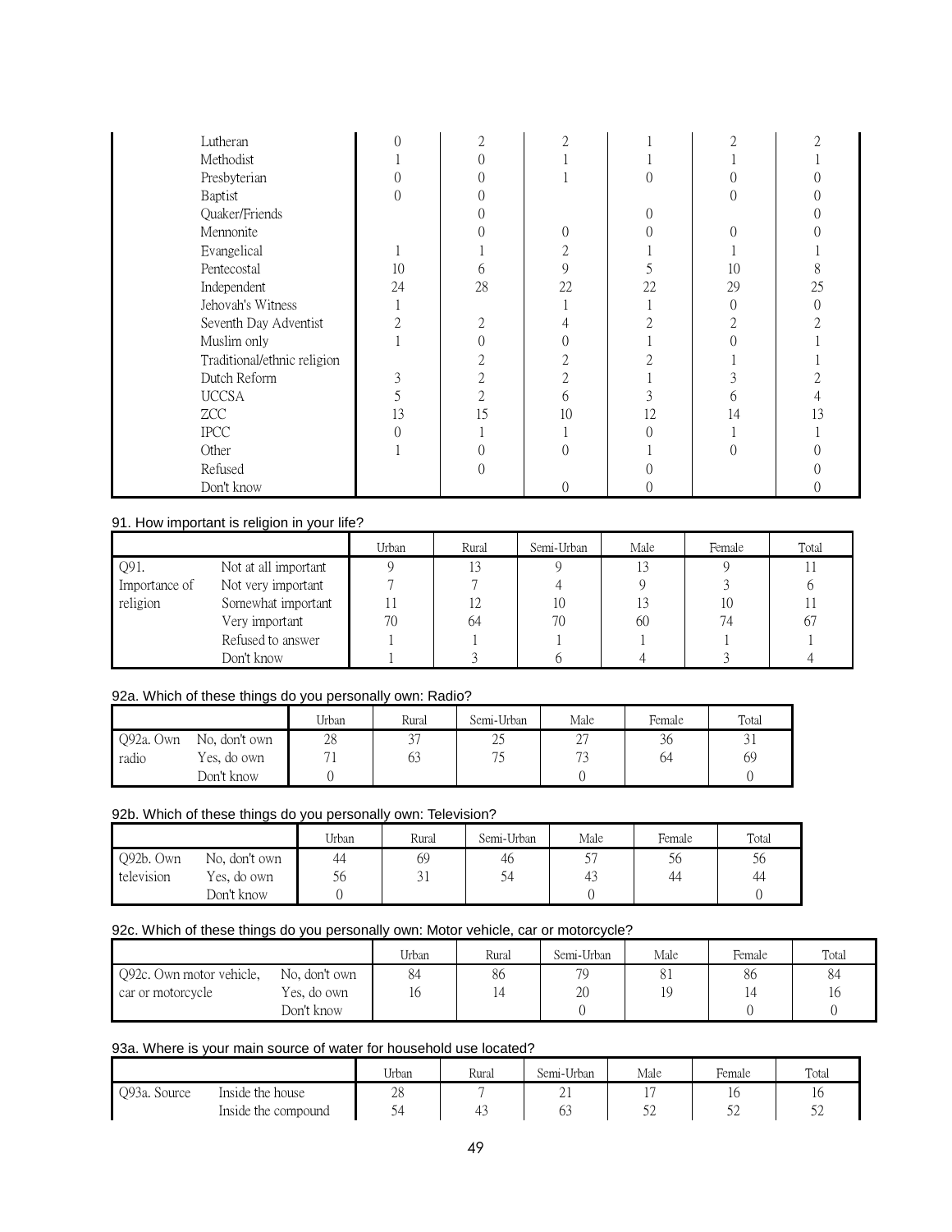| | | | | | | |
|---|---|---|---|---|---|---|
| Lutheran | 0 | 2 | 2 | 1 | 2 | 2 |
| Methodist | 1 | 0 | 1 | 1 | 1 | 1 |
| Presbyterian | 0 | 0 | 1 | 0 | 0 | 0 |
| Baptist | 0 | 0 | | | 0 | 0 |
| Quaker/Friends | | 0 | | 0 | | 0 |
| Mennonite | | 0 | 0 | 0 | 0 | 0 |
| Evangelical | 1 | 1 | 2 | 1 | 1 | 1 |
| Pentecostal | 10 | 6 | 9 | 5 | 10 | 8 |
| Independent | 24 | 28 | 22 | 22 | 29 | 25 |
| Jehovah's Witness | 1 | | 1 | 1 | 0 | 0 |
| Seventh Day Adventist | 2 | 2 | 4 | 2 | 2 | 2 |
| Muslim only | 1 | 0 | 0 | 1 | 0 | 1 |
| Traditional/ethnic religion | | 2 | 2 | 2 | 1 | 1 |
| Dutch Reform | 3 | 2 | 2 | 1 | 3 | 2 |
| UCCSA | 5 | 2 | 6 | 3 | 6 | 4 |
| ZCC | 13 | 15 | 10 | 12 | 14 | 13 |
| IPCC | 0 | 1 | 1 | 0 | 1 | 1 |
| Other | 1 | 0 | 0 | 1 | 0 | 0 |
| Refused | | 0 | | 0 | | 0 |
| Don't know | | | 0 | 0 | | 0 |

91. How important is religion in your life?

| | | Urban | Rural | Semi-Urban | Male | Female | Total |
|---|---|---|---|---|---|---|---|
| Q91. Importance of religion | Not at all important | 9 | 13 | 9 | 13 | 9 | 11 |
| | Not very important | 7 | 7 | 4 | 9 | 3 | 6 |
| | Somewhat important | 11 | 12 | 10 | 13 | 10 | 11 |
| | Very important | 70 | 64 | 70 | 60 | 74 | 67 |
| | Refused to answer | 1 | 1 | 1 | 1 | 1 | 1 |
| | Don't know | 1 | 3 | 6 | 4 | 3 | 4 |

92a. Which of these things do you personally own: Radio?

| | | Urban | Rural | Semi-Urban | Male | Female | Total |
|---|---|---|---|---|---|---|---|
| Q92a. Own radio | No, don't own | 28 | 37 | 25 | 27 | 36 | 31 |
| | Yes, do own | 71 | 63 | 75 | 73 | 64 | 69 |
| | Don't know | 0 | | | 0 | | 0 |

92b. Which of these things do you personally own: Television?

| | | Urban | Rural | Semi-Urban | Male | Female | Total |
|---|---|---|---|---|---|---|---|
| Q92b. Own television | No, don't own | 44 | 69 | 46 | 57 | 56 | 56 |
| | Yes, do own | 56 | 31 | 54 | 43 | 44 | 44 |
| | Don't know | 0 | | | 0 | | 0 |

92c. Which of these things do you personally own: Motor vehicle, car or motorcycle?

| | | Urban | Rural | Semi-Urban | Male | Female | Total |
|---|---|---|---|---|---|---|---|
| Q92c. Own motor vehicle, car or motorcycle | No, don't own | 84 | 86 | 79 | 81 | 86 | 84 |
| | Yes, do own | 16 | 14 | 20 | 19 | 14 | 16 |
| | Don't know | | | 0 | | 0 | 0 |

93a. Where is your main source of water for household use located?

| | | Urban | Rural | Semi-Urban | Male | Female | Total |
|---|---|---|---|---|---|---|---|
| Q93a. Source | Inside the house | 28 | 7 | 21 | 17 | 16 | 16 |
| | Inside the compound | 54 | 43 | 63 | 52 | 52 | 52 |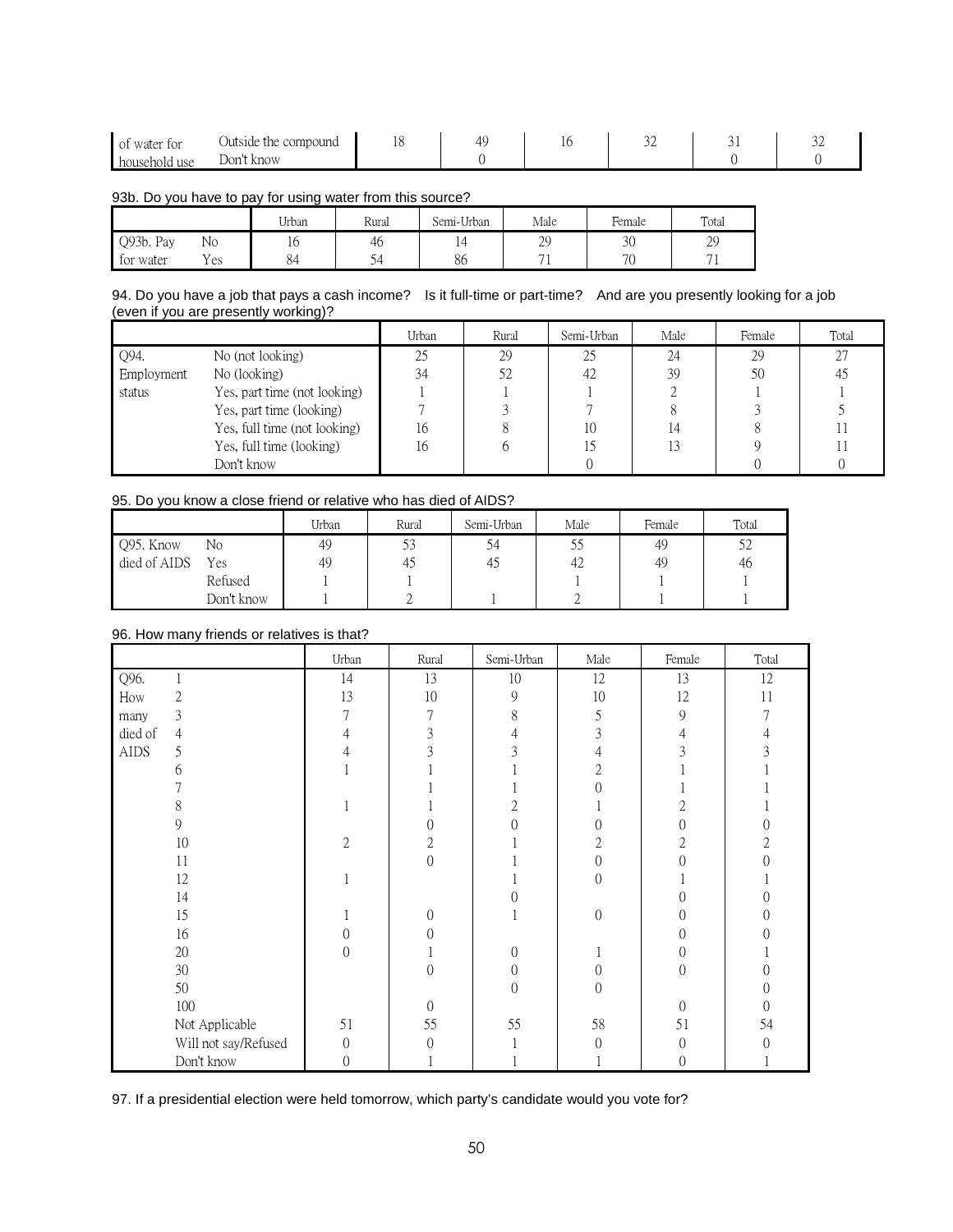| | | Urban | Rural | Semi-Urban | Male | Female | Total |
|---|---|---|---|---|---|---|---|
| of water for | Outside the compound | 18 | 49 | 16 | 32 | 31 | 32 |
| household use | Don't know | | 0 | | | 0 | 0 |

93b. Do you have to pay for using water from this source?

| | | Urban | Rural | Semi-Urban | Male | Female | Total |
|---|---|---|---|---|---|---|---|
| Q93b. Pay | No | 16 | 46 | 14 | 29 | 30 | 29 |
| for water | Yes | 84 | 54 | 86 | 71 | 70 | 71 |

94. Do you have a job that pays a cash income? Is it full-time or part-time? And are you presently looking for a job (even if you are presently working)?

| | | Urban | Rural | Semi-Urban | Male | Female | Total |
|---|---|---|---|---|---|---|---|
| Q94. | No (not looking) | 25 | 29 | 25 | 24 | 29 | 27 |
| Employment | No (looking) | 34 | 52 | 42 | 39 | 50 | 45 |
| status | Yes, part time (not looking) | 1 | 1 | 1 | 2 | 1 | 1 |
| | Yes, part time (looking) | 7 | 3 | 7 | 8 | 3 | 5 |
| | Yes, full time (not looking) | 16 | 8 | 10 | 14 | 8 | 11 |
| | Yes, full time (looking) | 16 | 6 | 15 | 13 | 9 | 11 |
| | Don't know | | | 0 | | 0 | 0 |

95. Do you know a close friend or relative who has died of AIDS?

| | | Urban | Rural | Semi-Urban | Male | Female | Total |
|---|---|---|---|---|---|---|---|
| Q95. Know | No | 49 | 53 | 54 | 55 | 49 | 52 |
| died of AIDS | Yes | 49 | 45 | 45 | 42 | 49 | 46 |
| | Refused | 1 | 1 | | 1 | 1 | 1 |
| | Don't know | 1 | 2 | 1 | 2 | 1 | 1 |

96. How many friends or relatives is that?

| | | Urban | Rural | Semi-Urban | Male | Female | Total |
|---|---|---|---|---|---|---|---|
| Q96. | 1 | 14 | 13 | 10 | 12 | 13 | 12 |
| How | 2 | 13 | 10 | 9 | 10 | 12 | 11 |
| many | 3 | 7 | 7 | 8 | 5 | 9 | 7 |
| died of | 4 | 4 | 3 | 4 | 3 | 4 | 4 |
| AIDS | 5 | 4 | 3 | 3 | 4 | 3 | 3 |
| | 6 | 1 | 1 | 1 | 2 | 1 | 1 |
| | 7 | | 1 | 1 | 0 | 1 | 1 |
| | 8 | 1 | 1 | 2 | 1 | 2 | 1 |
| | 9 | | 0 | 0 | 0 | 0 | 0 |
| | 10 | 2 | 2 | 1 | 2 | 2 | 2 |
| | 11 | | 0 | 1 | 0 | 0 | 0 |
| | 12 | 1 | | 1 | 0 | 1 | 1 |
| | 14 | | | 0 | | 0 | 0 |
| | 15 | 1 | 0 | 1 | 0 | 0 | 0 |
| | 16 | 0 | 0 | | | 0 | 0 |
| | 20 | 0 | 1 | 0 | 1 | 0 | 1 |
| | 30 | | 0 | 0 | 0 | 0 | 0 |
| | 50 | | | 0 | 0 | | 0 |
| | 100 | | 0 | | | 0 | 0 |
| | Not Applicable | 51 | 55 | 55 | 58 | 51 | 54 |
| | Will not say/Refused | 0 | 0 | 1 | 0 | 0 | 0 |
| | Don't know | 0 | 1 | 1 | 1 | 0 | 1 |

97. If a presidential election were held tomorrow, which party's candidate would you vote for?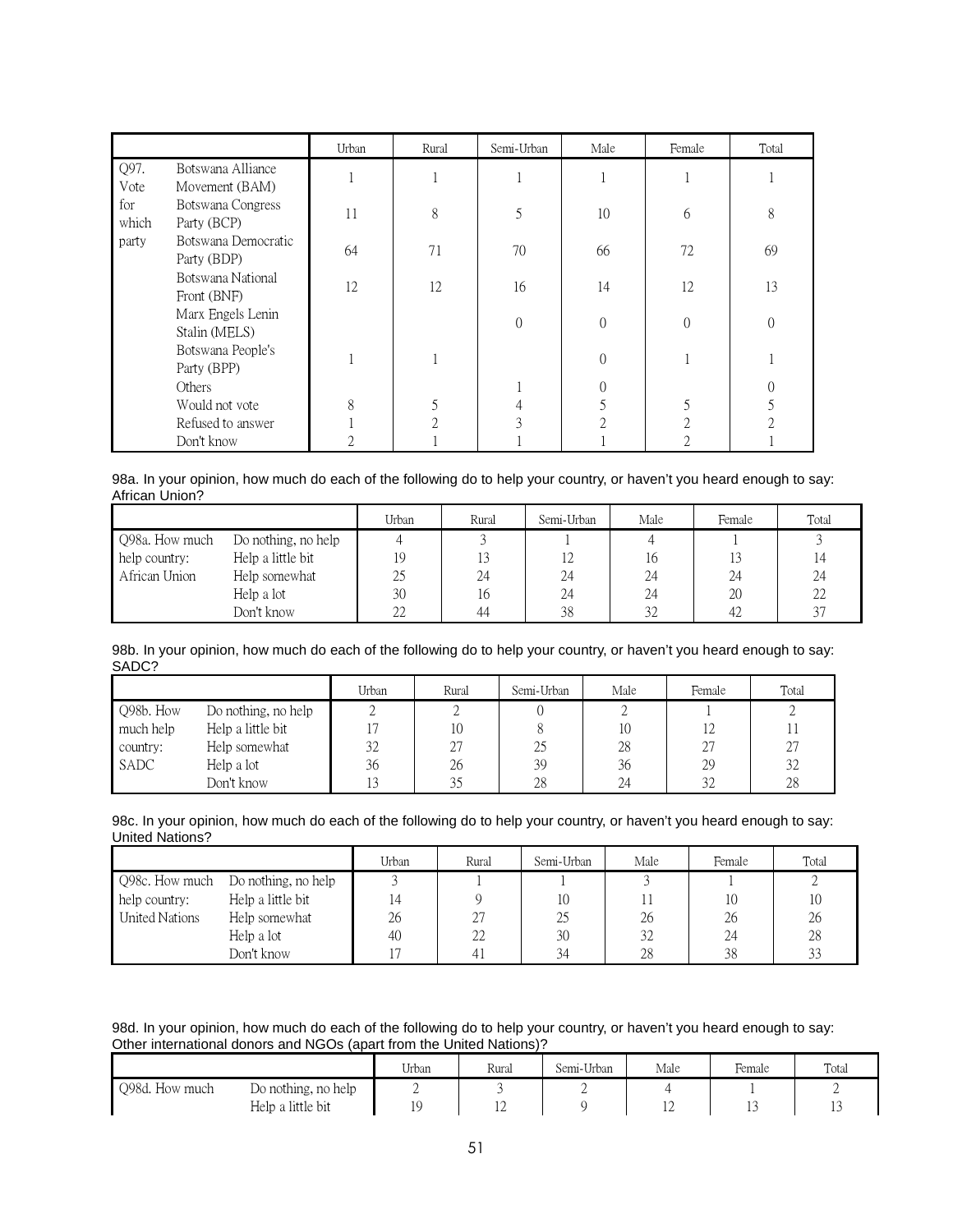| | | Urban | Rural | Semi-Urban | Male | Female | Total |
|---|---|---|---|---|---|---|---|
| Q97. Vote for which party | Botswana Alliance Movement (BAM) | 1 | 1 | 1 | 1 | 1 | 1 |
| | Botswana Congress Party (BCP) | 11 | 8 | 5 | 10 | 6 | 8 |
| | Botswana Democratic Party (BDP) | 64 | 71 | 70 | 66 | 72 | 69 |
| | Botswana National Front (BNF) | 12 | 12 | 16 | 14 | 12 | 13 |
| | Marx Engels Lenin Stalin (MELS) | | | 0 | 0 | 0 | 0 |
| | Botswana People's Party (BPP) | 1 | 1 | | 0 | 1 | 1 |
| | Others | | | 1 | 0 | | 0 |
| | Would not vote | 8 | 5 | 4 | 5 | 5 | 5 |
| | Refused to answer | 1 | 2 | 3 | 2 | 2 | 2 |
| | Don't know | 2 | 1 | 1 | 1 | 2 | 1 |

98a. In your opinion, how much do each of the following do to help your country, or haven't you heard enough to say: African Union?

| | | Urban | Rural | Semi-Urban | Male | Female | Total |
|---|---|---|---|---|---|---|---|
| Q98a. How much help country: African Union | Do nothing, no help | 4 | 3 | 1 | 4 | 1 | 3 |
| | Help a little bit | 19 | 13 | 12 | 16 | 13 | 14 |
| | Help somewhat | 25 | 24 | 24 | 24 | 24 | 24 |
| | Help a lot | 30 | 16 | 24 | 24 | 20 | 22 |
| | Don't know | 22 | 44 | 38 | 32 | 42 | 37 |

98b. In your opinion, how much do each of the following do to help your country, or haven't you heard enough to say: SADC?

| | | Urban | Rural | Semi-Urban | Male | Female | Total |
|---|---|---|---|---|---|---|---|
| Q98b. How much help country: SADC | Do nothing, no help | 2 | 2 | 0 | 2 | 1 | 2 |
| | Help a little bit | 17 | 10 | 8 | 10 | 12 | 11 |
| | Help somewhat | 32 | 27 | 25 | 28 | 27 | 27 |
| | Help a lot | 36 | 26 | 39 | 36 | 29 | 32 |
| | Don't know | 13 | 35 | 28 | 24 | 32 | 28 |

98c. In your opinion, how much do each of the following do to help your country, or haven't you heard enough to say: United Nations?

| | | Urban | Rural | Semi-Urban | Male | Female | Total |
|---|---|---|---|---|---|---|---|
| Q98c. How much help country: United Nations | Do nothing, no help | 3 | 1 | 1 | 3 | 1 | 2 |
| | Help a little bit | 14 | 9 | 10 | 11 | 10 | 10 |
| | Help somewhat | 26 | 27 | 25 | 26 | 26 | 26 |
| | Help a lot | 40 | 22 | 30 | 32 | 24 | 28 |
| | Don't know | 17 | 41 | 34 | 28 | 38 | 33 |

98d. In your opinion, how much do each of the following do to help your country, or haven't you heard enough to say: Other international donors and NGOs (apart from the United Nations)?

| | | Urban | Rural | Semi-Urban | Male | Female | Total |
|---|---|---|---|---|---|---|---|
| Q98d. How much | Do nothing, no help | 2 | 3 | 2 | 4 | 1 | 2 |
| | Help a little bit | 19 | 12 | 9 | 12 | 13 | 13 |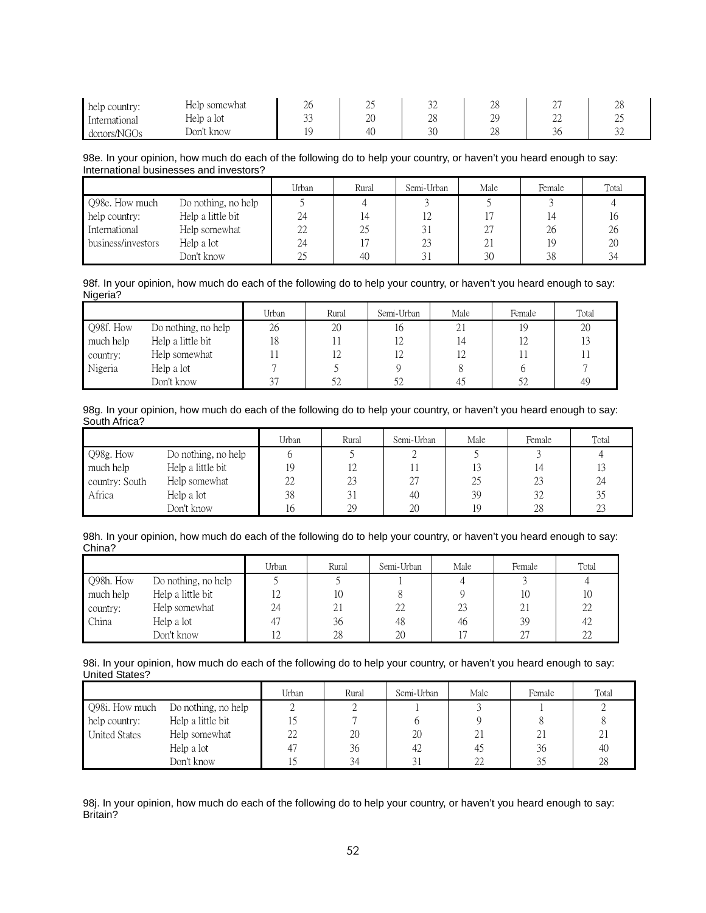| | | | | | | | |
|---|---|---|---|---|---|---|---|
| help country: | Help somewhat | 26 | 25 | 32 | 28 | 27 | 28 |
| International | Help a lot | 33 | 20 | 28 | 29 | 22 | 25 |
| donors/NGOs | Don't know | 19 | 40 | 30 | 28 | 36 | 32 |

98e. In your opinion, how much do each of the following do to help your country, or haven't you heard enough to say: International businesses and investors?

| | | Urban | Rural | Semi-Urban | Male | Female | Total |
|---|---|---|---|---|---|---|---|
| Q98e. How much | Do nothing, no help | 5 | 4 | 3 | 5 | 3 | 4 |
| help country: | Help a little bit | 24 | 14 | 12 | 17 | 14 | 16 |
| International | Help somewhat | 22 | 25 | 31 | 27 | 26 | 26 |
| business/investors | Help a lot | 24 | 17 | 23 | 21 | 19 | 20 |
| | Don't know | 25 | 40 | 31 | 30 | 38 | 34 |

98f. In your opinion, how much do each of the following do to help your country, or haven't you heard enough to say: Nigeria?

| | | Urban | Rural | Semi-Urban | Male | Female | Total |
|---|---|---|---|---|---|---|---|
| Q98f. How | Do nothing, no help | 26 | 20 | 16 | 21 | 19 | 20 |
| much help | Help a little bit | 18 | 11 | 12 | 14 | 12 | 13 |
| country: | Help somewhat | 11 | 12 | 12 | 12 | 11 | 11 |
| Nigeria | Help a lot | 7 | 5 | 9 | 8 | 6 | 7 |
| | Don't know | 37 | 52 | 52 | 45 | 52 | 49 |

98g. In your opinion, how much do each of the following do to help your country, or haven't you heard enough to say: South Africa?

| | | Urban | Rural | Semi-Urban | Male | Female | Total |
|---|---|---|---|---|---|---|---|
| Q98g. How | Do nothing, no help | 6 | 5 | 2 | 5 | 3 | 4 |
| much help | Help a little bit | 19 | 12 | 11 | 13 | 14 | 13 |
| country: South | Help somewhat | 22 | 23 | 27 | 25 | 23 | 24 |
| Africa | Help a lot | 38 | 31 | 40 | 39 | 32 | 35 |
| | Don't know | 16 | 29 | 20 | 19 | 28 | 23 |

98h. In your opinion, how much do each of the following do to help your country, or haven't you heard enough to say: China?

| | | Urban | Rural | Semi-Urban | Male | Female | Total |
|---|---|---|---|---|---|---|---|
| Q98h. How | Do nothing, no help | 5 | 5 | 1 | 4 | 3 | 4 |
| much help | Help a little bit | 12 | 10 | 8 | 9 | 10 | 10 |
| country: | Help somewhat | 24 | 21 | 22 | 23 | 21 | 22 |
| China | Help a lot | 47 | 36 | 48 | 46 | 39 | 42 |
| | Don't know | 12 | 28 | 20 | 17 | 27 | 22 |

98i. In your opinion, how much do each of the following do to help your country, or haven't you heard enough to say: United States?

| | | Urban | Rural | Semi-Urban | Male | Female | Total |
|---|---|---|---|---|---|---|---|
| Q98i. How much | Do nothing, no help | 2 | 2 | 1 | 3 | 1 | 2 |
| help country: | Help a little bit | 15 | 7 | 6 | 9 | 8 | 8 |
| United States | Help somewhat | 22 | 20 | 20 | 21 | 21 | 21 |
| | Help a lot | 47 | 36 | 42 | 45 | 36 | 40 |
| | Don't know | 15 | 34 | 31 | 22 | 35 | 28 |

98j. In your opinion, how much do each of the following do to help your country, or haven't you heard enough to say: Britain?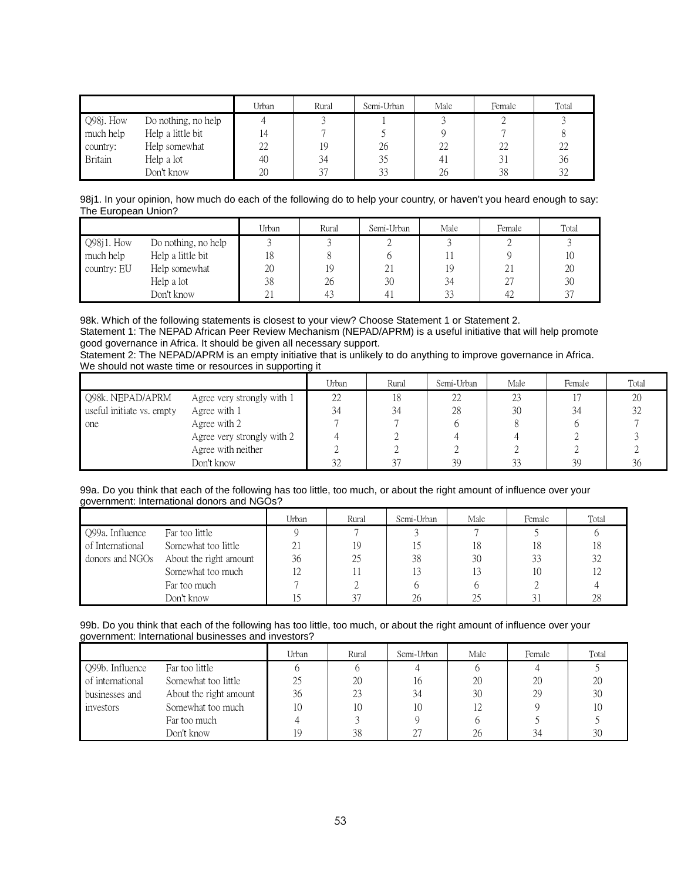| | | Urban | Rural | Semi-Urban | Male | Female | Total |
|---|---|---|---|---|---|---|---|
| Q98j. How much help country: Britain | Do nothing, no help | 4 | 3 | 1 | 3 | 2 | 3 |
| | Help a little bit | 14 | 7 | 5 | 9 | 7 | 8 |
| | Help somewhat | 22 | 19 | 26 | 22 | 22 | 22 |
| | Help a lot | 40 | 34 | 35 | 41 | 31 | 36 |
| | Don't know | 20 | 37 | 33 | 26 | 38 | 32 |

98j1. In your opinion, how much do each of the following do to help your country, or haven't you heard enough to say: The European Union?

| | | Urban | Rural | Semi-Urban | Male | Female | Total |
|---|---|---|---|---|---|---|---|
| Q98j1. How much help country: EU | Do nothing, no help | 3 | 3 | 2 | 3 | 2 | 3 |
| | Help a little bit | 18 | 8 | 6 | 11 | 9 | 10 |
| | Help somewhat | 20 | 19 | 21 | 19 | 21 | 20 |
| | Help a lot | 38 | 26 | 30 | 34 | 27 | 30 |
| | Don't know | 21 | 43 | 41 | 33 | 42 | 37 |

98k. Which of the following statements is closest to your view? Choose Statement 1 or Statement 2.
Statement 1: The NEPAD African Peer Review Mechanism (NEPAD/APRM) is a useful initiative that will help promote good governance in Africa. It should be given all necessary support.
Statement 2: The NEPAD/APRM is an empty initiative that is unlikely to do anything to improve governance in Africa. We should not waste time or resources in supporting it

| | | Urban | Rural | Semi-Urban | Male | Female | Total |
|---|---|---|---|---|---|---|---|
| Q98k. NEPAD/APRM useful initiate vs. empty one | Agree very strongly with 1 | 22 | 18 | 22 | 23 | 17 | 20 |
| | Agree with 1 | 34 | 34 | 28 | 30 | 34 | 32 |
| | Agree with 2 | 7 | 7 | 6 | 8 | 6 | 7 |
| | Agree very strongly with 2 | 4 | 2 | 4 | 4 | 2 | 3 |
| | Agree with neither | 2 | 2 | 2 | 2 | 2 | 2 |
| | Don't know | 32 | 37 | 39 | 33 | 39 | 36 |

99a. Do you think that each of the following has too little, too much, or about the right amount of influence over your government: International donors and NGOs?

| | | Urban | Rural | Semi-Urban | Male | Female | Total |
|---|---|---|---|---|---|---|---|
| Q99a. Influence of International donors and NGOs | Far too little | 9 | 7 | 3 | 7 | 5 | 6 |
| | Somewhat too little | 21 | 19 | 15 | 18 | 18 | 18 |
| | About the right amount | 36 | 25 | 38 | 30 | 33 | 32 |
| | Somewhat too much | 12 | 11 | 13 | 13 | 10 | 12 |
| | Far too much | 7 | 2 | 6 | 6 | 2 | 4 |
| | Don't know | 15 | 37 | 26 | 25 | 31 | 28 |

99b. Do you think that each of the following has too little, too much, or about the right amount of influence over your government: International businesses and investors?

| | | Urban | Rural | Semi-Urban | Male | Female | Total |
|---|---|---|---|---|---|---|---|
| Q99b. Influence of international businesses and investors | Far too little | 6 | 6 | 4 | 6 | 4 | 5 |
| | Somewhat too little | 25 | 20 | 16 | 20 | 20 | 20 |
| | About the right amount | 36 | 23 | 34 | 30 | 29 | 30 |
| | Somewhat too much | 10 | 10 | 10 | 12 | 9 | 10 |
| | Far too much | 4 | 3 | 9 | 6 | 5 | 5 |
| | Don't know | 19 | 38 | 27 | 26 | 34 | 30 |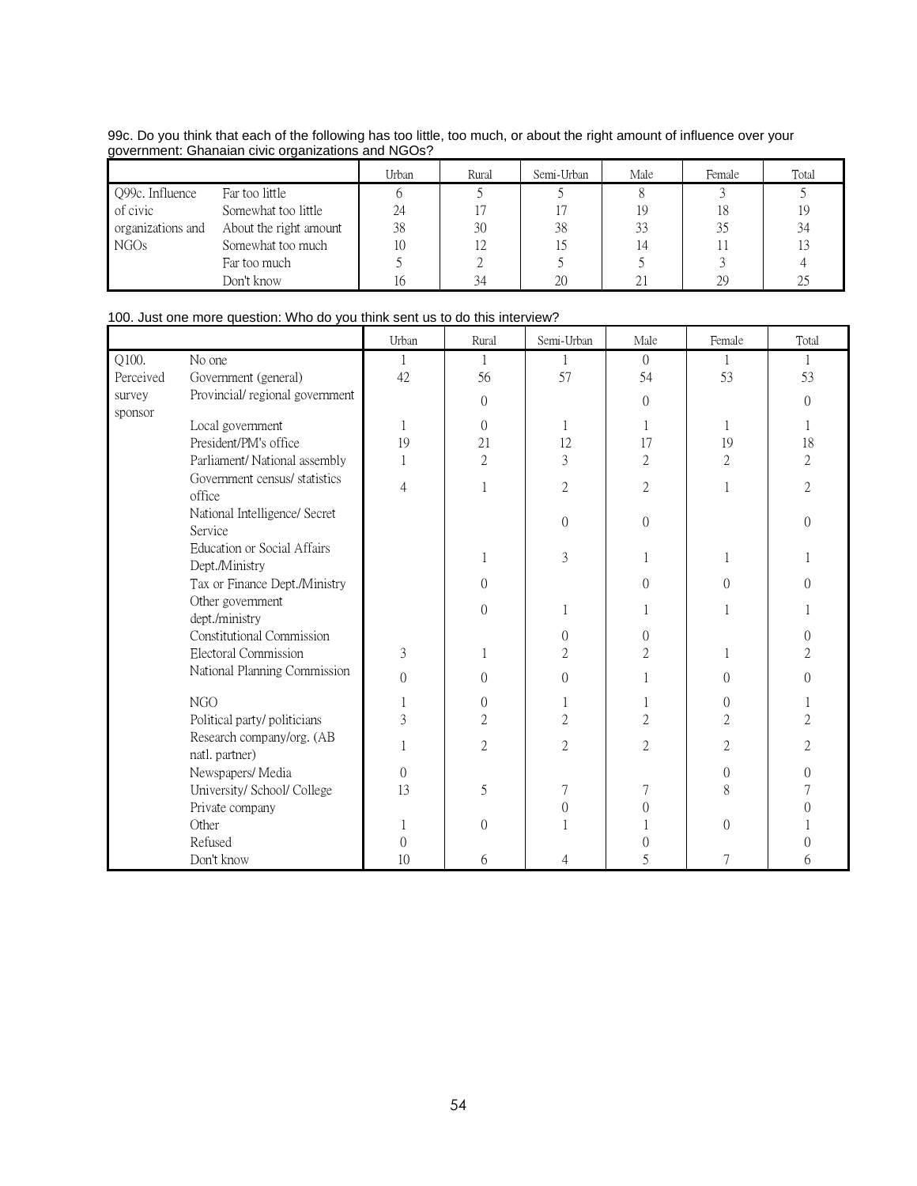99c. Do you think that each of the following has too little, too much, or about the right amount of influence over your government: Ghanaian civic organizations and NGOs?

| | | Urban | Rural | Semi-Urban | Male | Female | Total |
|---|---|---|---|---|---|---|---|
| Q99c. Influence of civic organizations and NGOs | Far too little | 6 | 5 | 5 | 8 | 3 | 5 |
| | Somewhat too little | 24 | 17 | 17 | 19 | 18 | 19 |
| | About the right amount | 38 | 30 | 38 | 33 | 35 | 34 |
| | Somewhat too much | 10 | 12 | 15 | 14 | 11 | 13 |
| | Far too much | 5 | 2 | 5 | 5 | 3 | 4 |
| | Don't know | 16 | 34 | 20 | 21 | 29 | 25 |

100. Just one more question: Who do you think sent us to do this interview?

| | | Urban | Rural | Semi-Urban | Male | Female | Total |
|---|---|---|---|---|---|---|---|
| Q100. Perceived survey sponsor | No one | 1 | 1 | 1 | 0 | 1 | 1 |
| | Government (general) | 42 | 56 | 57 | 54 | 53 | 53 |
| | Provincial/ regional government | | 0 | | 0 | | 0 |
| | Local government | 1 | 0 | 1 | 1 | 1 | 1 |
| | President/PM's office | 19 | 21 | 12 | 17 | 19 | 18 |
| | Parliament/ National assembly | 1 | 2 | 3 | 2 | 2 | 2 |
| | Government census/ statistics office | 4 | 1 | 2 | 2 | 1 | 2 |
| | National Intelligence/ Secret Service | | | 0 | 0 | | 0 |
| | Education or Social Affairs Dept./Ministry | | 1 | 3 | 1 | 1 | 1 |
| | Tax or Finance Dept./Ministry | | 0 | | 0 | 0 | 0 |
| | Other government dept./ministry | | 0 | 1 | 1 | 1 | 1 |
| | Constitutional Commission | | | 0 | 0 | | 0 |
| | Electoral Commission | 3 | 1 | 2 | 2 | 1 | 2 |
| | National Planning Commission | 0 | 0 | 0 | 1 | 0 | 0 |
| | NGO | 1 | 0 | 1 | 1 | 0 | 1 |
| | Political party/ politicians | 3 | 2 | 2 | 2 | 2 | 2 |
| | Research company/org. (AB natl. partner) | 1 | 2 | 2 | 2 | 2 | 2 |
| | Newspapers/ Media | 0 | | | | 0 | 0 |
| | University/ School/ College | 13 | 5 | 7 | 7 | 8 | 7 |
| | Private company | | | 0 | 0 | | 0 |
| | Other | 1 | 0 | 1 | 1 | 0 | 1 |
| | Refused | 0 | | | 0 | | 0 |
| | Don't know | 10 | 6 | 4 | 5 | 7 | 6 |